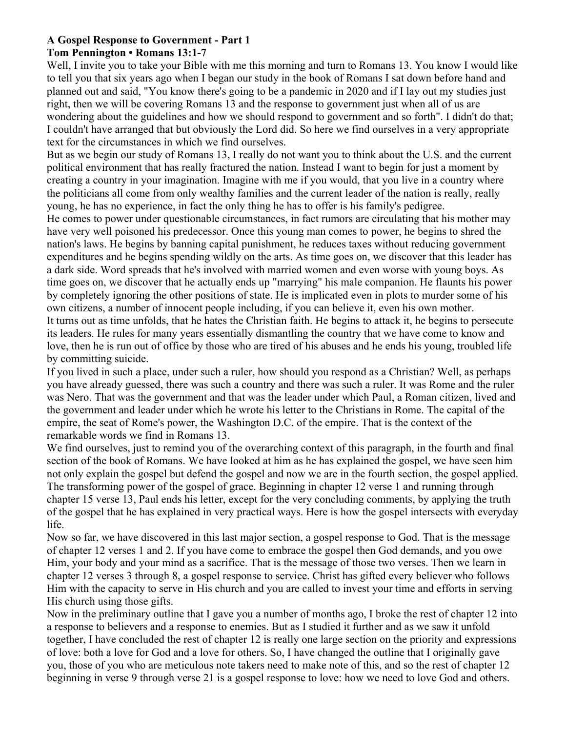**A Gospel Response to Government - Part 1**
**Tom Pennington • Romans 13:1-7**

Well, I invite you to take your Bible with me this morning and turn to Romans 13. You know I would like to tell you that six years ago when I began our study in the book of Romans I sat down before hand and planned out and said, "You know there's going to be a pandemic in 2020 and if I lay out my studies just right, then we will be covering Romans 13 and the response to government just when all of us are wondering about the guidelines and how we should respond to government and so forth". I didn't do that; I couldn't have arranged that but obviously the Lord did. So here we find ourselves in a very appropriate text for the circumstances in which we find ourselves.

But as we begin our study of Romans 13, I really do not want you to think about the U.S. and the current political environment that has really fractured the nation. Instead I want to begin for just a moment by creating a country in your imagination. Imagine with me if you would, that you live in a country where the politicians all come from only wealthy families and the current leader of the nation is really, really young, he has no experience, in fact the only thing he has to offer is his family's pedigree.

He comes to power under questionable circumstances, in fact rumors are circulating that his mother may have very well poisoned his predecessor. Once this young man comes to power, he begins to shred the nation's laws. He begins by banning capital punishment, he reduces taxes without reducing government expenditures and he begins spending wildly on the arts. As time goes on, we discover that this leader has a dark side. Word spreads that he's involved with married women and even worse with young boys. As time goes on, we discover that he actually ends up "marrying" his male companion. He flaunts his power by completely ignoring the other positions of state. He is implicated even in plots to murder some of his own citizens, a number of innocent people including, if you can believe it, even his own mother.

It turns out as time unfolds, that he hates the Christian faith. He begins to attack it, he begins to persecute its leaders. He rules for many years essentially dismantling the country that we have come to know and love, then he is run out of office by those who are tired of his abuses and he ends his young, troubled life by committing suicide.

If you lived in such a place, under such a ruler, how should you respond as a Christian? Well, as perhaps you have already guessed, there was such a country and there was such a ruler. It was Rome and the ruler was Nero. That was the government and that was the leader under which Paul, a Roman citizen, lived and the government and leader under which he wrote his letter to the Christians in Rome. The capital of the empire, the seat of Rome's power, the Washington D.C. of the empire. That is the context of the remarkable words we find in Romans 13.

We find ourselves, just to remind you of the overarching context of this paragraph, in the fourth and final section of the book of Romans. We have looked at him as he has explained the gospel, we have seen him not only explain the gospel but defend the gospel and now we are in the fourth section, the gospel applied. The transforming power of the gospel of grace. Beginning in chapter 12 verse 1 and running through chapter 15 verse 13, Paul ends his letter, except for the very concluding comments, by applying the truth of the gospel that he has explained in very practical ways. Here is how the gospel intersects with everyday life.

Now so far, we have discovered in this last major section, a gospel response to God. That is the message of chapter 12 verses 1 and 2. If you have come to embrace the gospel then God demands, and you owe Him, your body and your mind as a sacrifice. That is the message of those two verses. Then we learn in chapter 12 verses 3 through 8, a gospel response to service. Christ has gifted every believer who follows Him with the capacity to serve in His church and you are called to invest your time and efforts in serving His church using those gifts.

Now in the preliminary outline that I gave you a number of months ago, I broke the rest of chapter 12 into a response to believers and a response to enemies. But as I studied it further and as we saw it unfold together, I have concluded the rest of chapter 12 is really one large section on the priority and expressions of love: both a love for God and a love for others. So, I have changed the outline that I originally gave you, those of you who are meticulous note takers need to make note of this, and so the rest of chapter 12 beginning in verse 9 through verse 21 is a gospel response to love: how we need to love God and others.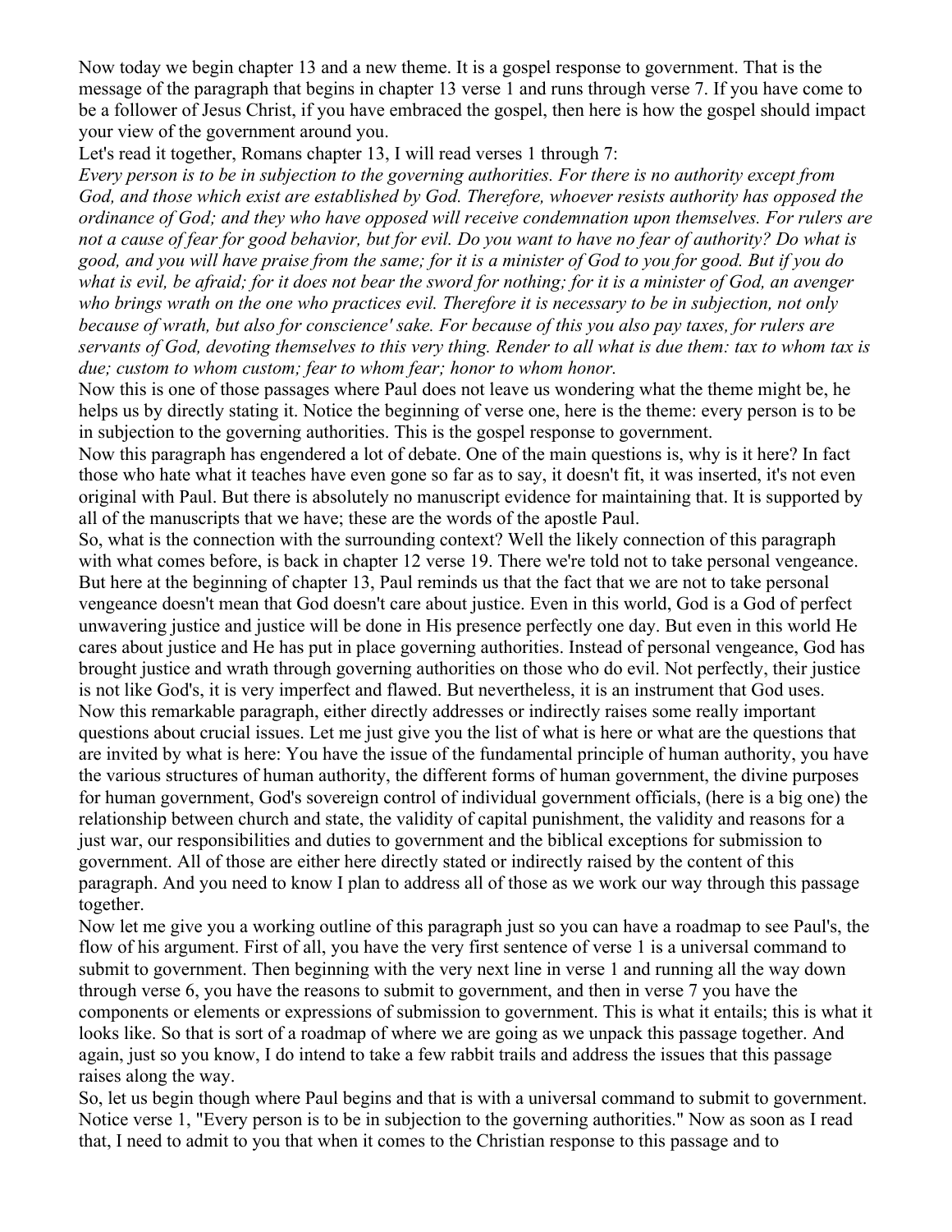Now today we begin chapter 13 and a new theme. It is a gospel response to government. That is the message of the paragraph that begins in chapter 13 verse 1 and runs through verse 7. If you have come to be a follower of Jesus Christ, if you have embraced the gospel, then here is how the gospel should impact your view of the government around you.

Let's read it together, Romans chapter 13, I will read verses 1 through 7:

*Every person is to be in subjection to the governing authorities. For there is no authority except from God, and those which exist are established by God. Therefore, whoever resists authority has opposed the ordinance of God; and they who have opposed will receive condemnation upon themselves. For rulers are not a cause of fear for good behavior, but for evil. Do you want to have no fear of authority? Do what is good, and you will have praise from the same; for it is a minister of God to you for good. But if you do what is evil, be afraid; for it does not bear the sword for nothing; for it is a minister of God, an avenger who brings wrath on the one who practices evil. Therefore it is necessary to be in subjection, not only because of wrath, but also for conscience' sake. For because of this you also pay taxes, for rulers are servants of God, devoting themselves to this very thing. Render to all what is due them: tax to whom tax is due; custom to whom custom; fear to whom fear; honor to whom honor.*

Now this is one of those passages where Paul does not leave us wondering what the theme might be, he helps us by directly stating it. Notice the beginning of verse one, here is the theme: every person is to be in subjection to the governing authorities. This is the gospel response to government.

Now this paragraph has engendered a lot of debate. One of the main questions is, why is it here? In fact those who hate what it teaches have even gone so far as to say, it doesn't fit, it was inserted, it's not even original with Paul. But there is absolutely no manuscript evidence for maintaining that. It is supported by all of the manuscripts that we have; these are the words of the apostle Paul.

So, what is the connection with the surrounding context? Well the likely connection of this paragraph with what comes before, is back in chapter 12 verse 19. There we're told not to take personal vengeance. But here at the beginning of chapter 13, Paul reminds us that the fact that we are not to take personal vengeance doesn't mean that God doesn't care about justice. Even in this world, God is a God of perfect unwavering justice and justice will be done in His presence perfectly one day. But even in this world He cares about justice and He has put in place governing authorities. Instead of personal vengeance, God has brought justice and wrath through governing authorities on those who do evil. Not perfectly, their justice is not like God's, it is very imperfect and flawed. But nevertheless, it is an instrument that God uses.

Now this remarkable paragraph, either directly addresses or indirectly raises some really important questions about crucial issues. Let me just give you the list of what is here or what are the questions that are invited by what is here: You have the issue of the fundamental principle of human authority, you have the various structures of human authority, the different forms of human government, the divine purposes for human government, God's sovereign control of individual government officials, (here is a big one) the relationship between church and state, the validity of capital punishment, the validity and reasons for a just war, our responsibilities and duties to government and the biblical exceptions for submission to government. All of those are either here directly stated or indirectly raised by the content of this paragraph. And you need to know I plan to address all of those as we work our way through this passage together.

Now let me give you a working outline of this paragraph just so you can have a roadmap to see Paul's, the flow of his argument. First of all, you have the very first sentence of verse 1 is a universal command to submit to government. Then beginning with the very next line in verse 1 and running all the way down through verse 6, you have the reasons to submit to government, and then in verse 7 you have the components or elements or expressions of submission to government. This is what it entails; this is what it looks like. So that is sort of a roadmap of where we are going as we unpack this passage together. And again, just so you know, I do intend to take a few rabbit trails and address the issues that this passage raises along the way.

So, let us begin though where Paul begins and that is with a universal command to submit to government. Notice verse 1, "Every person is to be in subjection to the governing authorities." Now as soon as I read that, I need to admit to you that when it comes to the Christian response to this passage and to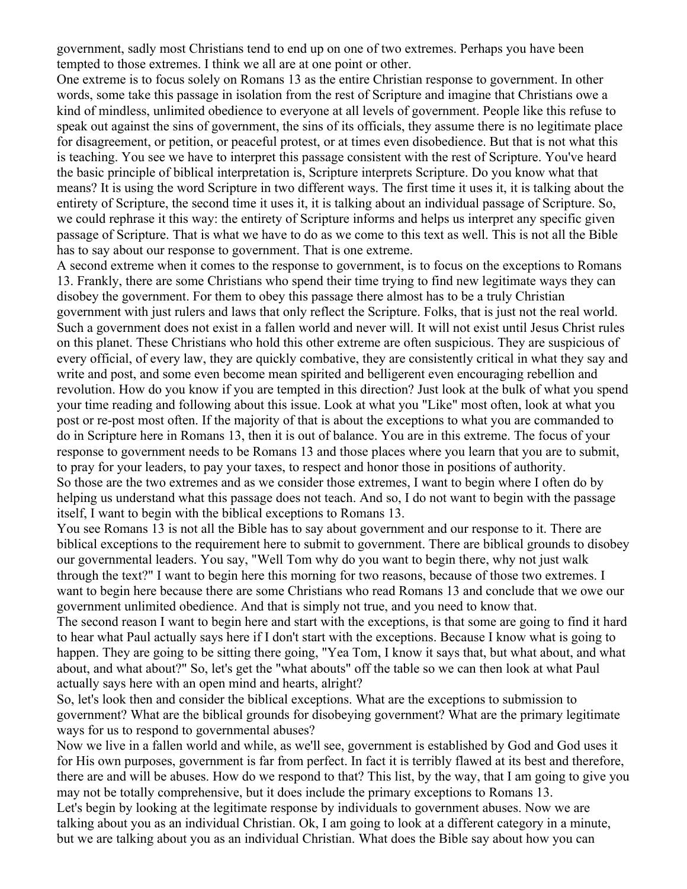government, sadly most Christians tend to end up on one of two extremes. Perhaps you have been tempted to those extremes. I think we all are at one point or other.

One extreme is to focus solely on Romans 13 as the entire Christian response to government. In other words, some take this passage in isolation from the rest of Scripture and imagine that Christians owe a kind of mindless, unlimited obedience to everyone at all levels of government. People like this refuse to speak out against the sins of government, the sins of its officials, they assume there is no legitimate place for disagreement, or petition, or peaceful protest, or at times even disobedience. But that is not what this is teaching. You see we have to interpret this passage consistent with the rest of Scripture. You've heard the basic principle of biblical interpretation is, Scripture interprets Scripture. Do you know what that means? It is using the word Scripture in two different ways. The first time it uses it, it is talking about the entirety of Scripture, the second time it uses it, it is talking about an individual passage of Scripture. So, we could rephrase it this way: the entirety of Scripture informs and helps us interpret any specific given passage of Scripture. That is what we have to do as we come to this text as well. This is not all the Bible has to say about our response to government. That is one extreme.

A second extreme when it comes to the response to government, is to focus on the exceptions to Romans 13. Frankly, there are some Christians who spend their time trying to find new legitimate ways they can disobey the government. For them to obey this passage there almost has to be a truly Christian government with just rulers and laws that only reflect the Scripture. Folks, that is just not the real world. Such a government does not exist in a fallen world and never will. It will not exist until Jesus Christ rules on this planet. These Christians who hold this other extreme are often suspicious. They are suspicious of every official, of every law, they are quickly combative, they are consistently critical in what they say and write and post, and some even become mean spirited and belligerent even encouraging rebellion and revolution. How do you know if you are tempted in this direction? Just look at the bulk of what you spend your time reading and following about this issue. Look at what you "Like" most often, look at what you post or re-post most often. If the majority of that is about the exceptions to what you are commanded to do in Scripture here in Romans 13, then it is out of balance. You are in this extreme. The focus of your response to government needs to be Romans 13 and those places where you learn that you are to submit, to pray for your leaders, to pay your taxes, to respect and honor those in positions of authority.

So those are the two extremes and as we consider those extremes, I want to begin where I often do by helping us understand what this passage does not teach. And so, I do not want to begin with the passage itself, I want to begin with the biblical exceptions to Romans 13.

You see Romans 13 is not all the Bible has to say about government and our response to it. There are biblical exceptions to the requirement here to submit to government. There are biblical grounds to disobey our governmental leaders. You say, "Well Tom why do you want to begin there, why not just walk through the text?" I want to begin here this morning for two reasons, because of those two extremes. I want to begin here because there are some Christians who read Romans 13 and conclude that we owe our government unlimited obedience. And that is simply not true, and you need to know that.

The second reason I want to begin here and start with the exceptions, is that some are going to find it hard to hear what Paul actually says here if I don't start with the exceptions. Because I know what is going to happen. They are going to be sitting there going, "Yea Tom, I know it says that, but what about, and what about, and what about?" So, let's get the "what abouts" off the table so we can then look at what Paul actually says here with an open mind and hearts, alright?

So, let's look then and consider the biblical exceptions. What are the exceptions to submission to government? What are the biblical grounds for disobeying government? What are the primary legitimate ways for us to respond to governmental abuses?

Now we live in a fallen world and while, as we'll see, government is established by God and God uses it for His own purposes, government is far from perfect. In fact it is terribly flawed at its best and therefore, there are and will be abuses. How do we respond to that? This list, by the way, that I am going to give you may not be totally comprehensive, but it does include the primary exceptions to Romans 13.

Let's begin by looking at the legitimate response by individuals to government abuses. Now we are talking about you as an individual Christian. Ok, I am going to look at a different category in a minute, but we are talking about you as an individual Christian. What does the Bible say about how you can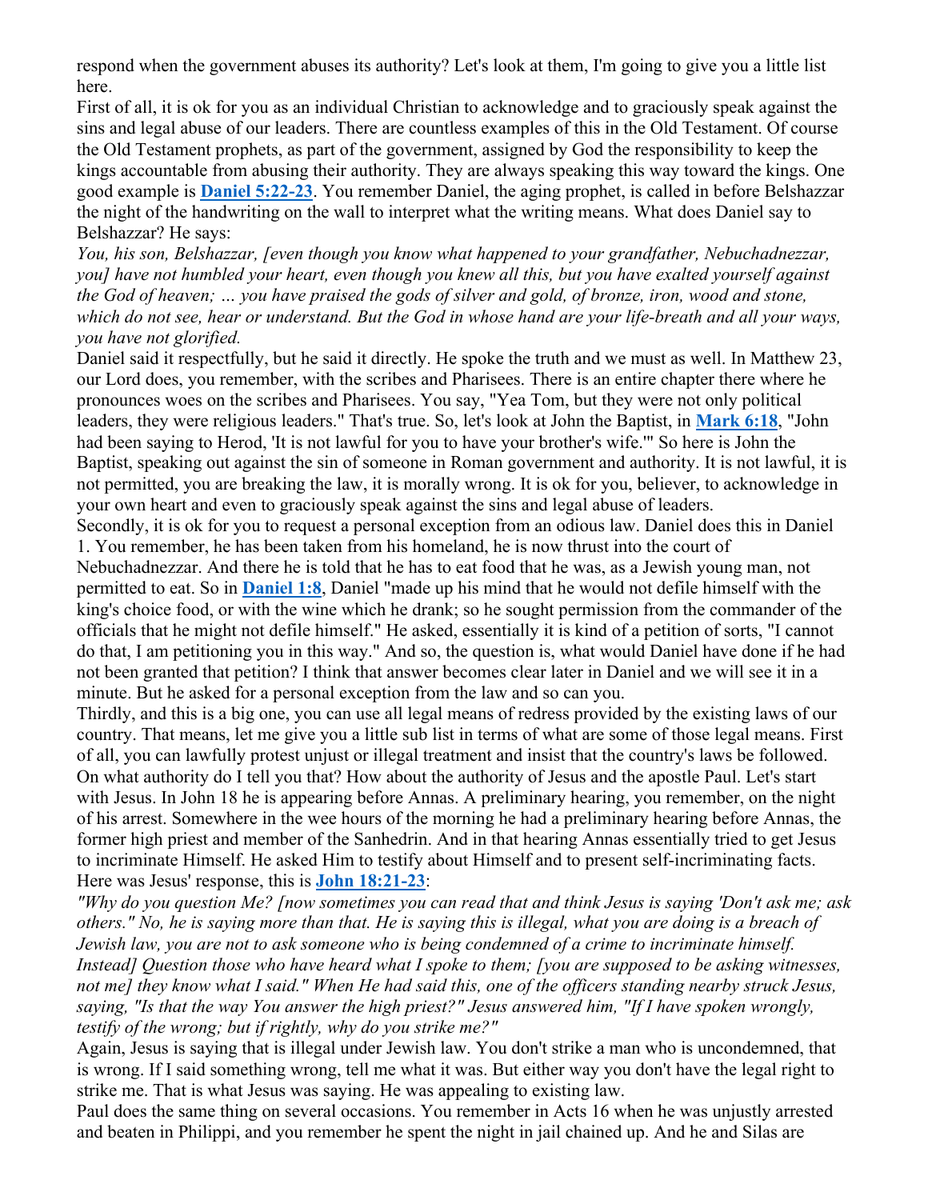respond when the government abuses its authority? Let's look at them, I'm going to give you a little list here.

First of all, it is ok for you as an individual Christian to acknowledge and to graciously speak against the sins and legal abuse of our leaders. There are countless examples of this in the Old Testament. Of course the Old Testament prophets, as part of the government, assigned by God the responsibility to keep the kings accountable from abusing their authority. They are always speaking this way toward the kings. One good example is **Daniel 5:22-23**. You remember Daniel, the aging prophet, is called in before Belshazzar the night of the handwriting on the wall to interpret what the writing means. What does Daniel say to Belshazzar? He says:

*You, his son, Belshazzar, [even though you know what happened to your grandfather, Nebuchadnezzar, you] have not humbled your heart, even though you knew all this, but you have exalted yourself against the God of heaven; … you have praised the gods of silver and gold, of bronze, iron, wood and stone, which do not see, hear or understand. But the God in whose hand are your life-breath and all your ways, you have not glorified.*

Daniel said it respectfully, but he said it directly. He spoke the truth and we must as well. In Matthew 23, our Lord does, you remember, with the scribes and Pharisees. There is an entire chapter there where he pronounces woes on the scribes and Pharisees. You say, "Yea Tom, but they were not only political leaders, they were religious leaders." That's true. So, let's look at John the Baptist, in **Mark 6:18**, "John had been saying to Herod, 'It is not lawful for you to have your brother's wife.'" So here is John the Baptist, speaking out against the sin of someone in Roman government and authority. It is not lawful, it is not permitted, you are breaking the law, it is morally wrong. It is ok for you, believer, to acknowledge in your own heart and even to graciously speak against the sins and legal abuse of leaders.

Secondly, it is ok for you to request a personal exception from an odious law. Daniel does this in Daniel 1. You remember, he has been taken from his homeland, he is now thrust into the court of Nebuchadnezzar. And there he is told that he has to eat food that he was, as a Jewish young man, not permitted to eat. So in **Daniel 1:8**, Daniel "made up his mind that he would not defile himself with the king's choice food, or with the wine which he drank; so he sought permission from the commander of the officials that he might not defile himself." He asked, essentially it is kind of a petition of sorts, "I cannot do that, I am petitioning you in this way." And so, the question is, what would Daniel have done if he had not been granted that petition? I think that answer becomes clear later in Daniel and we will see it in a minute. But he asked for a personal exception from the law and so can you.

Thirdly, and this is a big one, you can use all legal means of redress provided by the existing laws of our country. That means, let me give you a little sub list in terms of what are some of those legal means. First of all, you can lawfully protest unjust or illegal treatment and insist that the country's laws be followed. On what authority do I tell you that? How about the authority of Jesus and the apostle Paul. Let's start with Jesus. In John 18 he is appearing before Annas. A preliminary hearing, you remember, on the night of his arrest. Somewhere in the wee hours of the morning he had a preliminary hearing before Annas, the former high priest and member of the Sanhedrin. And in that hearing Annas essentially tried to get Jesus to incriminate Himself. He asked Him to testify about Himself and to present self-incriminating facts. Here was Jesus' response, this is **John 18:21-23**:

*"Why do you question Me? [now sometimes you can read that and think Jesus is saying 'Don't ask me; ask others." No, he is saying more than that. He is saying this is illegal, what you are doing is a breach of Jewish law, you are not to ask someone who is being condemned of a crime to incriminate himself. Instead] Question those who have heard what I spoke to them; [you are supposed to be asking witnesses, not me] they know what I said." When He had said this, one of the officers standing nearby struck Jesus, saying, "Is that the way You answer the high priest?" Jesus answered him, "If I have spoken wrongly, testify of the wrong; but if rightly, why do you strike me?"*

Again, Jesus is saying that is illegal under Jewish law. You don't strike a man who is uncondemned, that is wrong. If I said something wrong, tell me what it was. But either way you don't have the legal right to strike me. That is what Jesus was saying. He was appealing to existing law.

Paul does the same thing on several occasions. You remember in Acts 16 when he was unjustly arrested and beaten in Philippi, and you remember he spent the night in jail chained up. And he and Silas are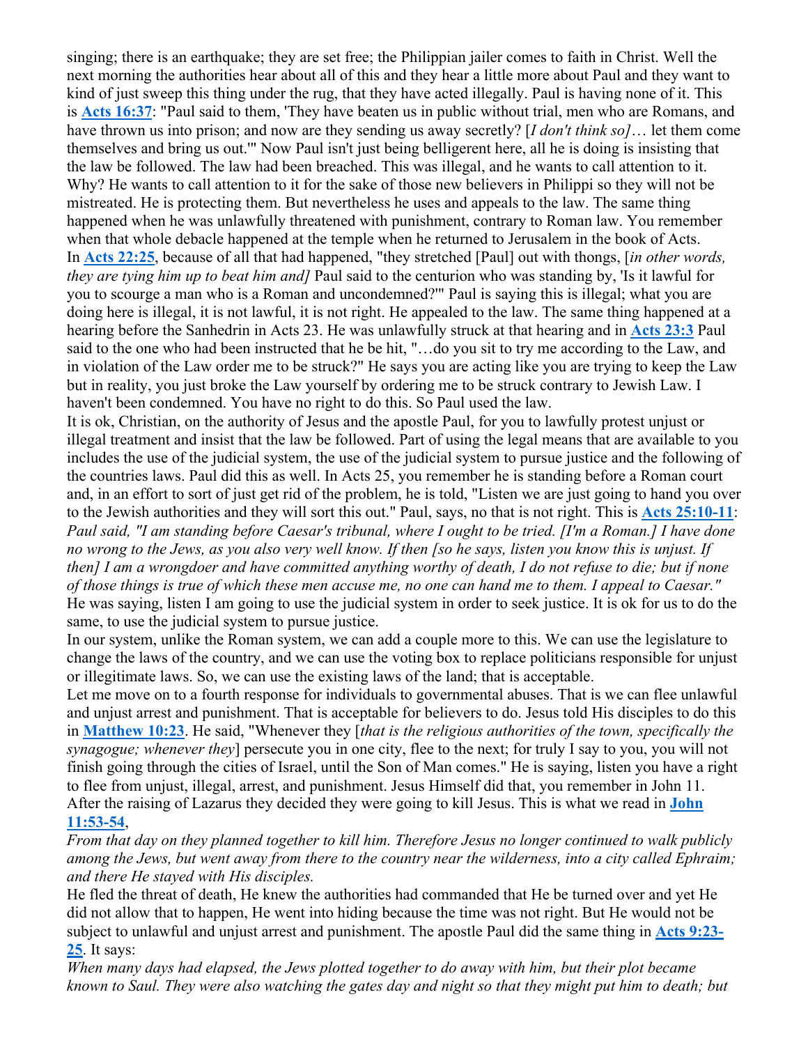singing; there is an earthquake; they are set free; the Philippian jailer comes to faith in Christ. Well the next morning the authorities hear about all of this and they hear a little more about Paul and they want to kind of just sweep this thing under the rug, that they have acted illegally. Paul is having none of it. This is **Acts 16:37**: "Paul said to them, 'They have beaten us in public without trial, men who are Romans, and have thrown us into prison; and now are they sending us away secretly? [*I don't think so]*… let them come themselves and bring us out.'" Now Paul isn't just being belligerent here, all he is doing is insisting that the law be followed. The law had been breached. This was illegal, and he wants to call attention to it. Why? He wants to call attention to it for the sake of those new believers in Philippi so they will not be mistreated. He is protecting them. But nevertheless he uses and appeals to the law. The same thing happened when he was unlawfully threatened with punishment, contrary to Roman law. You remember when that whole debacle happened at the temple when he returned to Jerusalem in the book of Acts. In **Acts 22:25**, because of all that had happened, "they stretched [Paul] out with thongs, [*in other words, they are tying him up to beat him and]* Paul said to the centurion who was standing by, 'Is it lawful for you to scourge a man who is a Roman and uncondemned?'" Paul is saying this is illegal; what you are doing here is illegal, it is not lawful, it is not right. He appealed to the law. The same thing happened at a hearing before the Sanhedrin in Acts 23. He was unlawfully struck at that hearing and in **Acts 23:3** Paul said to the one who had been instructed that he be hit, "…do you sit to try me according to the Law, and in violation of the Law order me to be struck?" He says you are acting like you are trying to keep the Law but in reality, you just broke the Law yourself by ordering me to be struck contrary to Jewish Law. I haven't been condemned. You have no right to do this. So Paul used the law.

It is ok, Christian, on the authority of Jesus and the apostle Paul, for you to lawfully protest unjust or illegal treatment and insist that the law be followed. Part of using the legal means that are available to you includes the use of the judicial system, the use of the judicial system to pursue justice and the following of the countries laws. Paul did this as well. In Acts 25, you remember he is standing before a Roman court and, in an effort to sort of just get rid of the problem, he is told, "Listen we are just going to hand you over to the Jewish authorities and they will sort this out." Paul, says, no that is not right. This is **Acts 25:10-11**: *Paul said, "I am standing before Caesar's tribunal, where I ought to be tried. [I'm a Roman.] I have done no wrong to the Jews, as you also very well know. If then [so he says, listen you know this is unjust. If then] I am a wrongdoer and have committed anything worthy of death, I do not refuse to die; but if none of those things is true of which these men accuse me, no one can hand me to them. I appeal to Caesar."* He was saying, listen I am going to use the judicial system in order to seek justice. It is ok for us to do the same, to use the judicial system to pursue justice.

In our system, unlike the Roman system, we can add a couple more to this. We can use the legislature to change the laws of the country, and we can use the voting box to replace politicians responsible for unjust or illegitimate laws. So, we can use the existing laws of the land; that is acceptable.

Let me move on to a fourth response for individuals to governmental abuses. That is we can flee unlawful and unjust arrest and punishment. That is acceptable for believers to do. Jesus told His disciples to do this in **Matthew 10:23**. He said, "Whenever they [*that is the religious authorities of the town, specifically the synagogue; whenever they*] persecute you in one city, flee to the next; for truly I say to you, you will not finish going through the cities of Israel, until the Son of Man comes." He is saying, listen you have a right to flee from unjust, illegal, arrest, and punishment. Jesus Himself did that, you remember in John 11. After the raising of Lazarus they decided they were going to kill Jesus. This is what we read in **John 11:53-54**,

*From that day on they planned together to kill him. Therefore Jesus no longer continued to walk publicly among the Jews, but went away from there to the country near the wilderness, into a city called Ephraim; and there He stayed with His disciples.*

He fled the threat of death, He knew the authorities had commanded that He be turned over and yet He did not allow that to happen, He went into hiding because the time was not right. But He would not be subject to unlawful and unjust arrest and punishment. The apostle Paul did the same thing in **Acts 9:23-25**. It says:

*When many days had elapsed, the Jews plotted together to do away with him, but their plot became known to Saul. They were also watching the gates day and night so that they might put him to death; but*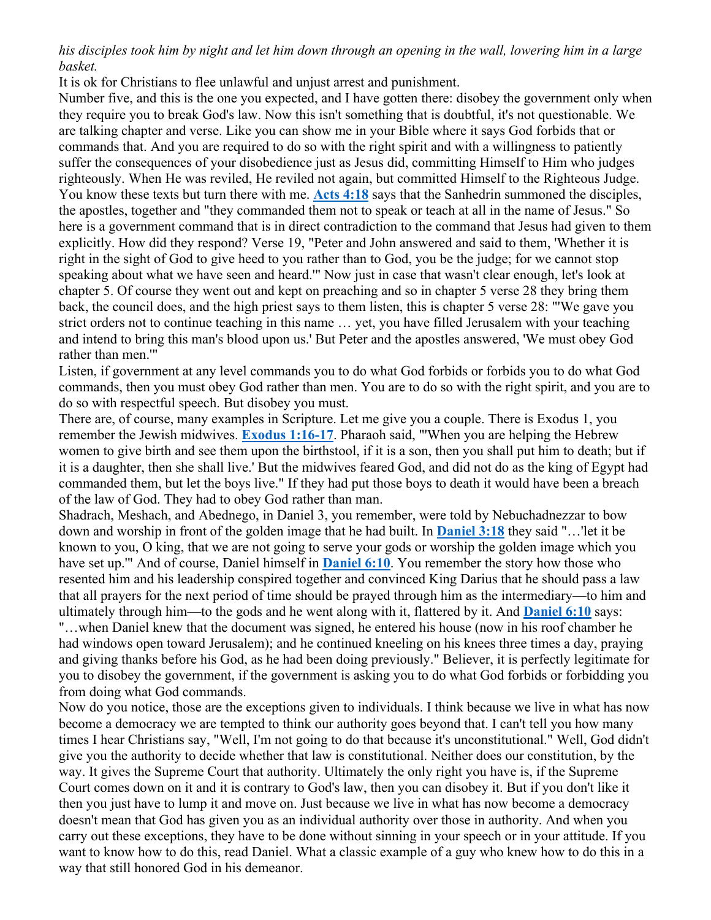*his disciples took him by night and let him down through an opening in the wall, lowering him in a large basket.*

It is ok for Christians to flee unlawful and unjust arrest and punishment.

Number five, and this is the one you expected, and I have gotten there: disobey the government only when they require you to break God's law. Now this isn't something that is doubtful, it's not questionable. We are talking chapter and verse. Like you can show me in your Bible where it says God forbids that or commands that. And you are required to do so with the right spirit and with a willingness to patiently suffer the consequences of your disobedience just as Jesus did, committing Himself to Him who judges righteously. When He was reviled, He reviled not again, but committed Himself to the Righteous Judge. You know these texts but turn there with me. **Acts 4:18** says that the Sanhedrin summoned the disciples, the apostles, together and "they commanded them not to speak or teach at all in the name of Jesus." So here is a government command that is in direct contradiction to the command that Jesus had given to them explicitly. How did they respond? Verse 19, "Peter and John answered and said to them, 'Whether it is right in the sight of God to give heed to you rather than to God, you be the judge; for we cannot stop speaking about what we have seen and heard.'" Now just in case that wasn't clear enough, let's look at chapter 5. Of course they went out and kept on preaching and so in chapter 5 verse 28 they bring them back, the council does, and the high priest says to them listen, this is chapter 5 verse 28: "'We gave you strict orders not to continue teaching in this name … yet, you have filled Jerusalem with your teaching and intend to bring this man's blood upon us.' But Peter and the apostles answered, 'We must obey God rather than men.'"

Listen, if government at any level commands you to do what God forbids or forbids you to do what God commands, then you must obey God rather than men. You are to do so with the right spirit, and you are to do so with respectful speech. But disobey you must.

There are, of course, many examples in Scripture. Let me give you a couple. There is Exodus 1, you remember the Jewish midwives. **Exodus 1:16-17**. Pharaoh said, "'When you are helping the Hebrew women to give birth and see them upon the birthstool, if it is a son, then you shall put him to death; but if it is a daughter, then she shall live.' But the midwives feared God, and did not do as the king of Egypt had commanded them, but let the boys live." If they had put those boys to death it would have been a breach of the law of God. They had to obey God rather than man.

Shadrach, Meshach, and Abednego, in Daniel 3, you remember, were told by Nebuchadnezzar to bow down and worship in front of the golden image that he had built. In **Daniel 3:18** they said "…'let it be known to you, O king, that we are not going to serve your gods or worship the golden image which you have set up.'" And of course, Daniel himself in **Daniel 6:10**. You remember the story how those who resented him and his leadership conspired together and convinced King Darius that he should pass a law that all prayers for the next period of time should be prayed through him as the intermediary—to him and ultimately through him—to the gods and he went along with it, flattered by it. And **Daniel 6:10** says: "…when Daniel knew that the document was signed, he entered his house (now in his roof chamber he had windows open toward Jerusalem); and he continued kneeling on his knees three times a day, praying and giving thanks before his God, as he had been doing previously." Believer, it is perfectly legitimate for you to disobey the government, if the government is asking you to do what God forbids or forbidding you from doing what God commands.

Now do you notice, those are the exceptions given to individuals. I think because we live in what has now become a democracy we are tempted to think our authority goes beyond that. I can't tell you how many times I hear Christians say, "Well, I'm not going to do that because it's unconstitutional." Well, God didn't give you the authority to decide whether that law is constitutional. Neither does our constitution, by the way. It gives the Supreme Court that authority. Ultimately the only right you have is, if the Supreme Court comes down on it and it is contrary to God's law, then you can disobey it. But if you don't like it then you just have to lump it and move on. Just because we live in what has now become a democracy doesn't mean that God has given you as an individual authority over those in authority. And when you carry out these exceptions, they have to be done without sinning in your speech or in your attitude. If you want to know how to do this, read Daniel. What a classic example of a guy who knew how to do this in a way that still honored God in his demeanor.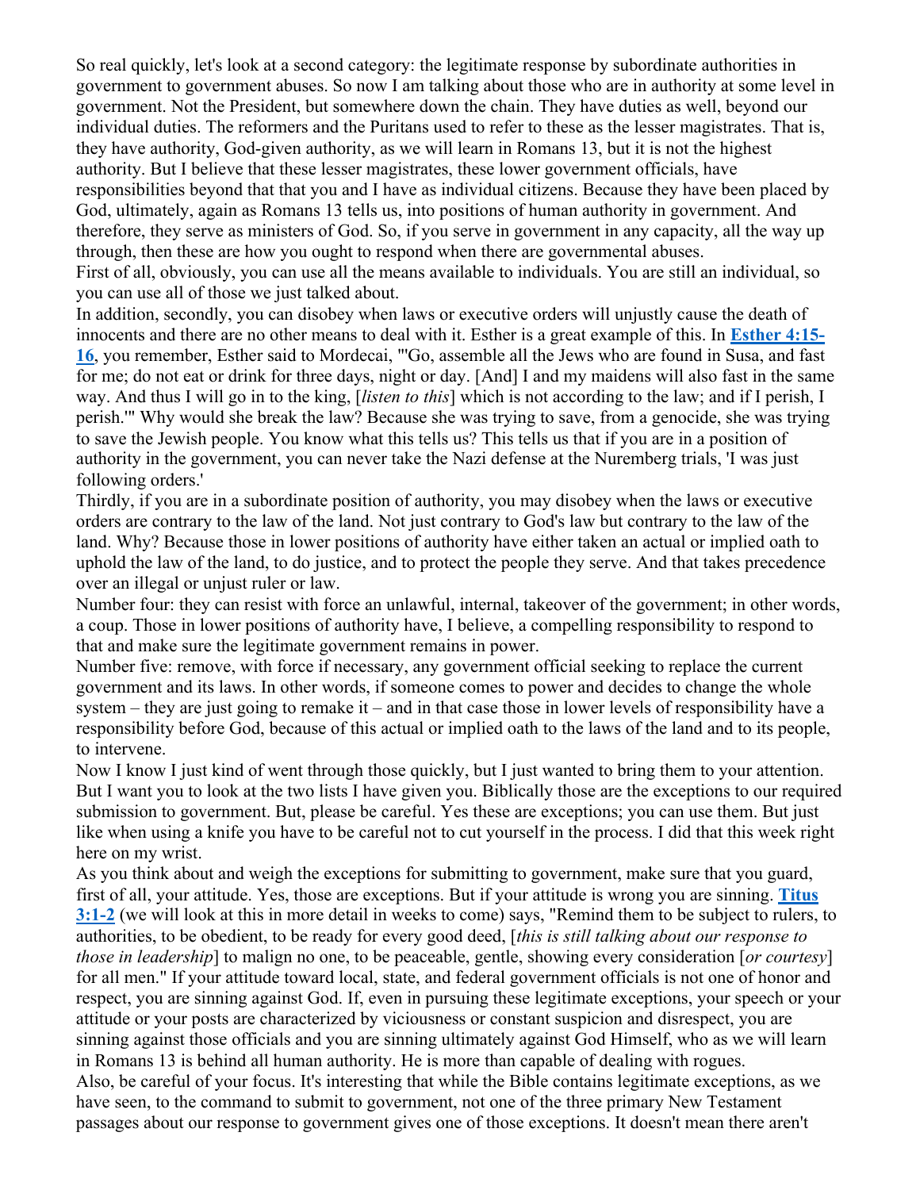So real quickly, let's look at a second category: the legitimate response by subordinate authorities in government to government abuses. So now I am talking about those who are in authority at some level in government. Not the President, but somewhere down the chain. They have duties as well, beyond our individual duties. The reformers and the Puritans used to refer to these as the lesser magistrates. That is, they have authority, God-given authority, as we will learn in Romans 13, but it is not the highest authority. But I believe that these lesser magistrates, these lower government officials, have responsibilities beyond that that you and I have as individual citizens. Because they have been placed by God, ultimately, again as Romans 13 tells us, into positions of human authority in government. And therefore, they serve as ministers of God. So, if you serve in government in any capacity, all the way up through, then these are how you ought to respond when there are governmental abuses.

First of all, obviously, you can use all the means available to individuals. You are still an individual, so you can use all of those we just talked about.

In addition, secondly, you can disobey when laws or executive orders will unjustly cause the death of innocents and there are no other means to deal with it. Esther is a great example of this. In **Esther 4:15-16**, you remember, Esther said to Mordecai, "'Go, assemble all the Jews who are found in Susa, and fast for me; do not eat or drink for three days, night or day. [And] I and my maidens will also fast in the same way. And thus I will go in to the king, [*listen to this*] which is not according to the law; and if I perish, I perish.'" Why would she break the law? Because she was trying to save, from a genocide, she was trying to save the Jewish people. You know what this tells us? This tells us that if you are in a position of authority in the government, you can never take the Nazi defense at the Nuremberg trials, 'I was just following orders.'

Thirdly, if you are in a subordinate position of authority, you may disobey when the laws or executive orders are contrary to the law of the land. Not just contrary to God's law but contrary to the law of the land. Why? Because those in lower positions of authority have either taken an actual or implied oath to uphold the law of the land, to do justice, and to protect the people they serve. And that takes precedence over an illegal or unjust ruler or law.

Number four: they can resist with force an unlawful, internal, takeover of the government; in other words, a coup. Those in lower positions of authority have, I believe, a compelling responsibility to respond to that and make sure the legitimate government remains in power.

Number five: remove, with force if necessary, any government official seeking to replace the current government and its laws. In other words, if someone comes to power and decides to change the whole system – they are just going to remake it – and in that case those in lower levels of responsibility have a responsibility before God, because of this actual or implied oath to the laws of the land and to its people, to intervene.

Now I know I just kind of went through those quickly, but I just wanted to bring them to your attention. But I want you to look at the two lists I have given you. Biblically those are the exceptions to our required submission to government. But, please be careful. Yes these are exceptions; you can use them. But just like when using a knife you have to be careful not to cut yourself in the process. I did that this week right here on my wrist.

As you think about and weigh the exceptions for submitting to government, make sure that you guard, first of all, your attitude. Yes, those are exceptions. But if your attitude is wrong you are sinning. **Titus 3:1-2** (we will look at this in more detail in weeks to come) says, "Remind them to be subject to rulers, to authorities, to be obedient, to be ready for every good deed, [*this is still talking about our response to those in leadership*] to malign no one, to be peaceable, gentle, showing every consideration [*or courtesy*] for all men." If your attitude toward local, state, and federal government officials is not one of honor and respect, you are sinning against God. If, even in pursuing these legitimate exceptions, your speech or your attitude or your posts are characterized by viciousness or constant suspicion and disrespect, you are sinning against those officials and you are sinning ultimately against God Himself, who as we will learn in Romans 13 is behind all human authority. He is more than capable of dealing with rogues.

Also, be careful of your focus. It's interesting that while the Bible contains legitimate exceptions, as we have seen, to the command to submit to government, not one of the three primary New Testament passages about our response to government gives one of those exceptions. It doesn't mean there aren't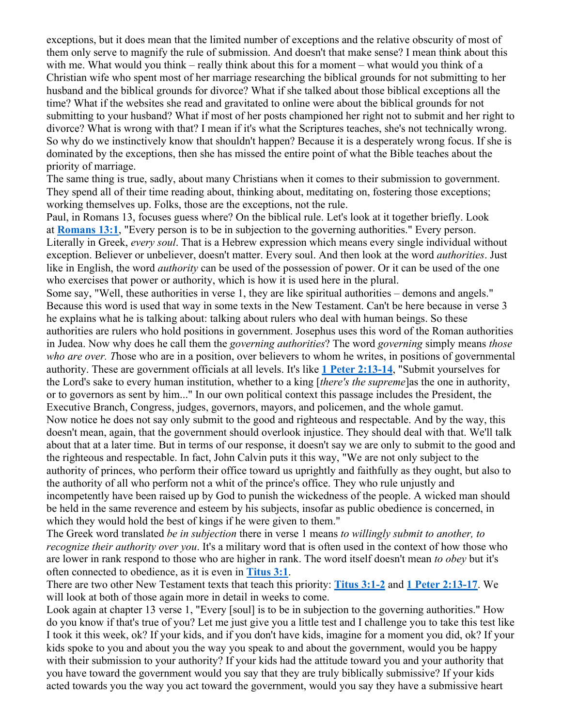exceptions, but it does mean that the limited number of exceptions and the relative obscurity of most of them only serve to magnify the rule of submission. And doesn't that make sense? I mean think about this with me. What would you think – really think about this for a moment – what would you think of a Christian wife who spent most of her marriage researching the biblical grounds for not submitting to her husband and the biblical grounds for divorce? What if she talked about those biblical exceptions all the time? What if the websites she read and gravitated to online were about the biblical grounds for not submitting to your husband? What if most of her posts championed her right not to submit and her right to divorce? What is wrong with that? I mean if it's what the Scriptures teaches, she's not technically wrong. So why do we instinctively know that shouldn't happen? Because it is a desperately wrong focus. If she is dominated by the exceptions, then she has missed the entire point of what the Bible teaches about the priority of marriage.

The same thing is true, sadly, about many Christians when it comes to their submission to government. They spend all of their time reading about, thinking about, meditating on, fostering those exceptions; working themselves up. Folks, those are the exceptions, not the rule.

Paul, in Romans 13, focuses guess where? On the biblical rule. Let's look at it together briefly. Look at **Romans 13:1**, "Every person is to be in subjection to the governing authorities." Every person. Literally in Greek, *every soul*. That is a Hebrew expression which means every single individual without exception. Believer or unbeliever, doesn't matter. Every soul. And then look at the word *authorities*. Just like in English, the word *authority* can be used of the possession of power. Or it can be used of the one who exercises that power or authority, which is how it is used here in the plural.

Some say, "Well, these authorities in verse 1, they are like spiritual authorities – demons and angels." Because this word is used that way in some texts in the New Testament. Can't be here because in verse 3 he explains what he is talking about: talking about rulers who deal with human beings. So these authorities are rulers who hold positions in government. Josephus uses this word of the Roman authorities in Judea. Now why does he call them the *governing authorities*? The word *governing* simply means *those who are over. T*hose who are in a position, over believers to whom he writes, in positions of governmental authority. These are government officials at all levels. It's like **1 Peter 2:13-14**, "Submit yourselves for the Lord's sake to every human institution, whether to a king [*there's the supreme*]as the one in authority, or to governors as sent by him..." In our own political context this passage includes the President, the Executive Branch, Congress, judges, governors, mayors, and policemen, and the whole gamut.

Now notice he does not say only submit to the good and righteous and respectable. And by the way, this doesn't mean, again, that the government should overlook injustice. They should deal with that. We'll talk about that at a later time. But in terms of our response, it doesn't say we are only to submit to the good and the righteous and respectable. In fact, John Calvin puts it this way, "We are not only subject to the authority of princes, who perform their office toward us uprightly and faithfully as they ought, but also to the authority of all who perform not a whit of the prince's office. They who rule unjustly and incompetently have been raised up by God to punish the wickedness of the people. A wicked man should be held in the same reverence and esteem by his subjects, insofar as public obedience is concerned, in which they would hold the best of kings if he were given to them."

The Greek word translated *be in subjection* there in verse 1 means *to willingly submit to another, to recognize their authority over you*. It's a military word that is often used in the context of how those who are lower in rank respond to those who are higher in rank. The word itself doesn't mean *to obey* but it's often connected to obedience, as it is even in **Titus 3:1**.

There are two other New Testament texts that teach this priority: **Titus 3:1-2** and **1 Peter 2:13-17**. We will look at both of those again more in detail in weeks to come.

Look again at chapter 13 verse 1, "Every [soul] is to be in subjection to the governing authorities." How do you know if that's true of you? Let me just give you a little test and I challenge you to take this test like I took it this week, ok? If your kids, and if you don't have kids, imagine for a moment you did, ok? If your kids spoke to you and about you the way you speak to and about the government, would you be happy with their submission to your authority? If your kids had the attitude toward you and your authority that you have toward the government would you say that they are truly biblically submissive? If your kids acted towards you the way you act toward the government, would you say they have a submissive heart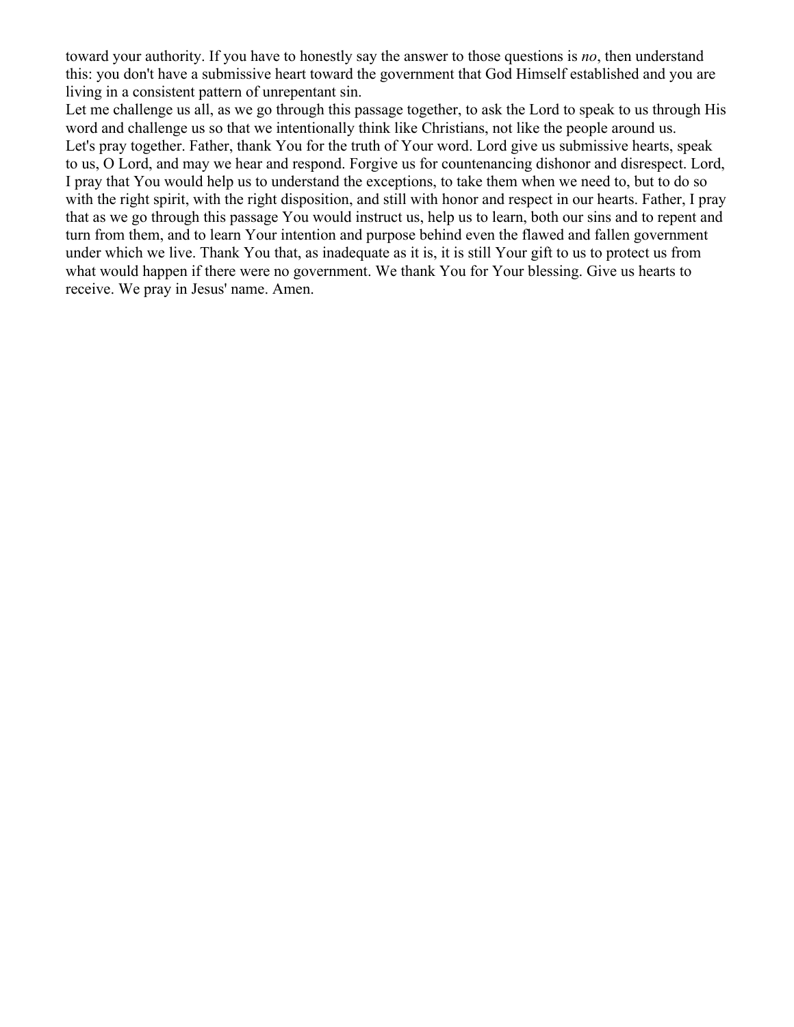toward your authority. If you have to honestly say the answer to those questions is *no*, then understand this: you don't have a submissive heart toward the government that God Himself established and you are living in a consistent pattern of unrepentant sin.

Let me challenge us all, as we go through this passage together, to ask the Lord to speak to us through His word and challenge us so that we intentionally think like Christians, not like the people around us.

Let's pray together. Father, thank You for the truth of Your word. Lord give us submissive hearts, speak to us, O Lord, and may we hear and respond. Forgive us for countenancing dishonor and disrespect. Lord, I pray that You would help us to understand the exceptions, to take them when we need to, but to do so with the right spirit, with the right disposition, and still with honor and respect in our hearts. Father, I pray that as we go through this passage You would instruct us, help us to learn, both our sins and to repent and turn from them, and to learn Your intention and purpose behind even the flawed and fallen government under which we live. Thank You that, as inadequate as it is, it is still Your gift to us to protect us from what would happen if there were no government. We thank You for Your blessing. Give us hearts to receive. We pray in Jesus' name. Amen.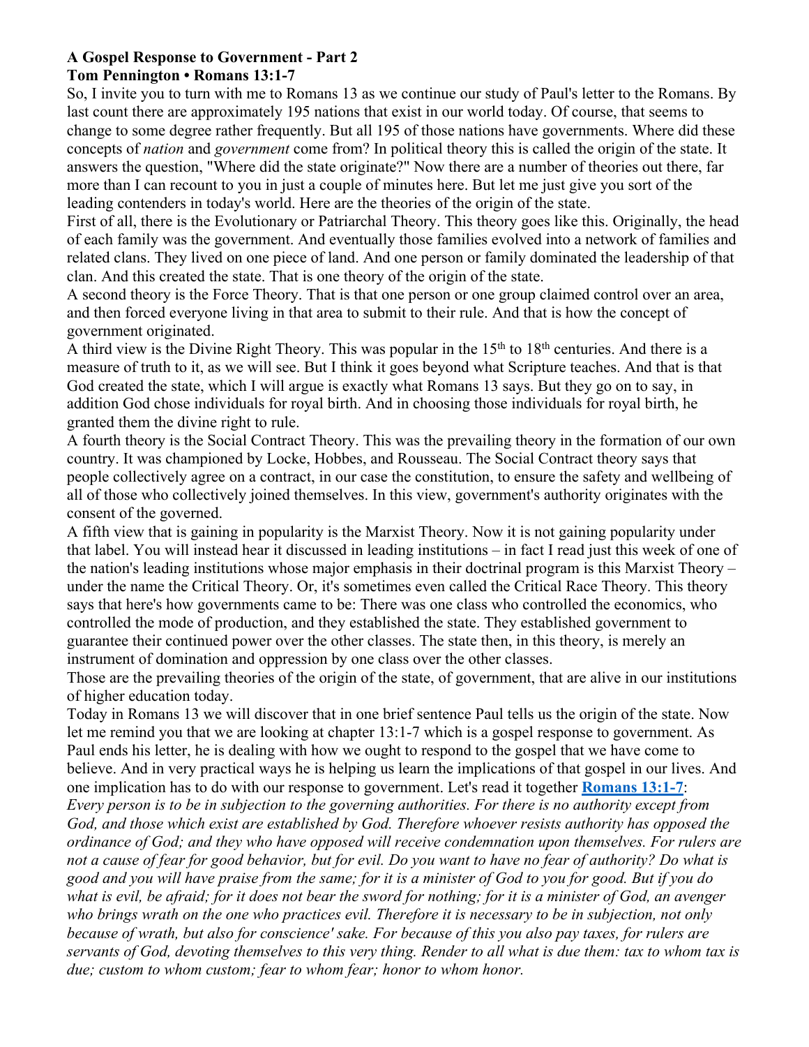**A Gospel Response to Government - Part 2**
**Tom Pennington • Romans 13:1-7**

So, I invite you to turn with me to Romans 13 as we continue our study of Paul's letter to the Romans. By last count there are approximately 195 nations that exist in our world today. Of course, that seems to change to some degree rather frequently. But all 195 of those nations have governments. Where did these concepts of *nation* and *government* come from? In political theory this is called the origin of the state. It answers the question, "Where did the state originate?" Now there are a number of theories out there, far more than I can recount to you in just a couple of minutes here. But let me just give you sort of the leading contenders in today's world. Here are the theories of the origin of the state.

First of all, there is the Evolutionary or Patriarchal Theory. This theory goes like this. Originally, the head of each family was the government. And eventually those families evolved into a network of families and related clans. They lived on one piece of land. And one person or family dominated the leadership of that clan. And this created the state. That is one theory of the origin of the state.

A second theory is the Force Theory. That is that one person or one group claimed control over an area, and then forced everyone living in that area to submit to their rule. And that is how the concept of government originated.

A third view is the Divine Right Theory. This was popular in the 15th to 18th centuries. And there is a measure of truth to it, as we will see. But I think it goes beyond what Scripture teaches. And that is that God created the state, which I will argue is exactly what Romans 13 says. But they go on to say, in addition God chose individuals for royal birth. And in choosing those individuals for royal birth, he granted them the divine right to rule.

A fourth theory is the Social Contract Theory. This was the prevailing theory in the formation of our own country. It was championed by Locke, Hobbes, and Rousseau. The Social Contract theory says that people collectively agree on a contract, in our case the constitution, to ensure the safety and wellbeing of all of those who collectively joined themselves. In this view, government's authority originates with the consent of the governed.

A fifth view that is gaining in popularity is the Marxist Theory. Now it is not gaining popularity under that label. You will instead hear it discussed in leading institutions – in fact I read just this week of one of the nation's leading institutions whose major emphasis in their doctrinal program is this Marxist Theory – under the name the Critical Theory. Or, it's sometimes even called the Critical Race Theory. This theory says that here's how governments came to be: There was one class who controlled the economics, who controlled the mode of production, and they established the state. They established government to guarantee their continued power over the other classes. The state then, in this theory, is merely an instrument of domination and oppression by one class over the other classes.

Those are the prevailing theories of the origin of the state, of government, that are alive in our institutions of higher education today.

Today in Romans 13 we will discover that in one brief sentence Paul tells us the origin of the state. Now let me remind you that we are looking at chapter 13:1-7 which is a gospel response to government. As Paul ends his letter, he is dealing with how we ought to respond to the gospel that we have come to believe. And in very practical ways he is helping us learn the implications of that gospel in our lives. And one implication has to do with our response to government. Let's read it together **Romans 13:1-7**:

*Every person is to be in subjection to the governing authorities. For there is no authority except from God, and those which exist are established by God. Therefore whoever resists authority has opposed the ordinance of God; and they who have opposed will receive condemnation upon themselves. For rulers are not a cause of fear for good behavior, but for evil. Do you want to have no fear of authority? Do what is good and you will have praise from the same; for it is a minister of God to you for good. But if you do what is evil, be afraid; for it does not bear the sword for nothing; for it is a minister of God, an avenger who brings wrath on the one who practices evil. Therefore it is necessary to be in subjection, not only because of wrath, but also for conscience' sake. For because of this you also pay taxes, for rulers are servants of God, devoting themselves to this very thing. Render to all what is due them: tax to whom tax is due; custom to whom custom; fear to whom fear; honor to whom honor.*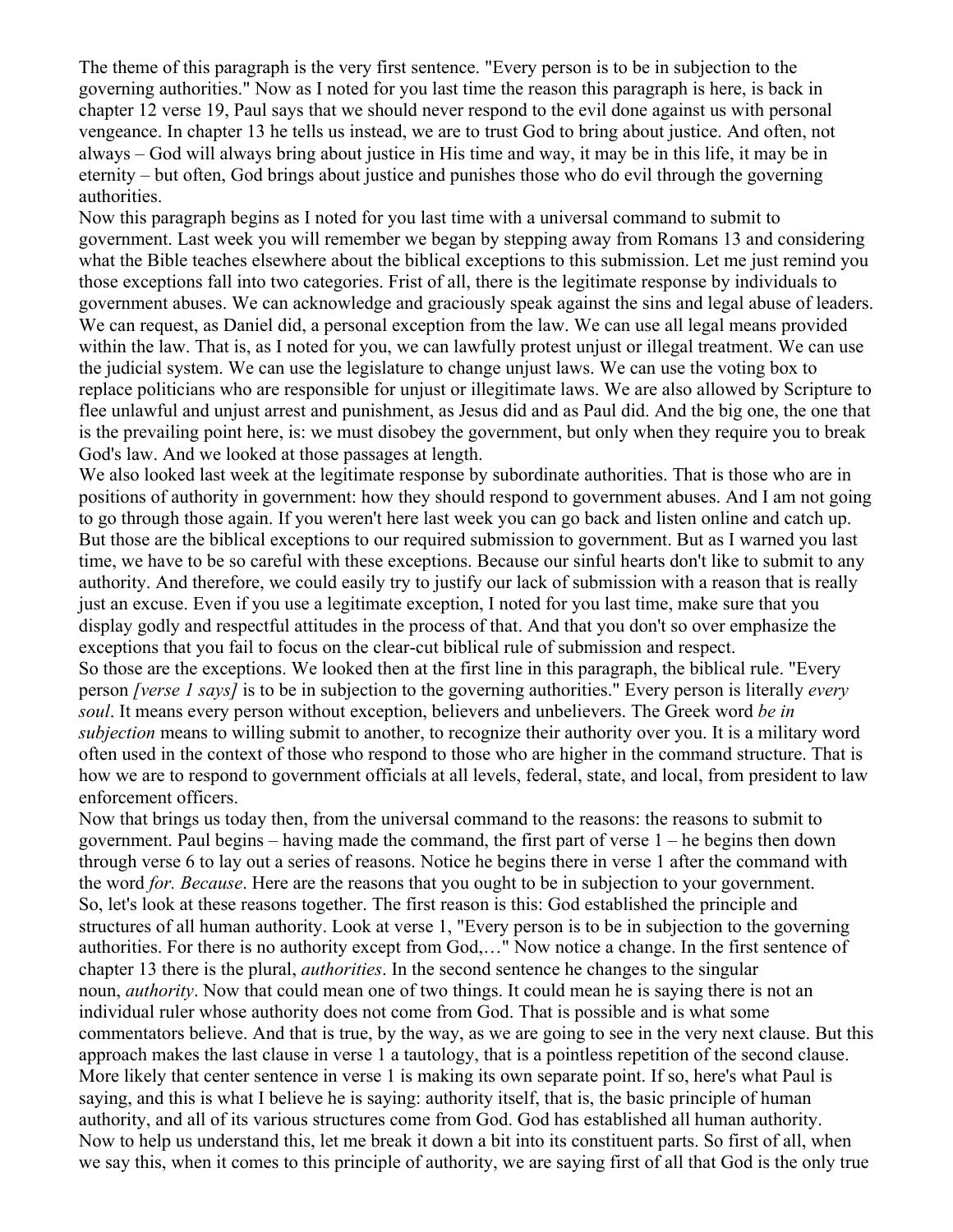The theme of this paragraph is the very first sentence. "Every person is to be in subjection to the governing authorities." Now as I noted for you last time the reason this paragraph is here, is back in chapter 12 verse 19, Paul says that we should never respond to the evil done against us with personal vengeance. In chapter 13 he tells us instead, we are to trust God to bring about justice. And often, not always – God will always bring about justice in His time and way, it may be in this life, it may be in eternity – but often, God brings about justice and punishes those who do evil through the governing authorities.

Now this paragraph begins as I noted for you last time with a universal command to submit to government. Last week you will remember we began by stepping away from Romans 13 and considering what the Bible teaches elsewhere about the biblical exceptions to this submission. Let me just remind you those exceptions fall into two categories. Frist of all, there is the legitimate response by individuals to government abuses. We can acknowledge and graciously speak against the sins and legal abuse of leaders. We can request, as Daniel did, a personal exception from the law. We can use all legal means provided within the law. That is, as I noted for you, we can lawfully protest unjust or illegal treatment. We can use the judicial system. We can use the legislature to change unjust laws. We can use the voting box to replace politicians who are responsible for unjust or illegitimate laws. We are also allowed by Scripture to flee unlawful and unjust arrest and punishment, as Jesus did and as Paul did. And the big one, the one that is the prevailing point here, is: we must disobey the government, but only when they require you to break God's law. And we looked at those passages at length.

We also looked last week at the legitimate response by subordinate authorities. That is those who are in positions of authority in government: how they should respond to government abuses. And I am not going to go through those again. If you weren't here last week you can go back and listen online and catch up. But those are the biblical exceptions to our required submission to government. But as I warned you last time, we have to be so careful with these exceptions. Because our sinful hearts don't like to submit to any authority. And therefore, we could easily try to justify our lack of submission with a reason that is really just an excuse. Even if you use a legitimate exception, I noted for you last time, make sure that you display godly and respectful attitudes in the process of that. And that you don't so over emphasize the exceptions that you fail to focus on the clear-cut biblical rule of submission and respect.

So those are the exceptions. We looked then at the first line in this paragraph, the biblical rule. "Every person *[verse 1 says]* is to be in subjection to the governing authorities." Every person is literally *every soul*. It means every person without exception, believers and unbelievers. The Greek word *be in subjection* means to willing submit to another, to recognize their authority over you. It is a military word often used in the context of those who respond to those who are higher in the command structure. That is how we are to respond to government officials at all levels, federal, state, and local, from president to law enforcement officers.

Now that brings us today then, from the universal command to the reasons: the reasons to submit to government. Paul begins – having made the command, the first part of verse 1 – he begins then down through verse 6 to lay out a series of reasons. Notice he begins there in verse 1 after the command with the word *for. Because*. Here are the reasons that you ought to be in subjection to your government.

So, let's look at these reasons together. The first reason is this: God established the principle and structures of all human authority. Look at verse 1, "Every person is to be in subjection to the governing authorities. For there is no authority except from God,…" Now notice a change. In the first sentence of chapter 13 there is the plural, *authorities*. In the second sentence he changes to the singular noun, *authority*. Now that could mean one of two things. It could mean he is saying there is not an individual ruler whose authority does not come from God. That is possible and is what some commentators believe. And that is true, by the way, as we are going to see in the very next clause. But this approach makes the last clause in verse 1 a tautology, that is a pointless repetition of the second clause. More likely that center sentence in verse 1 is making its own separate point. If so, here's what Paul is saying, and this is what I believe he is saying: authority itself, that is, the basic principle of human authority, and all of its various structures come from God. God has established all human authority.

Now to help us understand this, let me break it down a bit into its constituent parts. So first of all, when we say this, when it comes to this principle of authority, we are saying first of all that God is the only true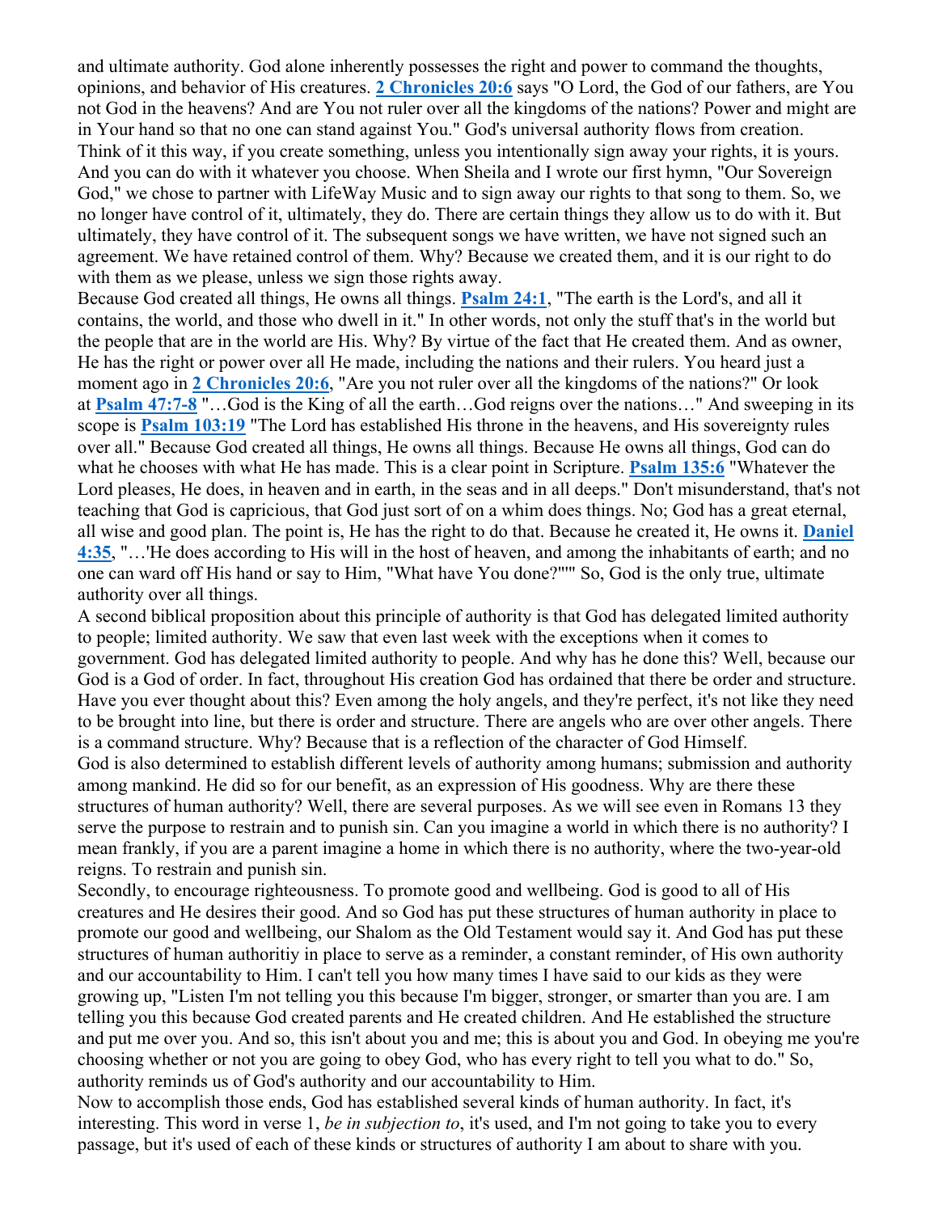and ultimate authority. God alone inherently possesses the right and power to command the thoughts, opinions, and behavior of His creatures. **2 Chronicles 20:6** says "O Lord, the God of our fathers, are You not God in the heavens? And are You not ruler over all the kingdoms of the nations? Power and might are in Your hand so that no one can stand against You." God's universal authority flows from creation. Think of it this way, if you create something, unless you intentionally sign away your rights, it is yours. And you can do with it whatever you choose. When Sheila and I wrote our first hymn, "Our Sovereign God," we chose to partner with LifeWay Music and to sign away our rights to that song to them. So, we no longer have control of it, ultimately, they do. There are certain things they allow us to do with it. But ultimately, they have control of it. The subsequent songs we have written, we have not signed such an agreement. We have retained control of them. Why? Because we created them, and it is our right to do with them as we please, unless we sign those rights away.

Because God created all things, He owns all things. **Psalm 24:1**, "The earth is the Lord's, and all it contains, the world, and those who dwell in it." In other words, not only the stuff that's in the world but the people that are in the world are His. Why? By virtue of the fact that He created them. And as owner, He has the right or power over all He made, including the nations and their rulers. You heard just a moment ago in **2 Chronicles 20:6**, "Are you not ruler over all the kingdoms of the nations?" Or look at **Psalm 47:7-8** "…God is the King of all the earth…God reigns over the nations…" And sweeping in its scope is **Psalm 103:19** "The Lord has established His throne in the heavens, and His sovereignty rules over all." Because God created all things, He owns all things. Because He owns all things, God can do what he chooses with what He has made. This is a clear point in Scripture. **Psalm 135:6** "Whatever the Lord pleases, He does, in heaven and in earth, in the seas and in all deeps." Don't misunderstand, that's not teaching that God is capricious, that God just sort of on a whim does things. No; God has a great eternal, all wise and good plan. The point is, He has the right to do that. Because he created it, He owns it. **Daniel 4:35**, "…'He does according to His will in the host of heaven, and among the inhabitants of earth; and no one can ward off His hand or say to Him, "What have You done?"'" So, God is the only true, ultimate authority over all things.

A second biblical proposition about this principle of authority is that God has delegated limited authority to people; limited authority. We saw that even last week with the exceptions when it comes to government. God has delegated limited authority to people. And why has he done this? Well, because our God is a God of order. In fact, throughout His creation God has ordained that there be order and structure. Have you ever thought about this? Even among the holy angels, and they're perfect, it's not like they need to be brought into line, but there is order and structure. There are angels who are over other angels. There is a command structure. Why? Because that is a reflection of the character of God Himself.

God is also determined to establish different levels of authority among humans; submission and authority among mankind. He did so for our benefit, as an expression of His goodness. Why are there these structures of human authority? Well, there are several purposes. As we will see even in Romans 13 they serve the purpose to restrain and to punish sin. Can you imagine a world in which there is no authority? I mean frankly, if you are a parent imagine a home in which there is no authority, where the two-year-old reigns. To restrain and punish sin.

Secondly, to encourage righteousness. To promote good and wellbeing. God is good to all of His creatures and He desires their good. And so God has put these structures of human authority in place to promote our good and wellbeing, our Shalom as the Old Testament would say it. And God has put these structures of human authoritiy in place to serve as a reminder, a constant reminder, of His own authority and our accountability to Him. I can't tell you how many times I have said to our kids as they were growing up, "Listen I'm not telling you this because I'm bigger, stronger, or smarter than you are. I am telling you this because God created parents and He created children. And He established the structure and put me over you. And so, this isn't about you and me; this is about you and God. In obeying me you're choosing whether or not you are going to obey God, who has every right to tell you what to do." So, authority reminds us of God's authority and our accountability to Him.

Now to accomplish those ends, God has established several kinds of human authority. In fact, it's interesting. This word in verse 1, *be in subjection to*, it's used, and I'm not going to take you to every passage, but it's used of each of these kinds or structures of authority I am about to share with you.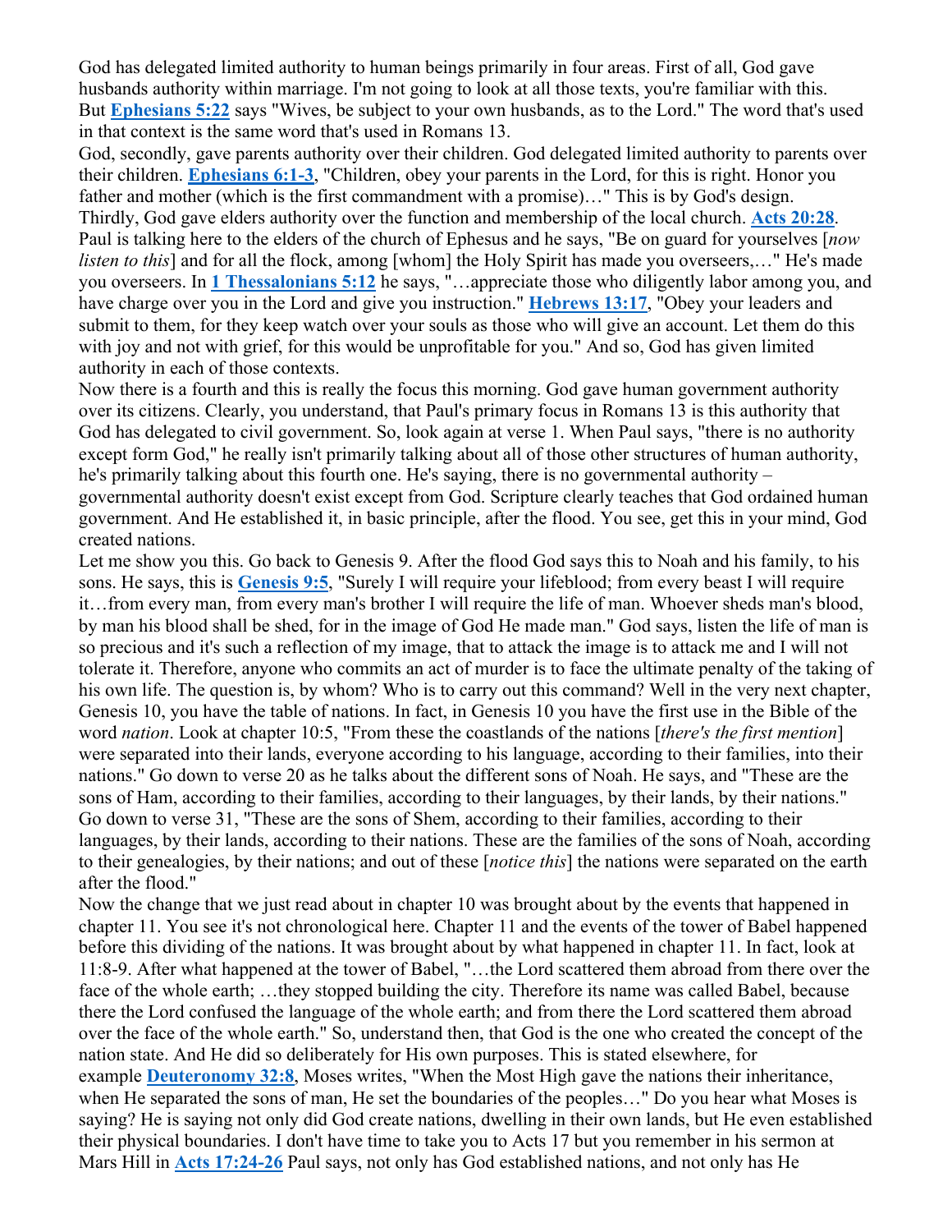God has delegated limited authority to human beings primarily in four areas. First of all, God gave husbands authority within marriage. I'm not going to look at all those texts, you're familiar with this. But **Ephesians 5:22** says "Wives, be subject to your own husbands, as to the Lord." The word that's used in that context is the same word that's used in Romans 13.

God, secondly, gave parents authority over their children. God delegated limited authority to parents over their children. **Ephesians 6:1-3**, "Children, obey your parents in the Lord, for this is right. Honor you father and mother (which is the first commandment with a promise)…" This is by God's design.

Thirdly, God gave elders authority over the function and membership of the local church. **Acts 20:28**. Paul is talking here to the elders of the church of Ephesus and he says, "Be on guard for yourselves [*now listen to this*] and for all the flock, among [whom] the Holy Spirit has made you overseers,…" He's made you overseers. In **1 Thessalonians 5:12** he says, "…appreciate those who diligently labor among you, and have charge over you in the Lord and give you instruction." **Hebrews 13:17**, "Obey your leaders and submit to them, for they keep watch over your souls as those who will give an account. Let them do this with joy and not with grief, for this would be unprofitable for you." And so, God has given limited authority in each of those contexts.

Now there is a fourth and this is really the focus this morning. God gave human government authority over its citizens. Clearly, you understand, that Paul's primary focus in Romans 13 is this authority that God has delegated to civil government. So, look again at verse 1. When Paul says, "there is no authority except form God," he really isn't primarily talking about all of those other structures of human authority, he's primarily talking about this fourth one. He's saying, there is no governmental authority – governmental authority doesn't exist except from God. Scripture clearly teaches that God ordained human government. And He established it, in basic principle, after the flood. You see, get this in your mind, God created nations.

Let me show you this. Go back to Genesis 9. After the flood God says this to Noah and his family, to his sons. He says, this is **Genesis 9:5**, "Surely I will require your lifeblood; from every beast I will require it…from every man, from every man's brother I will require the life of man. Whoever sheds man's blood, by man his blood shall be shed, for in the image of God He made man." God says, listen the life of man is so precious and it's such a reflection of my image, that to attack the image is to attack me and I will not tolerate it. Therefore, anyone who commits an act of murder is to face the ultimate penalty of the taking of his own life. The question is, by whom? Who is to carry out this command? Well in the very next chapter, Genesis 10, you have the table of nations. In fact, in Genesis 10 you have the first use in the Bible of the word *nation*. Look at chapter 10:5, "From these the coastlands of the nations [*there's the first mention*] were separated into their lands, everyone according to his language, according to their families, into their nations." Go down to verse 20 as he talks about the different sons of Noah. He says, and "These are the sons of Ham, according to their families, according to their languages, by their lands, by their nations." Go down to verse 31, "These are the sons of Shem, according to their families, according to their languages, by their lands, according to their nations. These are the families of the sons of Noah, according to their genealogies, by their nations; and out of these [*notice this*] the nations were separated on the earth after the flood."

Now the change that we just read about in chapter 10 was brought about by the events that happened in chapter 11. You see it's not chronological here. Chapter 11 and the events of the tower of Babel happened before this dividing of the nations. It was brought about by what happened in chapter 11. In fact, look at 11:8-9. After what happened at the tower of Babel, "…the Lord scattered them abroad from there over the face of the whole earth; …they stopped building the city. Therefore its name was called Babel, because there the Lord confused the language of the whole earth; and from there the Lord scattered them abroad over the face of the whole earth." So, understand then, that God is the one who created the concept of the nation state. And He did so deliberately for His own purposes. This is stated elsewhere, for example **Deuteronomy 32:8**, Moses writes, "When the Most High gave the nations their inheritance, when He separated the sons of man, He set the boundaries of the peoples…" Do you hear what Moses is saying? He is saying not only did God create nations, dwelling in their own lands, but He even established their physical boundaries. I don't have time to take you to Acts 17 but you remember in his sermon at Mars Hill in **Acts 17:24-26** Paul says, not only has God established nations, and not only has He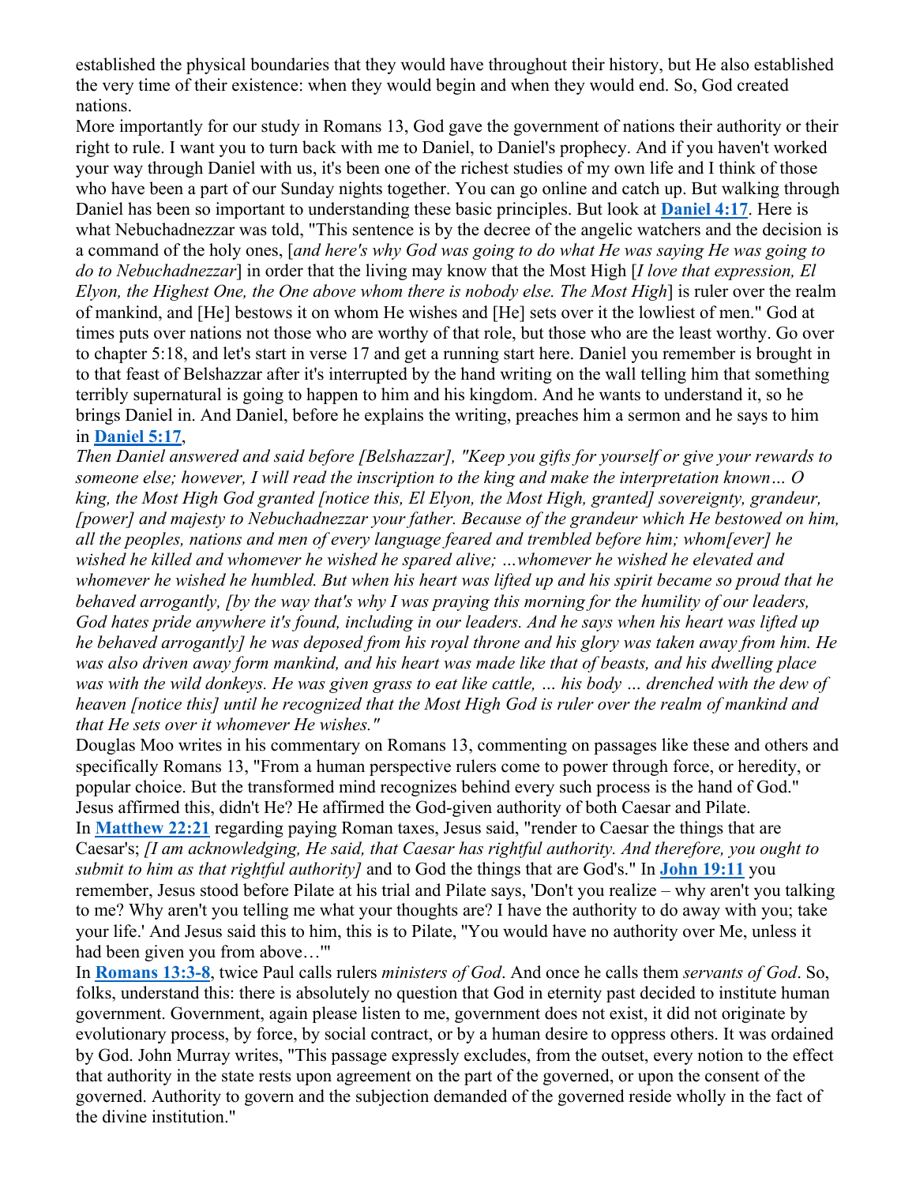established the physical boundaries that they would have throughout their history, but He also established the very time of their existence: when they would begin and when they would end. So, God created nations.

More importantly for our study in Romans 13, God gave the government of nations their authority or their right to rule. I want you to turn back with me to Daniel, to Daniel's prophecy. And if you haven't worked your way through Daniel with us, it's been one of the richest studies of my own life and I think of those who have been a part of our Sunday nights together. You can go online and catch up. But walking through Daniel has been so important to understanding these basic principles. But look at **Daniel 4:17**. Here is what Nebuchadnezzar was told, "This sentence is by the decree of the angelic watchers and the decision is a command of the holy ones, [*and here's why God was going to do what He was saying He was going to do to Nebuchadnezzar*] in order that the living may know that the Most High [*I love that expression, El Elyon, the Highest One, the One above whom there is nobody else. The Most High*] is ruler over the realm of mankind, and [He] bestows it on whom He wishes and [He] sets over it the lowliest of men." God at times puts over nations not those who are worthy of that role, but those who are the least worthy. Go over to chapter 5:18, and let's start in verse 17 and get a running start here. Daniel you remember is brought in to that feast of Belshazzar after it's interrupted by the hand writing on the wall telling him that something terribly supernatural is going to happen to him and his kingdom. And he wants to understand it, so he brings Daniel in. And Daniel, before he explains the writing, preaches him a sermon and he says to him in **Daniel 5:17**,

*Then Daniel answered and said before [Belshazzar], "Keep you gifts for yourself or give your rewards to someone else; however, I will read the inscription to the king and make the interpretation known… O king, the Most High God granted [notice this, El Elyon, the Most High, granted] sovereignty, grandeur, [power] and majesty to Nebuchadnezzar your father. Because of the grandeur which He bestowed on him, all the peoples, nations and men of every language feared and trembled before him; whom[ever] he wished he killed and whomever he wished he spared alive; …whomever he wished he elevated and whomever he wished he humbled. But when his heart was lifted up and his spirit became so proud that he behaved arrogantly, [by the way that's why I was praying this morning for the humility of our leaders, God hates pride anywhere it's found, including in our leaders. And he says when his heart was lifted up he behaved arrogantly] he was deposed from his royal throne and his glory was taken away from him. He was also driven away form mankind, and his heart was made like that of beasts, and his dwelling place was with the wild donkeys. He was given grass to eat like cattle, … his body … drenched with the dew of heaven [notice this] until he recognized that the Most High God is ruler over the realm of mankind and that He sets over it whomever He wishes."*

Douglas Moo writes in his commentary on Romans 13, commenting on passages like these and others and specifically Romans 13, "From a human perspective rulers come to power through force, or heredity, or popular choice. But the transformed mind recognizes behind every such process is the hand of God." Jesus affirmed this, didn't He? He affirmed the God-given authority of both Caesar and Pilate.

In **Matthew 22:21** regarding paying Roman taxes, Jesus said, "render to Caesar the things that are Caesar's; *[I am acknowledging, He said, that Caesar has rightful authority. And therefore, you ought to submit to him as that rightful authority]* and to God the things that are God's." In **John 19:11** you remember, Jesus stood before Pilate at his trial and Pilate says, 'Don't you realize – why aren't you talking to me? Why aren't you telling me what your thoughts are? I have the authority to do away with you; take your life.' And Jesus said this to him, this is to Pilate, "You would have no authority over Me, unless it had been given you from above…'"

In **Romans 13:3-8**, twice Paul calls rulers *ministers of God*. And once he calls them *servants of God*. So, folks, understand this: there is absolutely no question that God in eternity past decided to institute human government. Government, again please listen to me, government does not exist, it did not originate by evolutionary process, by force, by social contract, or by a human desire to oppress others. It was ordained by God. John Murray writes, "This passage expressly excludes, from the outset, every notion to the effect that authority in the state rests upon agreement on the part of the governed, or upon the consent of the governed. Authority to govern and the subjection demanded of the governed reside wholly in the fact of the divine institution."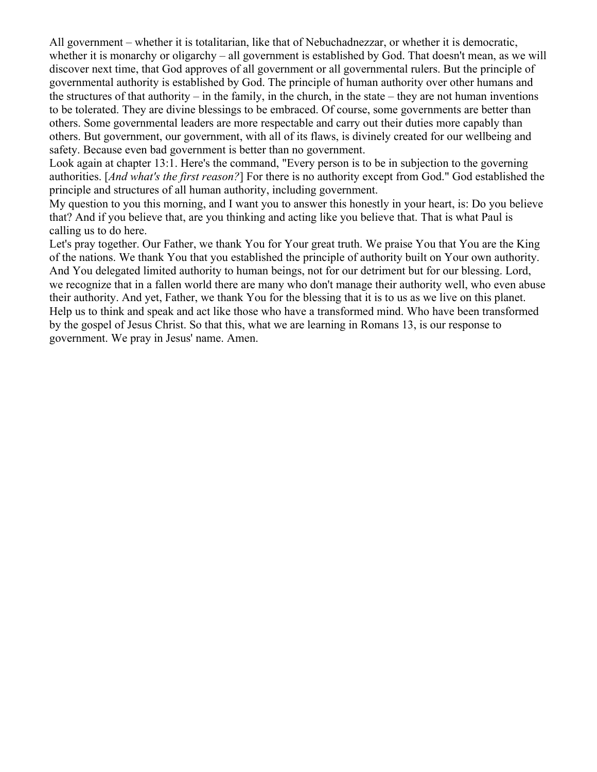All government – whether it is totalitarian, like that of Nebuchadnezzar, or whether it is democratic, whether it is monarchy or oligarchy – all government is established by God. That doesn't mean, as we will discover next time, that God approves of all government or all governmental rulers. But the principle of governmental authority is established by God. The principle of human authority over other humans and the structures of that authority – in the family, in the church, in the state – they are not human inventions to be tolerated. They are divine blessings to be embraced. Of course, some governments are better than others. Some governmental leaders are more respectable and carry out their duties more capably than others. But government, our government, with all of its flaws, is divinely created for our wellbeing and safety. Because even bad government is better than no government.

Look again at chapter 13:1. Here's the command, "Every person is to be in subjection to the governing authorities. [*And what's the first reason?*] For there is no authority except from God." God established the principle and structures of all human authority, including government.

My question to you this morning, and I want you to answer this honestly in your heart, is: Do you believe that? And if you believe that, are you thinking and acting like you believe that. That is what Paul is calling us to do here.

Let's pray together. Our Father, we thank You for Your great truth. We praise You that You are the King of the nations. We thank You that you established the principle of authority built on Your own authority. And You delegated limited authority to human beings, not for our detriment but for our blessing. Lord, we recognize that in a fallen world there are many who don't manage their authority well, who even abuse their authority. And yet, Father, we thank You for the blessing that it is to us as we live on this planet. Help us to think and speak and act like those who have a transformed mind. Who have been transformed by the gospel of Jesus Christ. So that this, what we are learning in Romans 13, is our response to government. We pray in Jesus' name. Amen.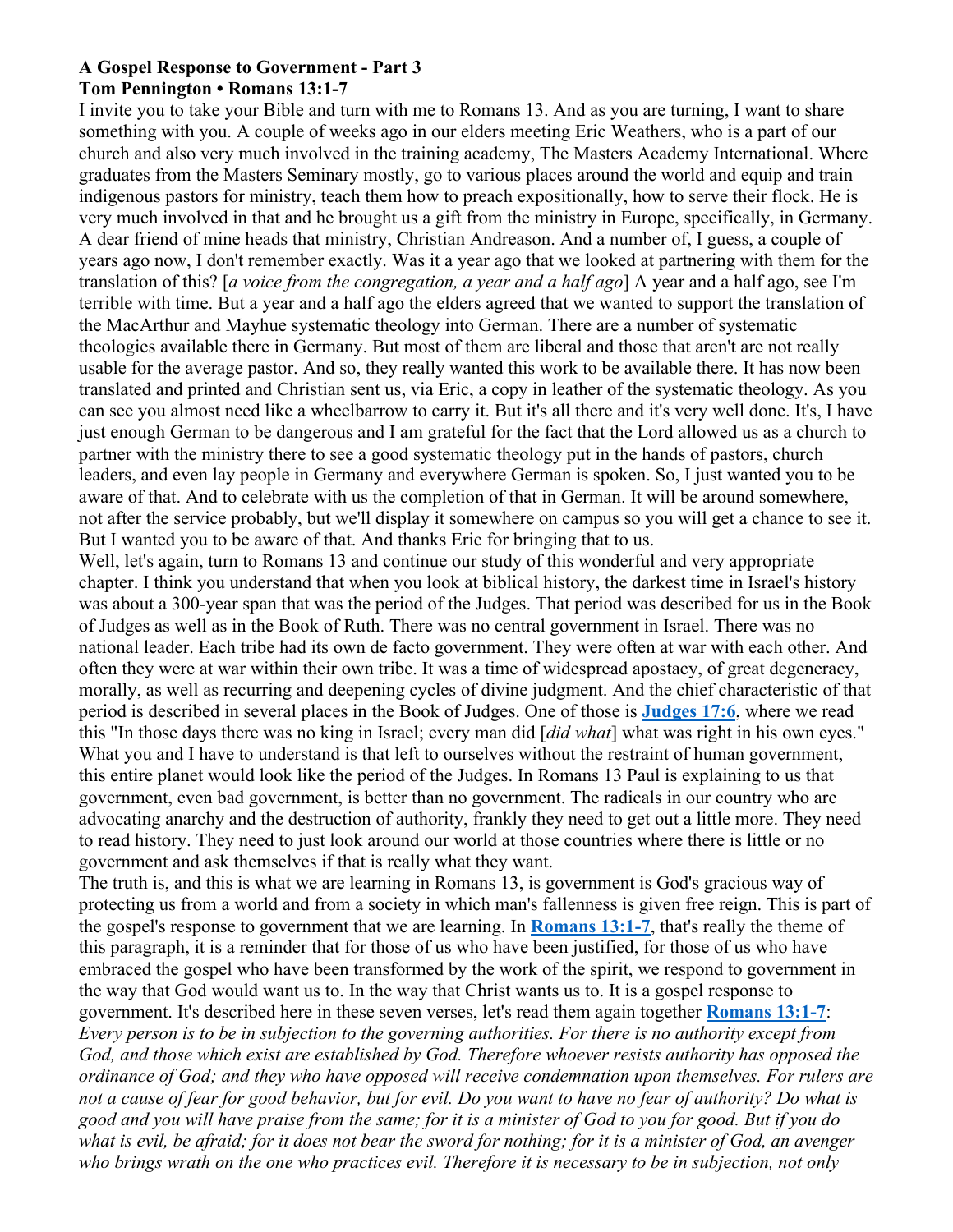**A Gospel Response to Government - Part 3**
**Tom Pennington • Romans 13:1-7**

I invite you to take your Bible and turn with me to Romans 13. And as you are turning, I want to share something with you. A couple of weeks ago in our elders meeting Eric Weathers, who is a part of our church and also very much involved in the training academy, The Masters Academy International. Where graduates from the Masters Seminary mostly, go to various places around the world and equip and train indigenous pastors for ministry, teach them how to preach expositionally, how to serve their flock. He is very much involved in that and he brought us a gift from the ministry in Europe, specifically, in Germany. A dear friend of mine heads that ministry, Christian Andreason. And a number of, I guess, a couple of years ago now, I don't remember exactly. Was it a year ago that we looked at partnering with them for the translation of this? [*a voice from the congregation, a year and a half ago*] A year and a half ago, see I'm terrible with time. But a year and a half ago the elders agreed that we wanted to support the translation of the MacArthur and Mayhue systematic theology into German. There are a number of systematic theologies available there in Germany. But most of them are liberal and those that aren't are not really usable for the average pastor. And so, they really wanted this work to be available there. It has now been translated and printed and Christian sent us, via Eric, a copy in leather of the systematic theology. As you can see you almost need like a wheelbarrow to carry it. But it's all there and it's very well done. It's, I have just enough German to be dangerous and I am grateful for the fact that the Lord allowed us as a church to partner with the ministry there to see a good systematic theology put in the hands of pastors, church leaders, and even lay people in Germany and everywhere German is spoken. So, I just wanted you to be aware of that. And to celebrate with us the completion of that in German. It will be around somewhere, not after the service probably, but we'll display it somewhere on campus so you will get a chance to see it. But I wanted you to be aware of that. And thanks Eric for bringing that to us.

Well, let's again, turn to Romans 13 and continue our study of this wonderful and very appropriate chapter. I think you understand that when you look at biblical history, the darkest time in Israel's history was about a 300-year span that was the period of the Judges. That period was described for us in the Book of Judges as well as in the Book of Ruth. There was no central government in Israel. There was no national leader. Each tribe had its own de facto government. They were often at war with each other. And often they were at war within their own tribe. It was a time of widespread apostasy, of great degeneracy, morally, as well as recurring and deepening cycles of divine judgment. And the chief characteristic of that period is described in several places in the Book of Judges. One of those is **Judges 17:6**, where we read this "In those days there was no king in Israel; every man did [*did what*] what was right in his own eyes." What you and I have to understand is that left to ourselves without the restraint of human government, this entire planet would look like the period of the Judges. In Romans 13 Paul is explaining to us that government, even bad government, is better than no government. The radicals in our country who are advocating anarchy and the destruction of authority, frankly they need to get out a little more. They need to read history. They need to just look around our world at those countries where there is little or no government and ask themselves if that is really what they want.

The truth is, and this is what we are learning in Romans 13, is government is God's gracious way of protecting us from a world and from a society in which man's fallenness is given free reign. This is part of the gospel's response to government that we are learning. In **Romans 13:1-7**, that's really the theme of this paragraph, it is a reminder that for those of us who have been justified, for those of us who have embraced the gospel who have been transformed by the work of the spirit, we respond to government in the way that God would want us to. In the way that Christ wants us to. It is a gospel response to government. It's described here in these seven verses, let's read them again together **Romans 13:1-7**:

*Every person is to be in subjection to the governing authorities. For there is no authority except from God, and those which exist are established by God. Therefore whoever resists authority has opposed the ordinance of God; and they who have opposed will receive condemnation upon themselves. For rulers are not a cause of fear for good behavior, but for evil. Do you want to have no fear of authority? Do what is good and you will have praise from the same; for it is a minister of God to you for good. But if you do what is evil, be afraid; for it does not bear the sword for nothing; for it is a minister of God, an avenger who brings wrath on the one who practices evil. Therefore it is necessary to be in subjection, not only*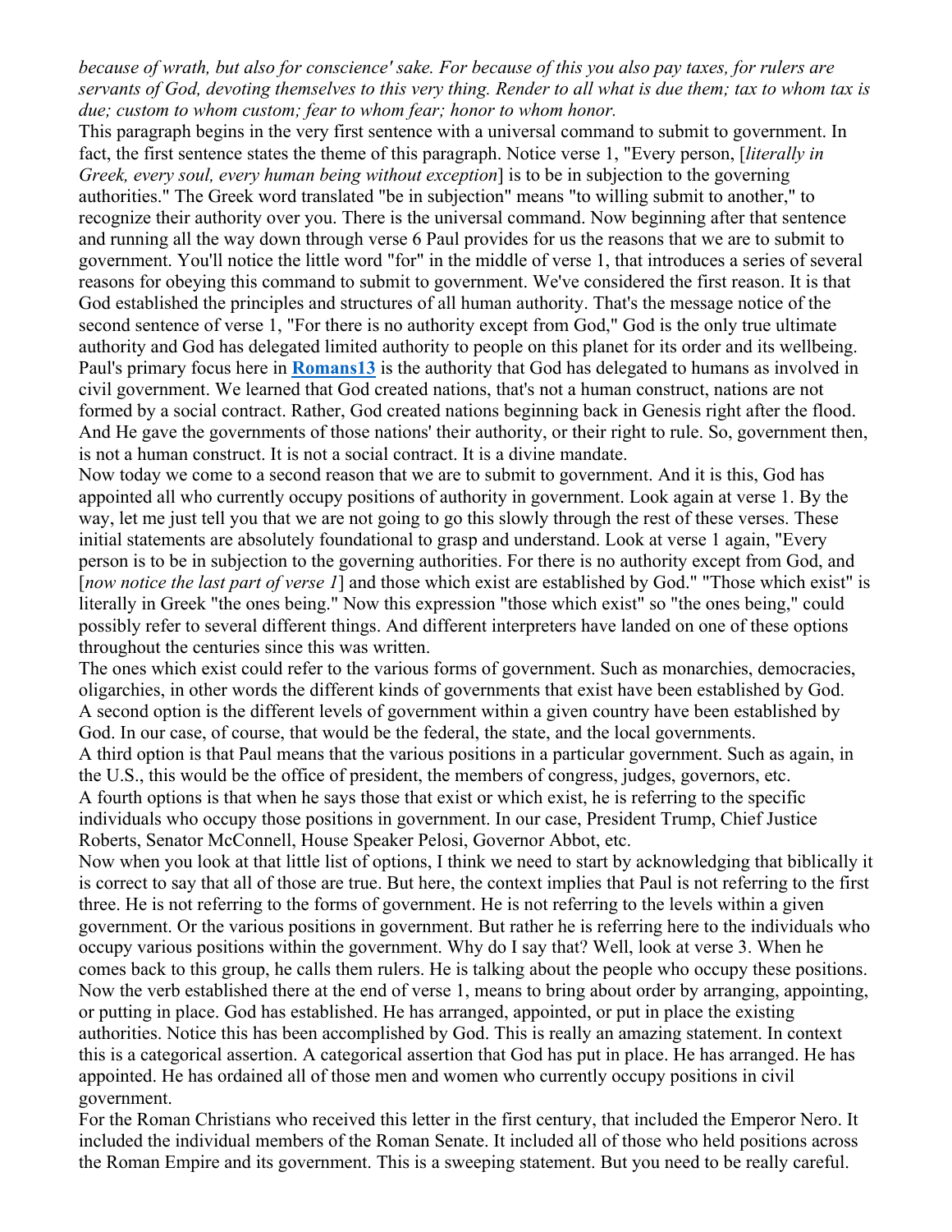*because of wrath, but also for conscience' sake. For because of this you also pay taxes, for rulers are servants of God, devoting themselves to this very thing. Render to all what is due them; tax to whom tax is due; custom to whom custom; fear to whom fear; honor to whom honor.*

This paragraph begins in the very first sentence with a universal command to submit to government. In fact, the first sentence states the theme of this paragraph. Notice verse 1, "Every person, [*literally in Greek, every soul, every human being without exception*] is to be in subjection to the governing authorities." The Greek word translated "be in subjection" means "to willing submit to another," to recognize their authority over you. There is the universal command. Now beginning after that sentence and running all the way down through verse 6 Paul provides for us the reasons that we are to submit to government. You'll notice the little word "for" in the middle of verse 1, that introduces a series of several reasons for obeying this command to submit to government. We've considered the first reason. It is that God established the principles and structures of all human authority. That's the message notice of the second sentence of verse 1, "For there is no authority except from God," God is the only true ultimate authority and God has delegated limited authority to people on this planet for its order and its wellbeing. Paul's primary focus here in **Romans13** is the authority that God has delegated to humans as involved in civil government. We learned that God created nations, that's not a human construct, nations are not formed by a social contract. Rather, God created nations beginning back in Genesis right after the flood. And He gave the governments of those nations' their authority, or their right to rule. So, government then, is not a human construct. It is not a social contract. It is a divine mandate.

Now today we come to a second reason that we are to submit to government. And it is this, God has appointed all who currently occupy positions of authority in government. Look again at verse 1. By the way, let me just tell you that we are not going to go this slowly through the rest of these verses. These initial statements are absolutely foundational to grasp and understand. Look at verse 1 again, "Every person is to be in subjection to the governing authorities. For there is no authority except from God, and [*now notice the last part of verse 1*] and those which exist are established by God." "Those which exist" is literally in Greek "the ones being." Now this expression "those which exist" so "the ones being," could possibly refer to several different things. And different interpreters have landed on one of these options throughout the centuries since this was written.

The ones which exist could refer to the various forms of government. Such as monarchies, democracies, oligarchies, in other words the different kinds of governments that exist have been established by God.

A second option is the different levels of government within a given country have been established by God. In our case, of course, that would be the federal, the state, and the local governments.

A third option is that Paul means that the various positions in a particular government. Such as again, in the U.S., this would be the office of president, the members of congress, judges, governors, etc.

A fourth options is that when he says those that exist or which exist, he is referring to the specific individuals who occupy those positions in government. In our case, President Trump, Chief Justice Roberts, Senator McConnell, House Speaker Pelosi, Governor Abbot, etc.

Now when you look at that little list of options, I think we need to start by acknowledging that biblically it is correct to say that all of those are true. But here, the context implies that Paul is not referring to the first three. He is not referring to the forms of government. He is not referring to the levels within a given government. Or the various positions in government. But rather he is referring here to the individuals who occupy various positions within the government. Why do I say that? Well, look at verse 3. When he comes back to this group, he calls them rulers. He is talking about the people who occupy these positions. Now the verb established there at the end of verse 1, means to bring about order by arranging, appointing, or putting in place. God has established. He has arranged, appointed, or put in place the existing authorities. Notice this has been accomplished by God. This is really an amazing statement. In context this is a categorical assertion. A categorical assertion that God has put in place. He has arranged. He has appointed. He has ordained all of those men and women who currently occupy positions in civil government.

For the Roman Christians who received this letter in the first century, that included the Emperor Nero. It included the individual members of the Roman Senate. It included all of those who held positions across the Roman Empire and its government. This is a sweeping statement. But you need to be really careful.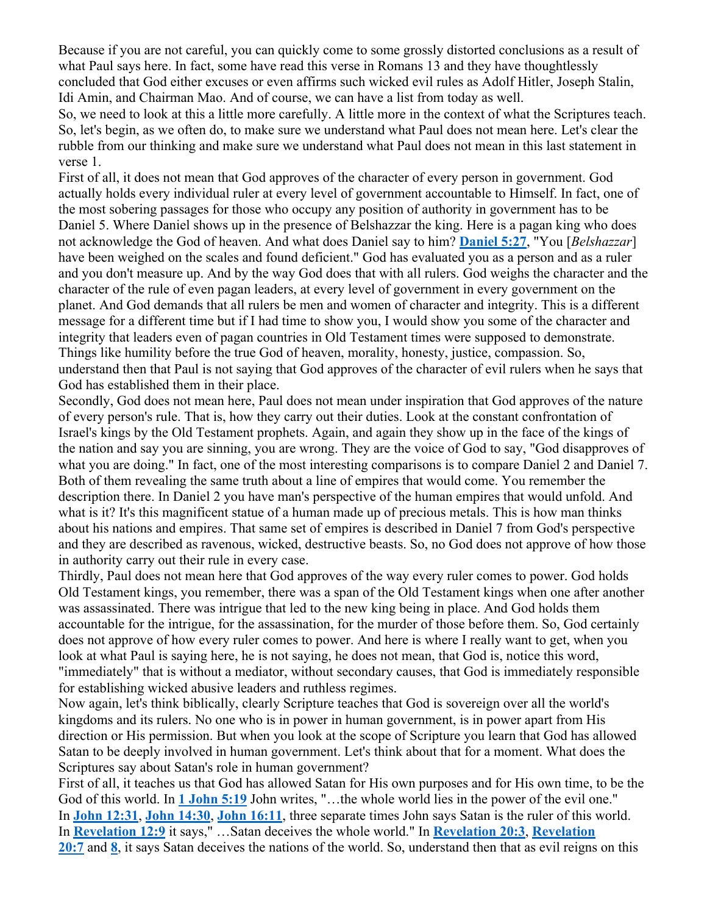Because if you are not careful, you can quickly come to some grossly distorted conclusions as a result of what Paul says here. In fact, some have read this verse in Romans 13 and they have thoughtlessly concluded that God either excuses or even affirms such wicked evil rules as Adolf Hitler, Joseph Stalin, Idi Amin, and Chairman Mao. And of course, we can have a list from today as well.

So, we need to look at this a little more carefully. A little more in the context of what the Scriptures teach. So, let's begin, as we often do, to make sure we understand what Paul does not mean here. Let's clear the rubble from our thinking and make sure we understand what Paul does not mean in this last statement in verse 1.

First of all, it does not mean that God approves of the character of every person in government. God actually holds every individual ruler at every level of government accountable to Himself. In fact, one of the most sobering passages for those who occupy any position of authority in government has to be Daniel 5. Where Daniel shows up in the presence of Belshazzar the king. Here is a pagan king who does not acknowledge the God of heaven. And what does Daniel say to him? **Daniel 5:27**, "You [*Belshazzar*] have been weighed on the scales and found deficient." God has evaluated you as a person and as a ruler and you don't measure up. And by the way God does that with all rulers. God weighs the character and the character of the rule of even pagan leaders, at every level of government in every government on the planet. And God demands that all rulers be men and women of character and integrity. This is a different message for a different time but if I had time to show you, I would show you some of the character and integrity that leaders even of pagan countries in Old Testament times were supposed to demonstrate. Things like humility before the true God of heaven, morality, honesty, justice, compassion. So, understand then that Paul is not saying that God approves of the character of evil rulers when he says that God has established them in their place.

Secondly, God does not mean here, Paul does not mean under inspiration that God approves of the nature of every person's rule. That is, how they carry out their duties. Look at the constant confrontation of Israel's kings by the Old Testament prophets. Again, and again they show up in the face of the kings of the nation and say you are sinning, you are wrong. They are the voice of God to say, "God disapproves of what you are doing." In fact, one of the most interesting comparisons is to compare Daniel 2 and Daniel 7. Both of them revealing the same truth about a line of empires that would come. You remember the description there. In Daniel 2 you have man's perspective of the human empires that would unfold. And what is it? It's this magnificent statue of a human made up of precious metals. This is how man thinks about his nations and empires. That same set of empires is described in Daniel 7 from God's perspective and they are described as ravenous, wicked, destructive beasts. So, no God does not approve of how those in authority carry out their rule in every case.

Thirdly, Paul does not mean here that God approves of the way every ruler comes to power. God holds Old Testament kings, you remember, there was a span of the Old Testament kings when one after another was assassinated. There was intrigue that led to the new king being in place. And God holds them accountable for the intrigue, for the assassination, for the murder of those before them. So, God certainly does not approve of how every ruler comes to power. And here is where I really want to get, when you look at what Paul is saying here, he is not saying, he does not mean, that God is, notice this word, "immediately" that is without a mediator, without secondary causes, that God is immediately responsible for establishing wicked abusive leaders and ruthless regimes.

Now again, let's think biblically, clearly Scripture teaches that God is sovereign over all the world's kingdoms and its rulers. No one who is in power in human government, is in power apart from His direction or His permission. But when you look at the scope of Scripture you learn that God has allowed Satan to be deeply involved in human government. Let's think about that for a moment. What does the Scriptures say about Satan's role in human government?

First of all, it teaches us that God has allowed Satan for His own purposes and for His own time, to be the God of this world. In **1 John 5:19** John writes, "…the whole world lies in the power of the evil one." In **John 12:31**, **John 14:30**, **John 16:11**, three separate times John says Satan is the ruler of this world. In **Revelation 12:9** it says," …Satan deceives the whole world." In **Revelation 20:3**, **Revelation 20:7** and **8**, it says Satan deceives the nations of the world. So, understand then that as evil reigns on this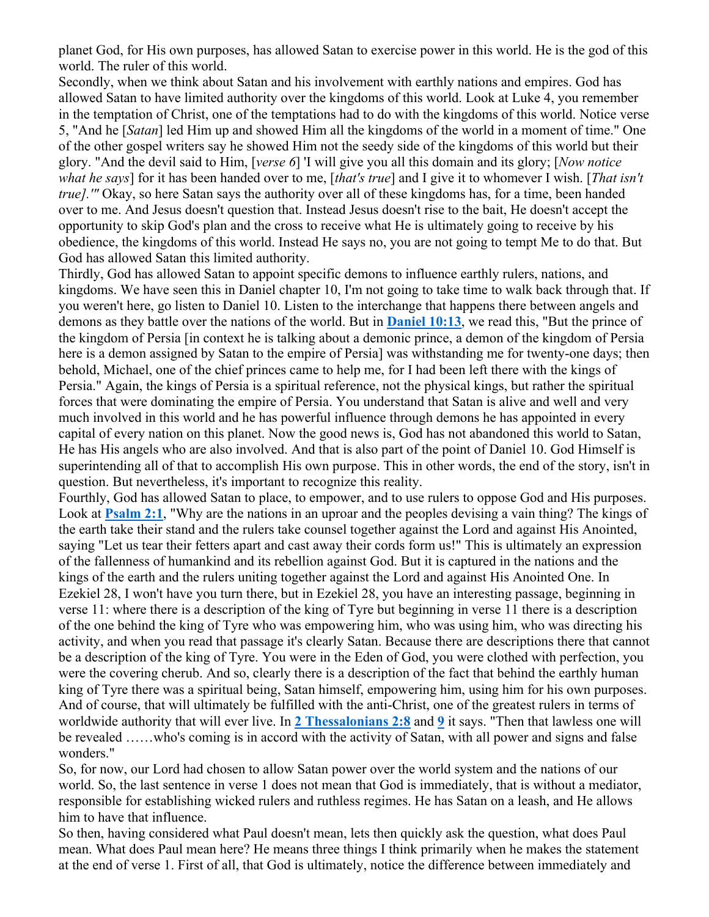planet God, for His own purposes, has allowed Satan to exercise power in this world. He is the god of this world. The ruler of this world.

Secondly, when we think about Satan and his involvement with earthly nations and empires. God has allowed Satan to have limited authority over the kingdoms of this world. Look at Luke 4, you remember in the temptation of Christ, one of the temptations had to do with the kingdoms of this world. Notice verse 5, "And he [*Satan*] led Him up and showed Him all the kingdoms of the world in a moment of time." One of the other gospel writers say he showed Him not the seedy side of the kingdoms of this world but their glory. "And the devil said to Him, [*verse 6*] 'I will give you all this domain and its glory; [*Now notice what he says*] for it has been handed over to me, [*that's true*] and I give it to whomever I wish. [*That isn't true].'"* Okay, so here Satan says the authority over all of these kingdoms has, for a time, been handed over to me. And Jesus doesn't question that. Instead Jesus doesn't rise to the bait, He doesn't accept the opportunity to skip God's plan and the cross to receive what He is ultimately going to receive by his obedience, the kingdoms of this world. Instead He says no, you are not going to tempt Me to do that. But God has allowed Satan this limited authority.

Thirdly, God has allowed Satan to appoint specific demons to influence earthly rulers, nations, and kingdoms. We have seen this in Daniel chapter 10, I'm not going to take time to walk back through that. If you weren't here, go listen to Daniel 10. Listen to the interchange that happens there between angels and demons as they battle over the nations of the world. But in **Daniel 10:13**, we read this, "But the prince of the kingdom of Persia [in context he is talking about a demonic prince, a demon of the kingdom of Persia here is a demon assigned by Satan to the empire of Persia] was withstanding me for twenty-one days; then behold, Michael, one of the chief princes came to help me, for I had been left there with the kings of Persia." Again, the kings of Persia is a spiritual reference, not the physical kings, but rather the spiritual forces that were dominating the empire of Persia. You understand that Satan is alive and well and very much involved in this world and he has powerful influence through demons he has appointed in every capital of every nation on this planet. Now the good news is, God has not abandoned this world to Satan, He has His angels who are also involved. And that is also part of the point of Daniel 10. God Himself is superintending all of that to accomplish His own purpose. This in other words, the end of the story, isn't in question. But nevertheless, it's important to recognize this reality.

Fourthly, God has allowed Satan to place, to empower, and to use rulers to oppose God and His purposes. Look at **Psalm 2:1**, "Why are the nations in an uproar and the peoples devising a vain thing? The kings of the earth take their stand and the rulers take counsel together against the Lord and against His Anointed, saying "Let us tear their fetters apart and cast away their cords form us!" This is ultimately an expression of the fallenness of humankind and its rebellion against God. But it is captured in the nations and the kings of the earth and the rulers uniting together against the Lord and against His Anointed One. In Ezekiel 28, I won't have you turn there, but in Ezekiel 28, you have an interesting passage, beginning in verse 11: where there is a description of the king of Tyre but beginning in verse 11 there is a description of the one behind the king of Tyre who was empowering him, who was using him, who was directing his activity, and when you read that passage it's clearly Satan. Because there are descriptions there that cannot be a description of the king of Tyre. You were in the Eden of God, you were clothed with perfection, you were the covering cherub. And so, clearly there is a description of the fact that behind the earthly human king of Tyre there was a spiritual being, Satan himself, empowering him, using him for his own purposes. And of course, that will ultimately be fulfilled with the anti-Christ, one of the greatest rulers in terms of worldwide authority that will ever live. In **2 Thessalonians 2:8** and **9** it says. "Then that lawless one will be revealed ……who's coming is in accord with the activity of Satan, with all power and signs and false wonders."

So, for now, our Lord had chosen to allow Satan power over the world system and the nations of our world. So, the last sentence in verse 1 does not mean that God is immediately, that is without a mediator, responsible for establishing wicked rulers and ruthless regimes. He has Satan on a leash, and He allows him to have that influence.

So then, having considered what Paul doesn't mean, lets then quickly ask the question, what does Paul mean. What does Paul mean here? He means three things I think primarily when he makes the statement at the end of verse 1. First of all, that God is ultimately, notice the difference between immediately and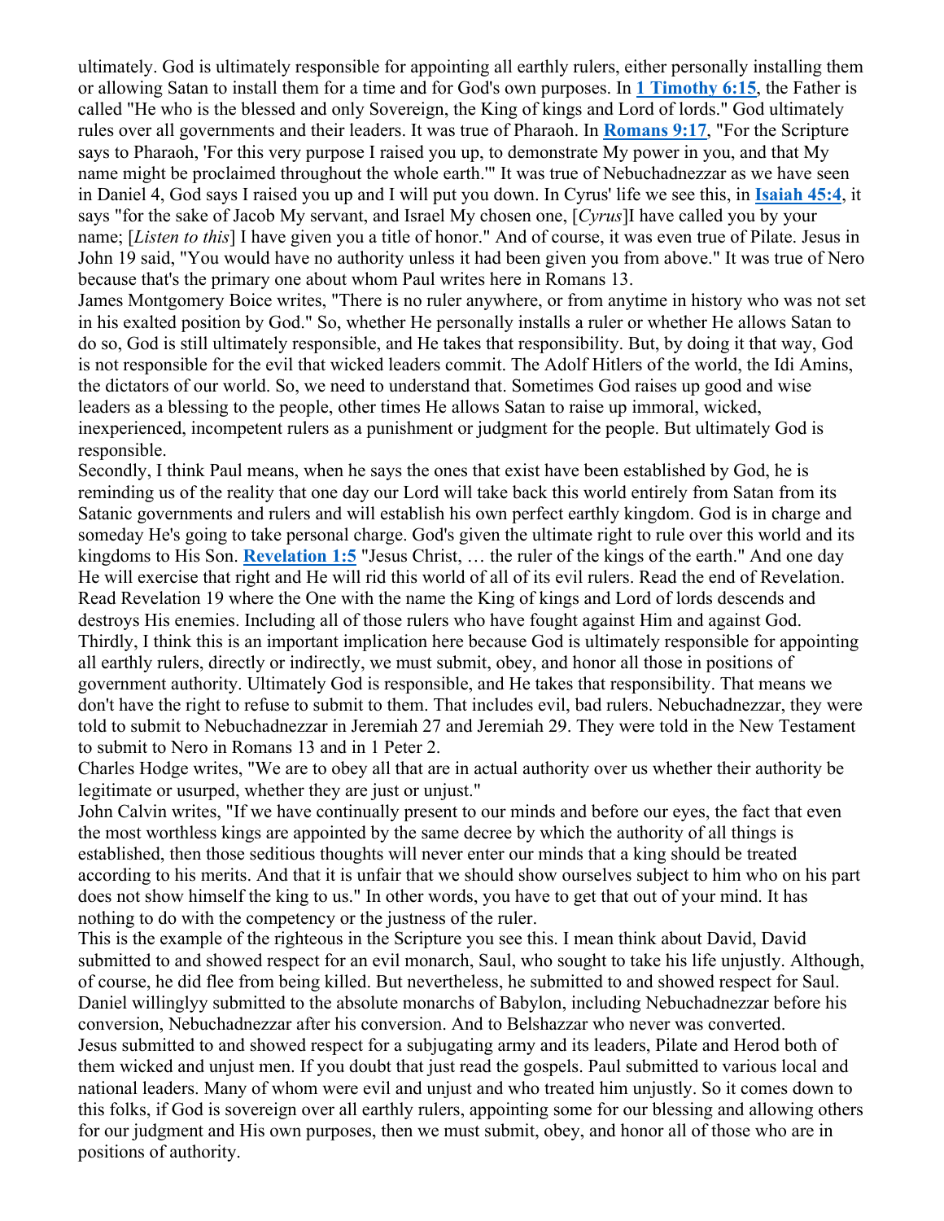ultimately. God is ultimately responsible for appointing all earthly rulers, either personally installing them or allowing Satan to install them for a time and for God's own purposes. In **1 Timothy 6:15**, the Father is called "He who is the blessed and only Sovereign, the King of kings and Lord of lords." God ultimately rules over all governments and their leaders. It was true of Pharaoh. In **Romans 9:17**, "For the Scripture says to Pharaoh, 'For this very purpose I raised you up, to demonstrate My power in you, and that My name might be proclaimed throughout the whole earth.'" It was true of Nebuchadnezzar as we have seen in Daniel 4, God says I raised you up and I will put you down. In Cyrus' life we see this, in **Isaiah 45:4**, it says "for the sake of Jacob My servant, and Israel My chosen one, [*Cyrus*]I have called you by your name; [*Listen to this*] I have given you a title of honor." And of course, it was even true of Pilate. Jesus in John 19 said, "You would have no authority unless it had been given you from above." It was true of Nero because that's the primary one about whom Paul writes here in Romans 13.

James Montgomery Boice writes, "There is no ruler anywhere, or from anytime in history who was not set in his exalted position by God." So, whether He personally installs a ruler or whether He allows Satan to do so, God is still ultimately responsible, and He takes that responsibility. But, by doing it that way, God is not responsible for the evil that wicked leaders commit. The Adolf Hitlers of the world, the Idi Amins, the dictators of our world. So, we need to understand that. Sometimes God raises up good and wise leaders as a blessing to the people, other times He allows Satan to raise up immoral, wicked, inexperienced, incompetent rulers as a punishment or judgment for the people. But ultimately God is responsible.

Secondly, I think Paul means, when he says the ones that exist have been established by God, he is reminding us of the reality that one day our Lord will take back this world entirely from Satan from its Satanic governments and rulers and will establish his own perfect earthly kingdom. God is in charge and someday He's going to take personal charge. God's given the ultimate right to rule over this world and its kingdoms to His Son. **Revelation 1:5** "Jesus Christ, … the ruler of the kings of the earth." And one day He will exercise that right and He will rid this world of all of its evil rulers. Read the end of Revelation. Read Revelation 19 where the One with the name the King of kings and Lord of lords descends and destroys His enemies. Including all of those rulers who have fought against Him and against God.

Thirdly, I think this is an important implication here because God is ultimately responsible for appointing all earthly rulers, directly or indirectly, we must submit, obey, and honor all those in positions of government authority. Ultimately God is responsible, and He takes that responsibility. That means we don't have the right to refuse to submit to them. That includes evil, bad rulers. Nebuchadnezzar, they were told to submit to Nebuchadnezzar in Jeremiah 27 and Jeremiah 29. They were told in the New Testament to submit to Nero in Romans 13 and in 1 Peter 2.

Charles Hodge writes, "We are to obey all that are in actual authority over us whether their authority be legitimate or usurped, whether they are just or unjust."

John Calvin writes, "If we have continually present to our minds and before our eyes, the fact that even the most worthless kings are appointed by the same decree by which the authority of all things is established, then those seditious thoughts will never enter our minds that a king should be treated according to his merits. And that it is unfair that we should show ourselves subject to him who on his part does not show himself the king to us." In other words, you have to get that out of your mind. It has nothing to do with the competency or the justness of the ruler.

This is the example of the righteous in the Scripture you see this. I mean think about David, David submitted to and showed respect for an evil monarch, Saul, who sought to take his life unjustly. Although, of course, he did flee from being killed. But nevertheless, he submitted to and showed respect for Saul. Daniel willinglyy submitted to the absolute monarchs of Babylon, including Nebuchadnezzar before his conversion, Nebuchadnezzar after his conversion. And to Belshazzar who never was converted.

Jesus submitted to and showed respect for a subjugating army and its leaders, Pilate and Herod both of them wicked and unjust men. If you doubt that just read the gospels. Paul submitted to various local and national leaders. Many of whom were evil and unjust and who treated him unjustly. So it comes down to this folks, if God is sovereign over all earthly rulers, appointing some for our blessing and allowing others for our judgment and His own purposes, then we must submit, obey, and honor all of those who are in positions of authority.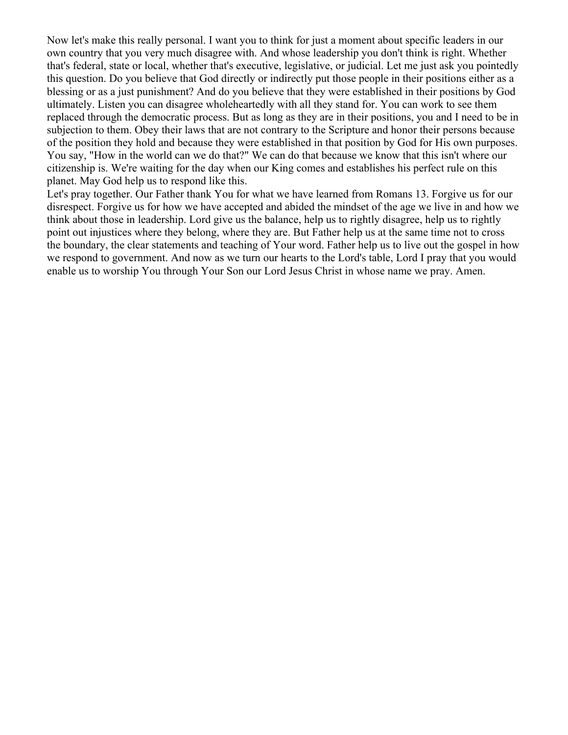Now let's make this really personal. I want you to think for just a moment about specific leaders in our own country that you very much disagree with. And whose leadership you don't think is right. Whether that's federal, state or local, whether that's executive, legislative, or judicial. Let me just ask you pointedly this question. Do you believe that God directly or indirectly put those people in their positions either as a blessing or as a just punishment? And do you believe that they were established in their positions by God ultimately. Listen you can disagree wholeheartedly with all they stand for. You can work to see them replaced through the democratic process. But as long as they are in their positions, you and I need to be in subjection to them. Obey their laws that are not contrary to the Scripture and honor their persons because of the position they hold and because they were established in that position by God for His own purposes. You say, "How in the world can we do that?" We can do that because we know that this isn't where our citizenship is. We're waiting for the day when our King comes and establishes his perfect rule on this planet. May God help us to respond like this.

Let's pray together. Our Father thank You for what we have learned from Romans 13. Forgive us for our disrespect. Forgive us for how we have accepted and abided the mindset of the age we live in and how we think about those in leadership. Lord give us the balance, help us to rightly disagree, help us to rightly point out injustices where they belong, where they are. But Father help us at the same time not to cross the boundary, the clear statements and teaching of Your word. Father help us to live out the gospel in how we respond to government. And now as we turn our hearts to the Lord's table, Lord I pray that you would enable us to worship You through Your Son our Lord Jesus Christ in whose name we pray. Amen.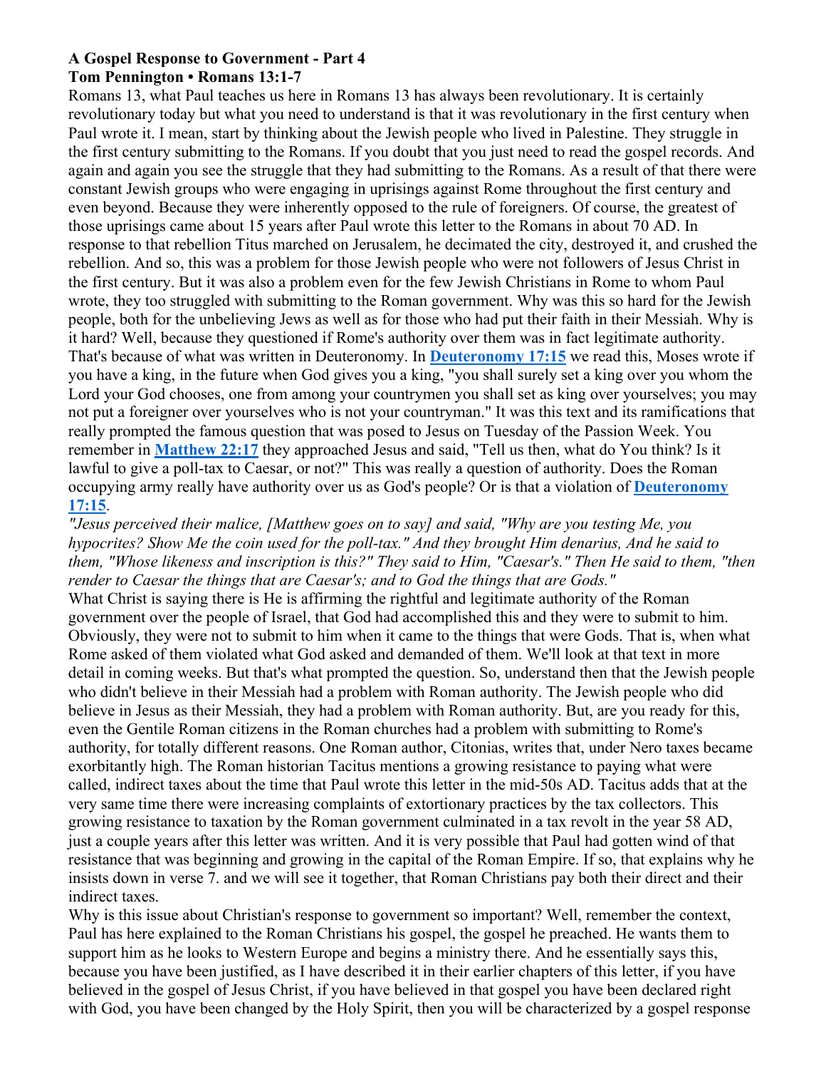**A Gospel Response to Government - Part 4**
**Tom Pennington • Romans 13:1-7**

Romans 13, what Paul teaches us here in Romans 13 has always been revolutionary. It is certainly revolutionary today but what you need to understand is that it was revolutionary in the first century when Paul wrote it. I mean, start by thinking about the Jewish people who lived in Palestine. They struggle in the first century submitting to the Romans. If you doubt that you just need to read the gospel records. And again and again you see the struggle that they had submitting to the Romans. As a result of that there were constant Jewish groups who were engaging in uprisings against Rome throughout the first century and even beyond. Because they were inherently opposed to the rule of foreigners. Of course, the greatest of those uprisings came about 15 years after Paul wrote this letter to the Romans in about 70 AD. In response to that rebellion Titus marched on Jerusalem, he decimated the city, destroyed it, and crushed the rebellion. And so, this was a problem for those Jewish people who were not followers of Jesus Christ in the first century. But it was also a problem even for the few Jewish Christians in Rome to whom Paul wrote, they too struggled with submitting to the Roman government. Why was this so hard for the Jewish people, both for the unbelieving Jews as well as for those who had put their faith in their Messiah. Why is it hard? Well, because they questioned if Rome's authority over them was in fact legitimate authority. That's because of what was written in Deuteronomy. In **Deuteronomy 17:15** we read this, Moses wrote if you have a king, in the future when God gives you a king, "you shall surely set a king over you whom the Lord your God chooses, one from among your countrymen you shall set as king over yourselves; you may not put a foreigner over yourselves who is not your countryman." It was this text and its ramifications that really prompted the famous question that was posed to Jesus on Tuesday of the Passion Week. You remember in **Matthew 22:17** they approached Jesus and said, "Tell us then, what do You think? Is it lawful to give a poll-tax to Caesar, or not?" This was really a question of authority. Does the Roman occupying army really have authority over us as God's people? Or is that a violation of **Deuteronomy 17:15**.

*"Jesus perceived their malice, [Matthew goes on to say] and said, "Why are you testing Me, you hypocrites? Show Me the coin used for the poll-tax." And they brought Him denarius, And he said to them, "Whose likeness and inscription is this?" They said to Him, "Caesar's." Then He said to them, "then render to Caesar the things that are Caesar's; and to God the things that are Gods."*

What Christ is saying there is He is affirming the rightful and legitimate authority of the Roman government over the people of Israel, that God had accomplished this and they were to submit to him. Obviously, they were not to submit to him when it came to the things that were Gods. That is, when what Rome asked of them violated what God asked and demanded of them. We'll look at that text in more detail in coming weeks. But that's what prompted the question. So, understand then that the Jewish people who didn't believe in their Messiah had a problem with Roman authority. The Jewish people who did believe in Jesus as their Messiah, they had a problem with Roman authority. But, are you ready for this, even the Gentile Roman citizens in the Roman churches had a problem with submitting to Rome's authority, for totally different reasons. One Roman author, Citonias, writes that, under Nero taxes became exorbitantly high. The Roman historian Tacitus mentions a growing resistance to paying what were called, indirect taxes about the time that Paul wrote this letter in the mid-50s AD. Tacitus adds that at the very same time there were increasing complaints of extortionary practices by the tax collectors. This growing resistance to taxation by the Roman government culminated in a tax revolt in the year 58 AD, just a couple years after this letter was written. And it is very possible that Paul had gotten wind of that resistance that was beginning and growing in the capital of the Roman Empire. If so, that explains why he insists down in verse 7. and we will see it together, that Roman Christians pay both their direct and their indirect taxes.

Why is this issue about Christian's response to government so important? Well, remember the context, Paul has here explained to the Roman Christians his gospel, the gospel he preached. He wants them to support him as he looks to Western Europe and begins a ministry there. And he essentially says this, because you have been justified, as I have described it in their earlier chapters of this letter, if you have believed in the gospel of Jesus Christ, if you have believed in that gospel you have been declared right with God, you have been changed by the Holy Spirit, then you will be characterized by a gospel response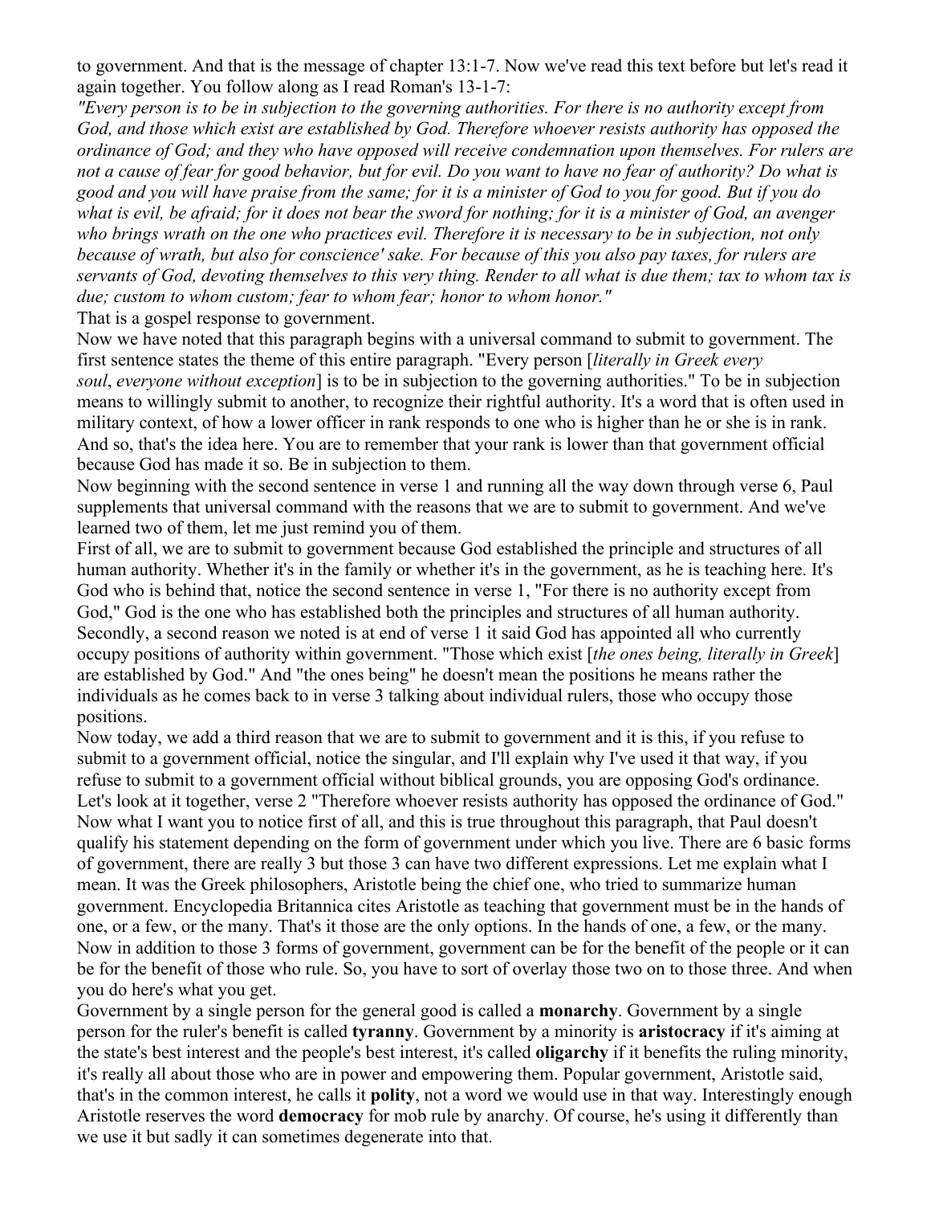to government. And that is the message of chapter 13:1-7. Now we've read this text before but let's read it again together. You follow along as I read Roman's 13-1-7:

*"Every person is to be in subjection to the governing authorities. For there is no authority except from God, and those which exist are established by God. Therefore whoever resists authority has opposed the ordinance of God; and they who have opposed will receive condemnation upon themselves. For rulers are not a cause of fear for good behavior, but for evil. Do you want to have no fear of authority? Do what is good and you will have praise from the same; for it is a minister of God to you for good. But if you do what is evil, be afraid; for it does not bear the sword for nothing; for it is a minister of God, an avenger who brings wrath on the one who practices evil. Therefore it is necessary to be in subjection, not only because of wrath, but also for conscience' sake. For because of this you also pay taxes, for rulers are servants of God, devoting themselves to this very thing. Render to all what is due them; tax to whom tax is due; custom to whom custom; fear to whom fear; honor to whom honor."*

That is a gospel response to government.

Now we have noted that this paragraph begins with a universal command to submit to government. The first sentence states the theme of this entire paragraph. "Every person [*literally in Greek every soul*, *everyone without exception*] is to be in subjection to the governing authorities." To be in subjection means to willingly submit to another, to recognize their rightful authority. It's a word that is often used in military context, of how a lower officer in rank responds to one who is higher than he or she is in rank. And so, that's the idea here. You are to remember that your rank is lower than that government official because God has made it so. Be in subjection to them.

Now beginning with the second sentence in verse 1 and running all the way down through verse 6, Paul supplements that universal command with the reasons that we are to submit to government. And we've learned two of them, let me just remind you of them.

First of all, we are to submit to government because God established the principle and structures of all human authority. Whether it's in the family or whether it's in the government, as he is teaching here. It's God who is behind that, notice the second sentence in verse 1, "For there is no authority except from God," God is the one who has established both the principles and structures of all human authority.

Secondly, a second reason we noted is at end of verse 1 it said God has appointed all who currently occupy positions of authority within government. "Those which exist [*the ones being, literally in Greek*] are established by God." And "the ones being" he doesn't mean the positions he means rather the individuals as he comes back to in verse 3 talking about individual rulers, those who occupy those positions.

Now today, we add a third reason that we are to submit to government and it is this, if you refuse to submit to a government official, notice the singular, and I'll explain why I've used it that way, if you refuse to submit to a government official without biblical grounds, you are opposing God's ordinance. Let's look at it together, verse 2 "Therefore whoever resists authority has opposed the ordinance of God." Now what I want you to notice first of all, and this is true throughout this paragraph, that Paul doesn't qualify his statement depending on the form of government under which you live. There are 6 basic forms of government, there are really 3 but those 3 can have two different expressions. Let me explain what I mean. It was the Greek philosophers, Aristotle being the chief one, who tried to summarize human government. Encyclopedia Britannica cites Aristotle as teaching that government must be in the hands of one, or a few, or the many. That's it those are the only options. In the hands of one, a few, or the many. Now in addition to those 3 forms of government, government can be for the benefit of the people or it can be for the benefit of those who rule. So, you have to sort of overlay those two on to those three. And when you do here's what you get.

Government by a single person for the general good is called a **monarchy**. Government by a single person for the ruler's benefit is called **tyranny**. Government by a minority is **aristocracy** if it's aiming at the state's best interest and the people's best interest, it's called **oligarchy** if it benefits the ruling minority, it's really all about those who are in power and empowering them. Popular government, Aristotle said, that's in the common interest, he calls it **polity**, not a word we would use in that way. Interestingly enough Aristotle reserves the word **democracy** for mob rule by anarchy. Of course, he's using it differently than we use it but sadly it can sometimes degenerate into that.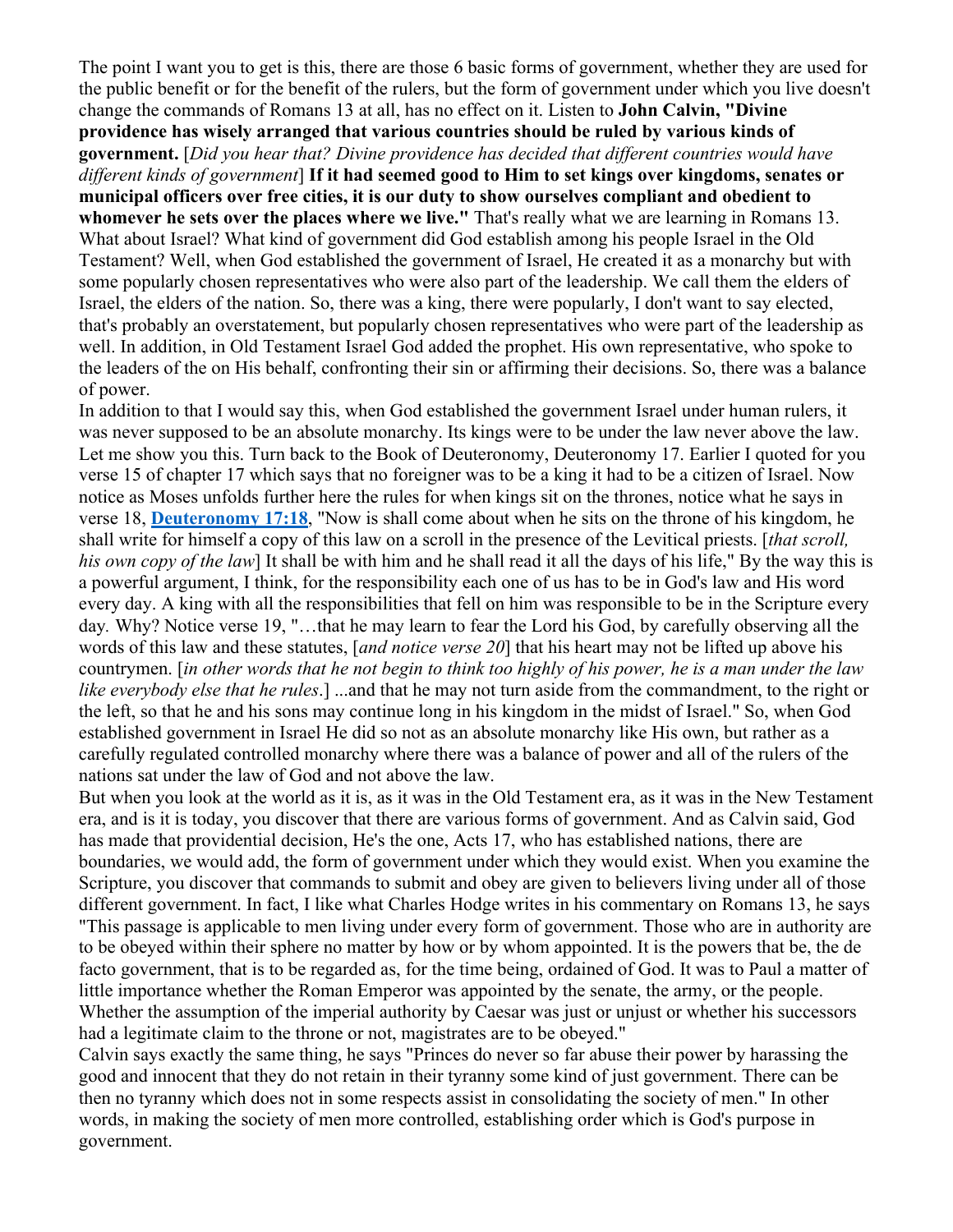The point I want you to get is this, there are those 6 basic forms of government, whether they are used for the public benefit or for the benefit of the rulers, but the form of government under which you live doesn't change the commands of Romans 13 at all, has no effect on it. Listen to **John Calvin, "Divine providence has wisely arranged that various countries should be ruled by various kinds of government.** [*Did you hear that? Divine providence has decided that different countries would have different kinds of government*] **If it had seemed good to Him to set kings over kingdoms, senates or municipal officers over free cities, it is our duty to show ourselves compliant and obedient to whomever he sets over the places where we live."** That's really what we are learning in Romans 13. What about Israel? What kind of government did God establish among his people Israel in the Old Testament? Well, when God established the government of Israel, He created it as a monarchy but with some popularly chosen representatives who were also part of the leadership. We call them the elders of Israel, the elders of the nation. So, there was a king, there were popularly, I don't want to say elected, that's probably an overstatement, but popularly chosen representatives who were part of the leadership as well. In addition, in Old Testament Israel God added the prophet. His own representative, who spoke to the leaders of the on His behalf, confronting their sin or affirming their decisions. So, there was a balance of power.

In addition to that I would say this, when God established the government Israel under human rulers, it was never supposed to be an absolute monarchy. Its kings were to be under the law never above the law. Let me show you this. Turn back to the Book of Deuteronomy, Deuteronomy 17. Earlier I quoted for you verse 15 of chapter 17 which says that no foreigner was to be a king it had to be a citizen of Israel. Now notice as Moses unfolds further here the rules for when kings sit on the thrones, notice what he says in verse 18, **Deuteronomy 17:18**, "Now is shall come about when he sits on the throne of his kingdom, he shall write for himself a copy of this law on a scroll in the presence of the Levitical priests. [*that scroll, his own copy of the law*] It shall be with him and he shall read it all the days of his life," By the way this is a powerful argument, I think, for the responsibility each one of us has to be in God's law and His word every day. A king with all the responsibilities that fell on him was responsible to be in the Scripture every day. Why? Notice verse 19, "…that he may learn to fear the Lord his God, by carefully observing all the words of this law and these statutes, [*and notice verse 20*] that his heart may not be lifted up above his countrymen. [*in other words that he not begin to think too highly of his power, he is a man under the law like everybody else that he rules*.] ...and that he may not turn aside from the commandment, to the right or the left, so that he and his sons may continue long in his kingdom in the midst of Israel." So, when God established government in Israel He did so not as an absolute monarchy like His own, but rather as a carefully regulated controlled monarchy where there was a balance of power and all of the rulers of the nations sat under the law of God and not above the law.

But when you look at the world as it is, as it was in the Old Testament era, as it was in the New Testament era, and is it is today, you discover that there are various forms of government. And as Calvin said, God has made that providential decision, He's the one, Acts 17, who has established nations, there are boundaries, we would add, the form of government under which they would exist. When you examine the Scripture, you discover that commands to submit and obey are given to believers living under all of those different government. In fact, I like what Charles Hodge writes in his commentary on Romans 13, he says "This passage is applicable to men living under every form of government. Those who are in authority are to be obeyed within their sphere no matter by how or by whom appointed. It is the powers that be, the de facto government, that is to be regarded as, for the time being, ordained of God. It was to Paul a matter of little importance whether the Roman Emperor was appointed by the senate, the army, or the people. Whether the assumption of the imperial authority by Caesar was just or unjust or whether his successors had a legitimate claim to the throne or not, magistrates are to be obeyed."

Calvin says exactly the same thing, he says "Princes do never so far abuse their power by harassing the good and innocent that they do not retain in their tyranny some kind of just government. There can be then no tyranny which does not in some respects assist in consolidating the society of men." In other words, in making the society of men more controlled, establishing order which is God's purpose in government.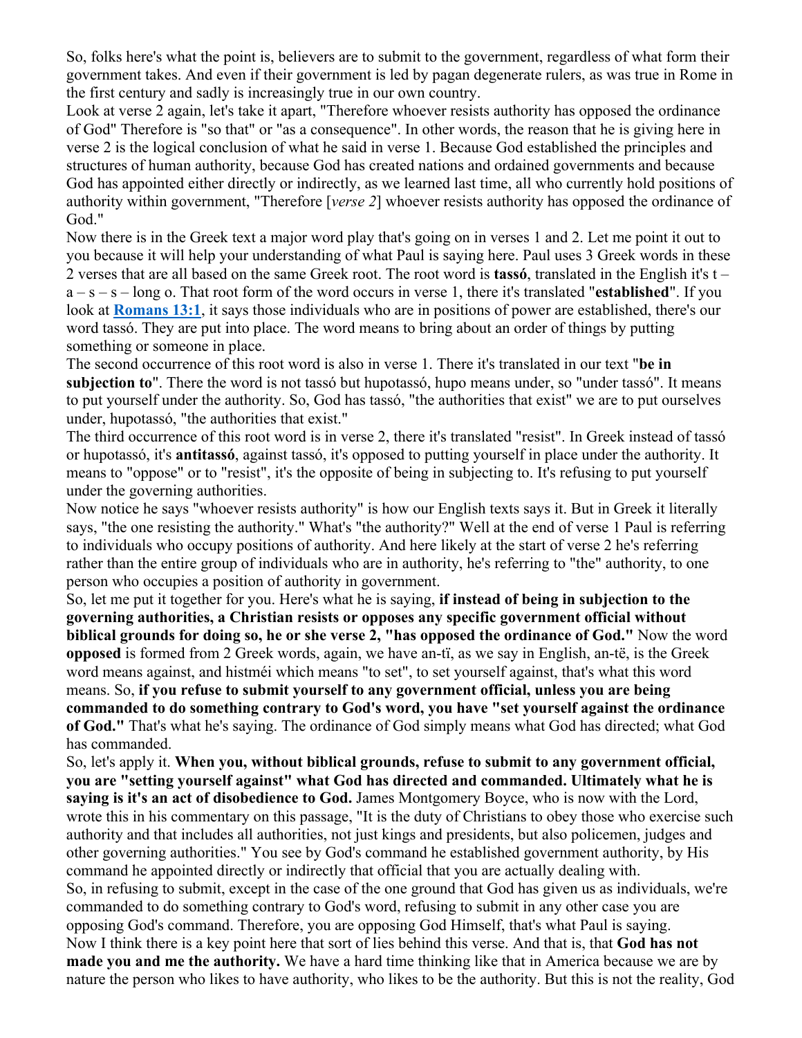So, folks here's what the point is, believers are to submit to the government, regardless of what form their government takes. And even if their government is led by pagan degenerate rulers, as was true in Rome in the first century and sadly is increasingly true in our own country.

Look at verse 2 again, let's take it apart, "Therefore whoever resists authority has opposed the ordinance of God" Therefore is "so that" or "as a consequence". In other words, the reason that he is giving here in verse 2 is the logical conclusion of what he said in verse 1. Because God established the principles and structures of human authority, because God has created nations and ordained governments and because God has appointed either directly or indirectly, as we learned last time, all who currently hold positions of authority within government, "Therefore [*verse 2*] whoever resists authority has opposed the ordinance of God."

Now there is in the Greek text a major word play that's going on in verses 1 and 2. Let me point it out to you because it will help your understanding of what Paul is saying here. Paul uses 3 Greek words in these 2 verses that are all based on the same Greek root. The root word is **tassó**, translated in the English it's t – a – s – s – long o. That root form of the word occurs in verse 1, there it's translated "**established**". If you look at **[Romans 13:1](#)**, it says those individuals who are in positions of power are established, there's our word tassó. They are put into place. The word means to bring about an order of things by putting something or someone in place.

The second occurrence of this root word is also in verse 1. There it's translated in our text "**be in subjection to**". There the word is not tassó but hupotassó, hupo means under, so "under tassó". It means to put yourself under the authority. So, God has tassó, "the authorities that exist" we are to put ourselves under, hupotassó, "the authorities that exist."

The third occurrence of this root word is in verse 2, there it's translated "resist". In Greek instead of tassó or hupotassó, it's **antitassó**, against tassó, it's opposed to putting yourself in place under the authority. It means to "oppose" or to "resist", it's the opposite of being in subjecting to. It's refusing to put yourself under the governing authorities.

Now notice he says "whoever resists authority" is how our English texts says it. But in Greek it literally says, "the one resisting the authority." What's "the authority?" Well at the end of verse 1 Paul is referring to individuals who occupy positions of authority. And here likely at the start of verse 2 he's referring rather than the entire group of individuals who are in authority, he's referring to "the" authority, to one person who occupies a position of authority in government.

So, let me put it together for you. Here's what he is saying, **if instead of being in subjection to the governing authorities, a Christian resists or opposes any specific government official without biblical grounds for doing so, he or she verse 2, "has opposed the ordinance of God."** Now the word **opposed** is formed from 2 Greek words, again, we have an-tï, as we say in English, an-të, is the Greek word means against, and histméi which means "to set", to set yourself against, that's what this word means. So, **if you refuse to submit yourself to any government official, unless you are being commanded to do something contrary to God's word, you have "set yourself against the ordinance of God."** That's what he's saying. The ordinance of God simply means what God has directed; what God has commanded.

So, let's apply it. **When you, without biblical grounds, refuse to submit to any government official, you are "setting yourself against" what God has directed and commanded. Ultimately what he is saying is it's an act of disobedience to God.** James Montgomery Boyce, who is now with the Lord, wrote this in his commentary on this passage, "It is the duty of Christians to obey those who exercise such authority and that includes all authorities, not just kings and presidents, but also policemen, judges and other governing authorities." You see by God's command he established government authority, by His command he appointed directly or indirectly that official that you are actually dealing with.

So, in refusing to submit, except in the case of the one ground that God has given us as individuals, we're commanded to do something contrary to God's word, refusing to submit in any other case you are opposing God's command. Therefore, you are opposing God Himself, that's what Paul is saying.

Now I think there is a key point here that sort of lies behind this verse. And that is, that **God has not made you and me the authority.** We have a hard time thinking like that in America because we are by nature the person who likes to have authority, who likes to be the authority. But this is not the reality, God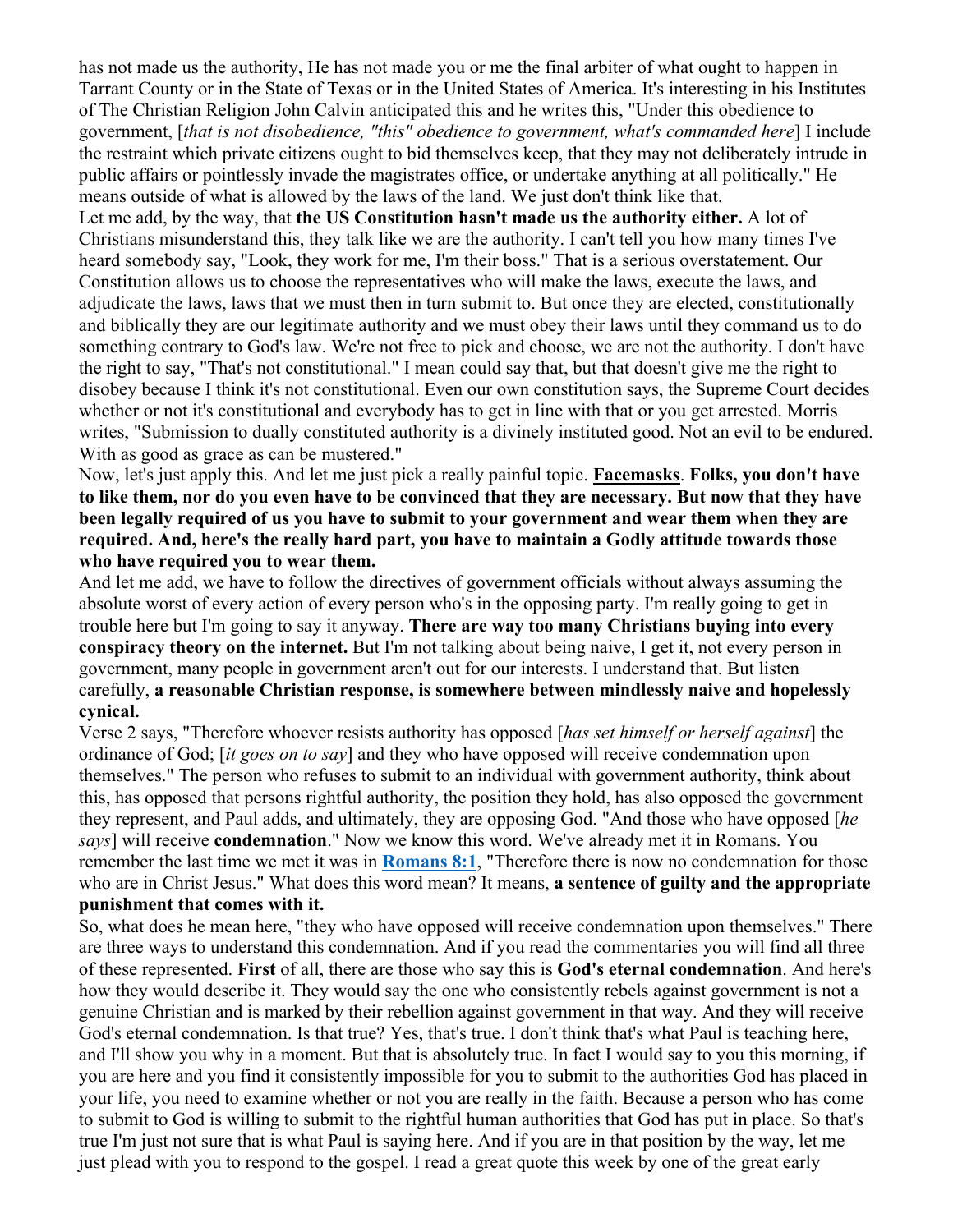has not made us the authority, He has not made you or me the final arbiter of what ought to happen in Tarrant County or in the State of Texas or in the United States of America. It's interesting in his Institutes of The Christian Religion John Calvin anticipated this and he writes this, "Under this obedience to government, [*that is not disobedience, "this" obedience to government, what's commanded here*] I include the restraint which private citizens ought to bid themselves keep, that they may not deliberately intrude in public affairs or pointlessly invade the magistrates office, or undertake anything at all politically." He means outside of what is allowed by the laws of the land. We just don't think like that.

Let me add, by the way, that **the US Constitution hasn't made us the authority either.** A lot of Christians misunderstand this, they talk like we are the authority. I can't tell you how many times I've heard somebody say, "Look, they work for me, I'm their boss." That is a serious overstatement. Our Constitution allows us to choose the representatives who will make the laws, execute the laws, and adjudicate the laws, laws that we must then in turn submit to. But once they are elected, constitutionally and biblically they are our legitimate authority and we must obey their laws until they command us to do something contrary to God's law. We're not free to pick and choose, we are not the authority. I don't have the right to say, "That's not constitutional." I mean could say that, but that doesn't give me the right to disobey because I think it's not constitutional. Even our own constitution says, the Supreme Court decides whether or not it's constitutional and everybody has to get in line with that or you get arrested. Morris writes, "Submission to dually constituted authority is a divinely instituted good. Not an evil to be endured. With as good as grace as can be mustered."

Now, let's just apply this. And let me just pick a really painful topic. **Facemasks**. **Folks, you don't have to like them, nor do you even have to be convinced that they are necessary. But now that they have been legally required of us you have to submit to your government and wear them when they are required. And, here's the really hard part, you have to maintain a Godly attitude towards those who have required you to wear them.**

And let me add, we have to follow the directives of government officials without always assuming the absolute worst of every action of every person who's in the opposing party. I'm really going to get in trouble here but I'm going to say it anyway. **There are way too many Christians buying into every conspiracy theory on the internet.** But I'm not talking about being naive, I get it, not every person in government, many people in government aren't out for our interests. I understand that. But listen carefully, **a reasonable Christian response, is somewhere between mindlessly naive and hopelessly cynical.**

Verse 2 says, "Therefore whoever resists authority has opposed [*has set himself or herself against*] the ordinance of God; [*it goes on to say*] and they who have opposed will receive condemnation upon themselves." The person who refuses to submit to an individual with government authority, think about this, has opposed that persons rightful authority, the position they hold, has also opposed the government they represent, and Paul adds, and ultimately, they are opposing God. "And those who have opposed [*he says*] will receive **condemnation**." Now we know this word. We've already met it in Romans. You remember the last time we met it was in **Romans 8:1**, "Therefore there is now no condemnation for those who are in Christ Jesus." What does this word mean? It means, **a sentence of guilty and the appropriate punishment that comes with it.**

So, what does he mean here, "they who have opposed will receive condemnation upon themselves." There are three ways to understand this condemnation. And if you read the commentaries you will find all three of these represented. **First** of all, there are those who say this is **God's eternal condemnation**. And here's how they would describe it. They would say the one who consistently rebels against government is not a genuine Christian and is marked by their rebellion against government in that way. And they will receive God's eternal condemnation. Is that true? Yes, that's true. I don't think that's what Paul is teaching here, and I'll show you why in a moment. But that is absolutely true. In fact I would say to you this morning, if you are here and you find it consistently impossible for you to submit to the authorities God has placed in your life, you need to examine whether or not you are really in the faith. Because a person who has come to submit to God is willing to submit to the rightful human authorities that God has put in place. So that's true I'm just not sure that is what Paul is saying here. And if you are in that position by the way, let me just plead with you to respond to the gospel. I read a great quote this week by one of the great early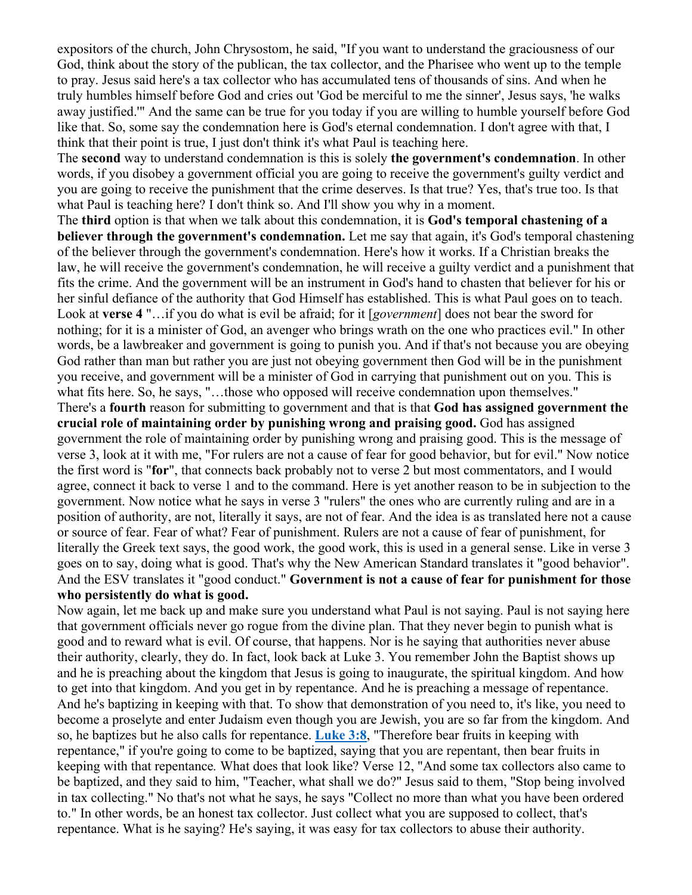expositors of the church, John Chrysostom, he said, "If you want to understand the graciousness of our God, think about the story of the publican, the tax collector, and the Pharisee who went up to the temple to pray. Jesus said here's a tax collector who has accumulated tens of thousands of sins. And when he truly humbles himself before God and cries out 'God be merciful to me the sinner', Jesus says, 'he walks away justified.'" And the same can be true for you today if you are willing to humble yourself before God like that. So, some say the condemnation here is God's eternal condemnation. I don't agree with that, I think that their point is true, I just don't think it's what Paul is teaching here.

The **second** way to understand condemnation is this is solely **the government's condemnation**. In other words, if you disobey a government official you are going to receive the government's guilty verdict and you are going to receive the punishment that the crime deserves. Is that true? Yes, that's true too. Is that what Paul is teaching here? I don't think so. And I'll show you why in a moment.

The **third** option is that when we talk about this condemnation, it is **God's temporal chastening of a believer through the government's condemnation.** Let me say that again, it's God's temporal chastening of the believer through the government's condemnation. Here's how it works. If a Christian breaks the law, he will receive the government's condemnation, he will receive a guilty verdict and a punishment that fits the crime. And the government will be an instrument in God's hand to chasten that believer for his or her sinful defiance of the authority that God Himself has established. This is what Paul goes on to teach. Look at **verse 4** "…if you do what is evil be afraid; for it [*government*] does not bear the sword for nothing; for it is a minister of God, an avenger who brings wrath on the one who practices evil." In other words, be a lawbreaker and government is going to punish you. And if that's not because you are obeying God rather than man but rather you are just not obeying government then God will be in the punishment you receive, and government will be a minister of God in carrying that punishment out on you. This is what fits here. So, he says, "…those who opposed will receive condemnation upon themselves."

There's a **fourth** reason for submitting to government and that is that **God has assigned government the crucial role of maintaining order by punishing wrong and praising good.** God has assigned government the role of maintaining order by punishing wrong and praising good. This is the message of verse 3, look at it with me, "For rulers are not a cause of fear for good behavior, but for evil." Now notice the first word is "**for**", that connects back probably not to verse 2 but most commentators, and I would agree, connect it back to verse 1 and to the command. Here is yet another reason to be in subjection to the government. Now notice what he says in verse 3 "rulers" the ones who are currently ruling and are in a position of authority, are not, literally it says, are not of fear. And the idea is as translated here not a cause or source of fear. Fear of what? Fear of punishment. Rulers are not a cause of fear of punishment, for literally the Greek text says, the good work, the good work, this is used in a general sense. Like in verse 3 goes on to say, doing what is good. That's why the New American Standard translates it "good behavior". And the ESV translates it "good conduct." **Government is not a cause of fear for punishment for those who persistently do what is good.**

Now again, let me back up and make sure you understand what Paul is not saying. Paul is not saying here that government officials never go rogue from the divine plan. That they never begin to punish what is good and to reward what is evil. Of course, that happens. Nor is he saying that authorities never abuse their authority, clearly, they do. In fact, look back at Luke 3. You remember John the Baptist shows up and he is preaching about the kingdom that Jesus is going to inaugurate, the spiritual kingdom. And how to get into that kingdom. And you get in by repentance. And he is preaching a message of repentance. And he's baptizing in keeping with that. To show that demonstration of you need to, it's like, you need to become a proselyte and enter Judaism even though you are Jewish, you are so far from the kingdom. And so, he baptizes but he also calls for repentance. **Luke 3:8**, "Therefore bear fruits in keeping with repentance," if you're going to come to be baptized, saying that you are repentant, then bear fruits in keeping with that repentance*.* What does that look like? Verse 12, "And some tax collectors also came to be baptized, and they said to him, "Teacher, what shall we do?" Jesus said to them, "Stop being involved in tax collecting." No that's not what he says, he says "Collect no more than what you have been ordered to." In other words, be an honest tax collector. Just collect what you are supposed to collect, that's repentance. What is he saying? He's saying, it was easy for tax collectors to abuse their authority.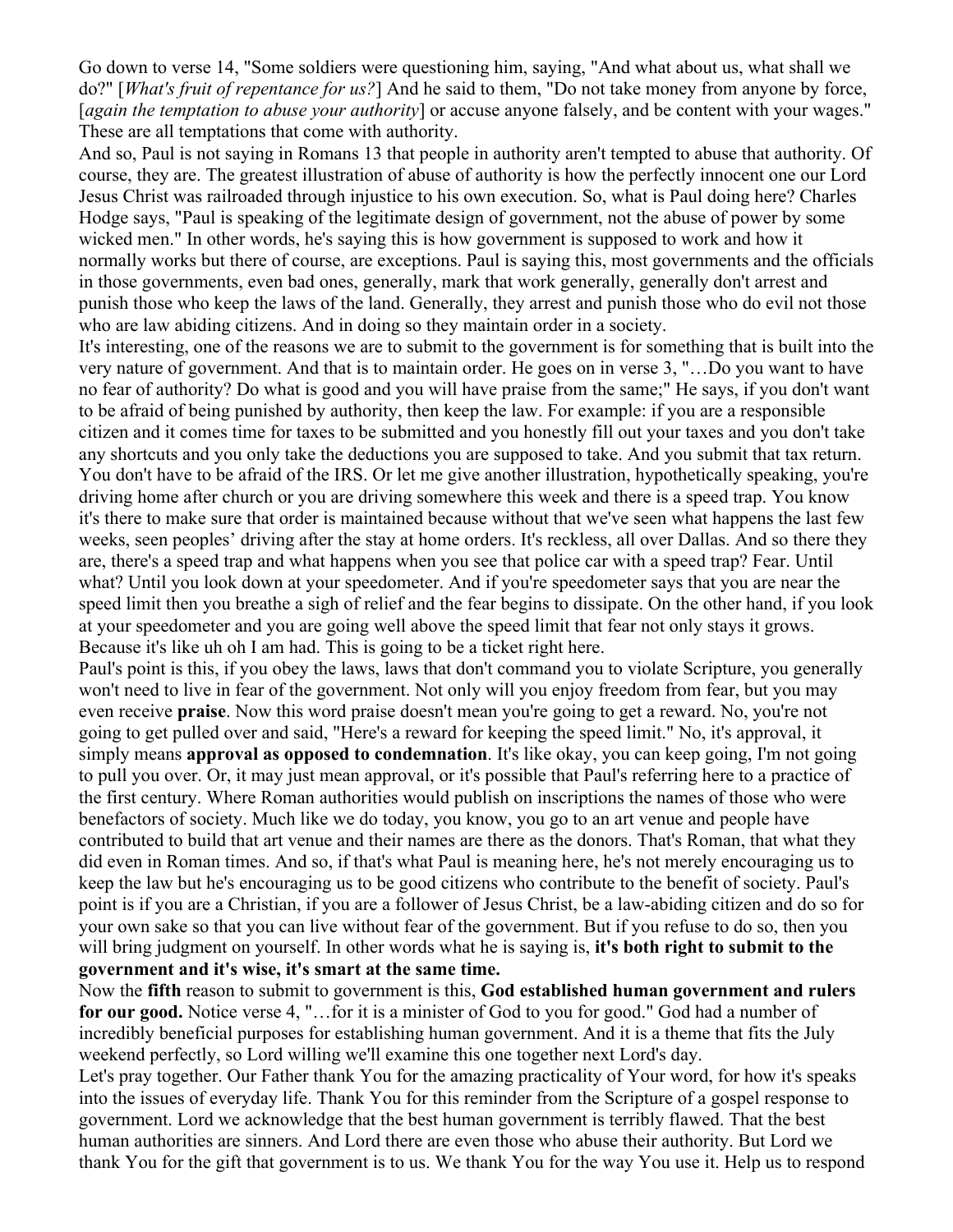Go down to verse 14, "Some soldiers were questioning him, saying, "And what about us, what shall we do?" [*What's fruit of repentance for us?*] And he said to them, "Do not take money from anyone by force, [*again the temptation to abuse your authority*] or accuse anyone falsely, and be content with your wages." These are all temptations that come with authority.

And so, Paul is not saying in Romans 13 that people in authority aren't tempted to abuse that authority. Of course, they are. The greatest illustration of abuse of authority is how the perfectly innocent one our Lord Jesus Christ was railroaded through injustice to his own execution. So, what is Paul doing here? Charles Hodge says, "Paul is speaking of the legitimate design of government, not the abuse of power by some wicked men." In other words, he's saying this is how government is supposed to work and how it normally works but there of course, are exceptions. Paul is saying this, most governments and the officials in those governments, even bad ones, generally, mark that work generally, generally don't arrest and punish those who keep the laws of the land. Generally, they arrest and punish those who do evil not those who are law abiding citizens. And in doing so they maintain order in a society.

It's interesting, one of the reasons we are to submit to the government is for something that is built into the very nature of government. And that is to maintain order. He goes on in verse 3, "…Do you want to have no fear of authority? Do what is good and you will have praise from the same;" He says, if you don't want to be afraid of being punished by authority, then keep the law. For example: if you are a responsible citizen and it comes time for taxes to be submitted and you honestly fill out your taxes and you don't take any shortcuts and you only take the deductions you are supposed to take. And you submit that tax return. You don't have to be afraid of the IRS. Or let me give another illustration, hypothetically speaking, you're driving home after church or you are driving somewhere this week and there is a speed trap. You know it's there to make sure that order is maintained because without that we've seen what happens the last few weeks, seen peoples' driving after the stay at home orders. It's reckless, all over Dallas. And so there they are, there's a speed trap and what happens when you see that police car with a speed trap? Fear. Until what? Until you look down at your speedometer. And if you're speedometer says that you are near the speed limit then you breathe a sigh of relief and the fear begins to dissipate. On the other hand, if you look at your speedometer and you are going well above the speed limit that fear not only stays it grows. Because it's like uh oh I am had. This is going to be a ticket right here.

Paul's point is this, if you obey the laws, laws that don't command you to violate Scripture, you generally won't need to live in fear of the government. Not only will you enjoy freedom from fear, but you may even receive **praise**. Now this word praise doesn't mean you're going to get a reward. No, you're not going to get pulled over and said, "Here's a reward for keeping the speed limit." No, it's approval, it simply means **approval as opposed to condemnation**. It's like okay, you can keep going, I'm not going to pull you over. Or, it may just mean approval, or it's possible that Paul's referring here to a practice of the first century. Where Roman authorities would publish on inscriptions the names of those who were benefactors of society. Much like we do today, you know, you go to an art venue and people have contributed to build that art venue and their names are there as the donors. That's Roman, that what they did even in Roman times. And so, if that's what Paul is meaning here, he's not merely encouraging us to keep the law but he's encouraging us to be good citizens who contribute to the benefit of society. Paul's point is if you are a Christian, if you are a follower of Jesus Christ, be a law-abiding citizen and do so for your own sake so that you can live without fear of the government. But if you refuse to do so, then you will bring judgment on yourself. In other words what he is saying is, **it's both right to submit to the government and it's wise, it's smart at the same time.**

Now the **fifth** reason to submit to government is this, **God established human government and rulers for our good.** Notice verse 4, "…for it is a minister of God to you for good." God had a number of incredibly beneficial purposes for establishing human government. And it is a theme that fits the July weekend perfectly, so Lord willing we'll examine this one together next Lord's day.

Let's pray together. Our Father thank You for the amazing practicality of Your word, for how it's speaks into the issues of everyday life. Thank You for this reminder from the Scripture of a gospel response to government. Lord we acknowledge that the best human government is terribly flawed. That the best human authorities are sinners. And Lord there are even those who abuse their authority. But Lord we thank You for the gift that government is to us. We thank You for the way You use it. Help us to respond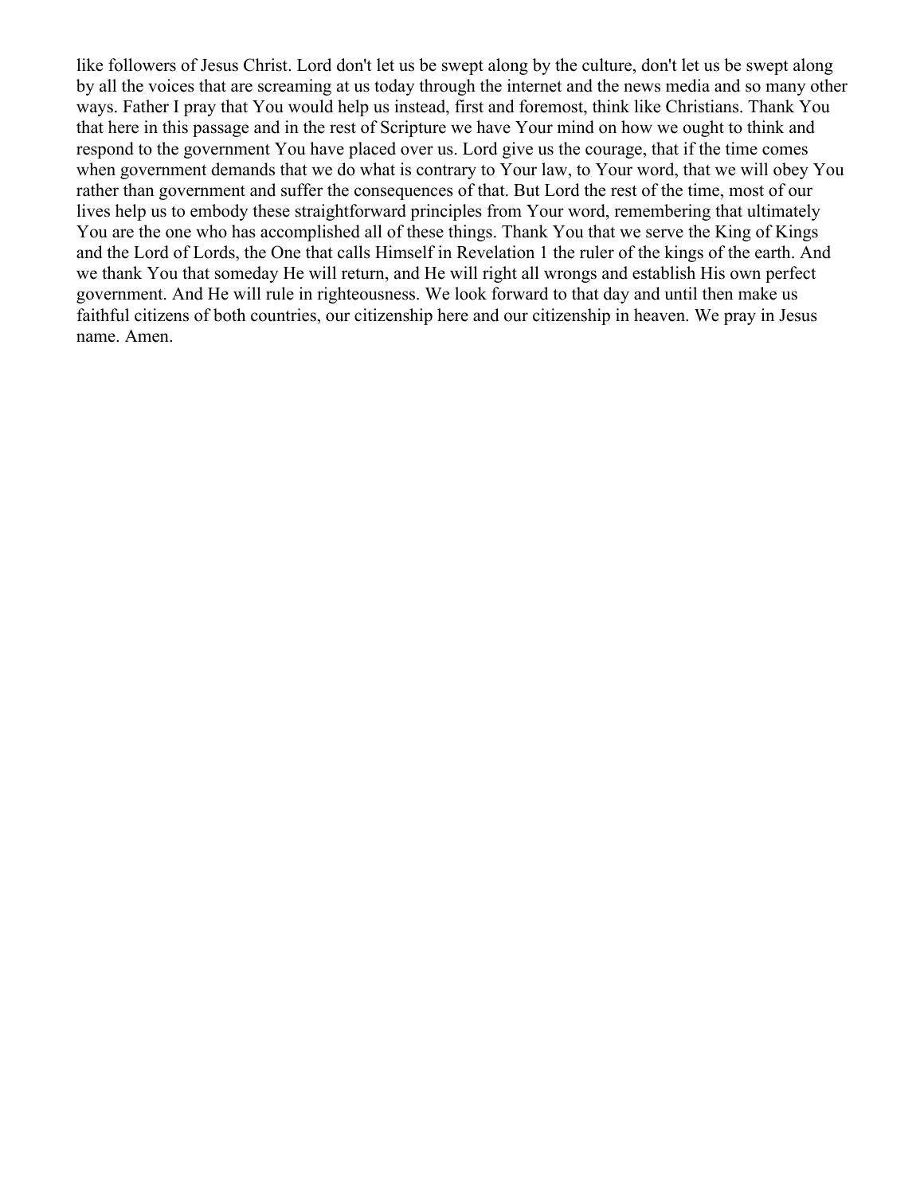like followers of Jesus Christ. Lord don't let us be swept along by the culture, don't let us be swept along by all the voices that are screaming at us today through the internet and the news media and so many other ways. Father I pray that You would help us instead, first and foremost, think like Christians. Thank You that here in this passage and in the rest of Scripture we have Your mind on how we ought to think and respond to the government You have placed over us. Lord give us the courage, that if the time comes when government demands that we do what is contrary to Your law, to Your word, that we will obey You rather than government and suffer the consequences of that. But Lord the rest of the time, most of our lives help us to embody these straightforward principles from Your word, remembering that ultimately You are the one who has accomplished all of these things. Thank You that we serve the King of Kings and the Lord of Lords, the One that calls Himself in Revelation 1 the ruler of the kings of the earth. And we thank You that someday He will return, and He will right all wrongs and establish His own perfect government. And He will rule in righteousness. We look forward to that day and until then make us faithful citizens of both countries, our citizenship here and our citizenship in heaven. We pray in Jesus name. Amen.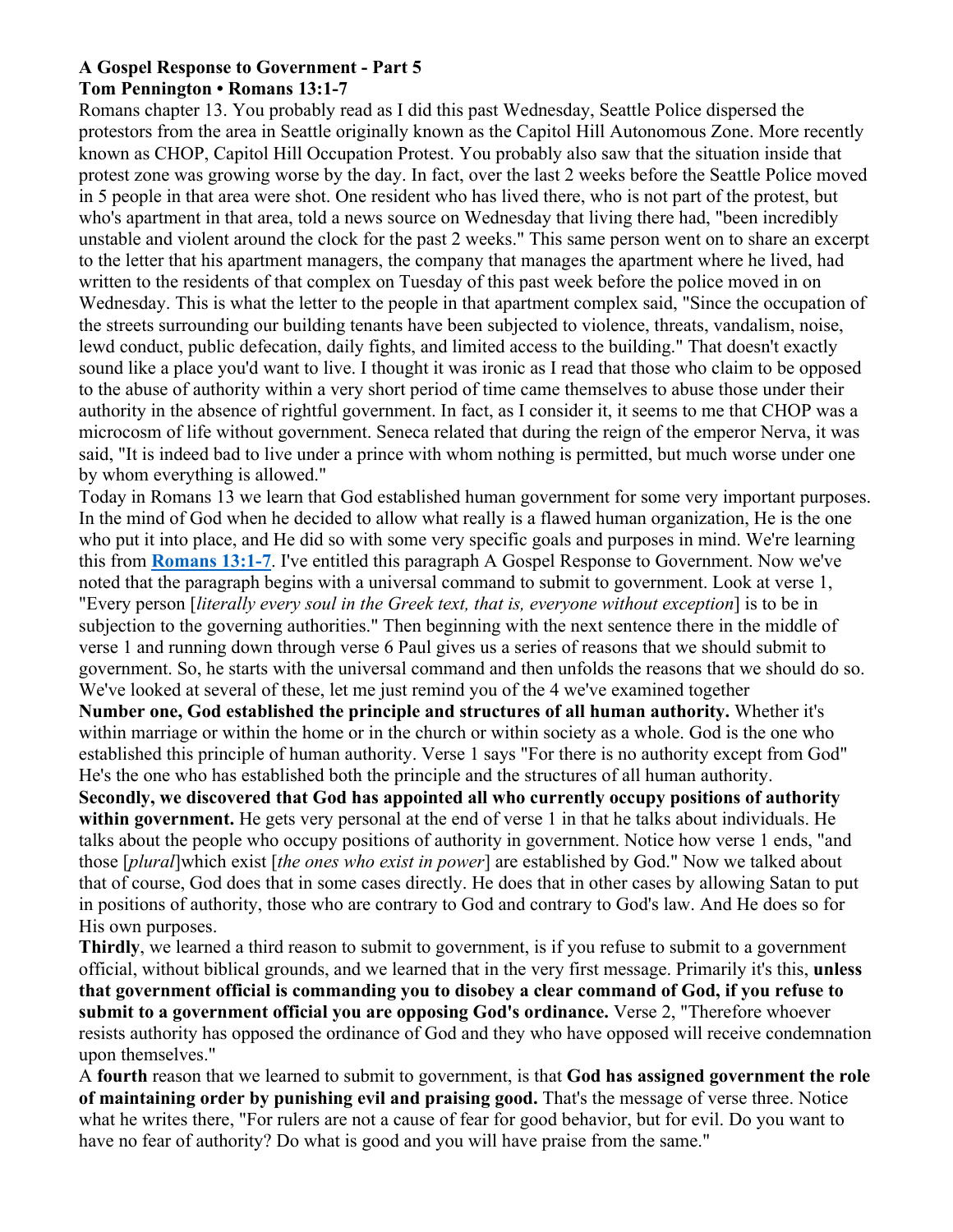**A Gospel Response to Government - Part 5**
**Tom Pennington • Romans 13:1-7**

Romans chapter 13. You probably read as I did this past Wednesday, Seattle Police dispersed the protestors from the area in Seattle originally known as the Capitol Hill Autonomous Zone. More recently known as CHOP, Capitol Hill Occupation Protest. You probably also saw that the situation inside that protest zone was growing worse by the day. In fact, over the last 2 weeks before the Seattle Police moved in 5 people in that area were shot. One resident who has lived there, who is not part of the protest, but who's apartment in that area, told a news source on Wednesday that living there had, "been incredibly unstable and violent around the clock for the past 2 weeks." This same person went on to share an excerpt to the letter that his apartment managers, the company that manages the apartment where he lived, had written to the residents of that complex on Tuesday of this past week before the police moved in on Wednesday. This is what the letter to the people in that apartment complex said, "Since the occupation of the streets surrounding our building tenants have been subjected to violence, threats, vandalism, noise, lewd conduct, public defecation, daily fights, and limited access to the building." That doesn't exactly sound like a place you'd want to live. I thought it was ironic as I read that those who claim to be opposed to the abuse of authority within a very short period of time came themselves to abuse those under their authority in the absence of rightful government. In fact, as I consider it, it seems to me that CHOP was a microcosm of life without government. Seneca related that during the reign of the emperor Nerva, it was said, "It is indeed bad to live under a prince with whom nothing is permitted, but much worse under one by whom everything is allowed."

Today in Romans 13 we learn that God established human government for some very important purposes. In the mind of God when he decided to allow what really is a flawed human organization, He is the one who put it into place, and He did so with some very specific goals and purposes in mind. We're learning this from **Romans 13:1-7**. I've entitled this paragraph A Gospel Response to Government. Now we've noted that the paragraph begins with a universal command to submit to government. Look at verse 1, "Every person [*literally every soul in the Greek text, that is, everyone without exception*] is to be in subjection to the governing authorities." Then beginning with the next sentence there in the middle of verse 1 and running down through verse 6 Paul gives us a series of reasons that we should submit to government. So, he starts with the universal command and then unfolds the reasons that we should do so. We've looked at several of these, let me just remind you of the 4 we've examined together

**Number one, God established the principle and structures of all human authority.** Whether it's within marriage or within the home or in the church or within society as a whole. God is the one who established this principle of human authority. Verse 1 says "For there is no authority except from God" He's the one who has established both the principle and the structures of all human authority.

**Secondly, we discovered that God has appointed all who currently occupy positions of authority within government.** He gets very personal at the end of verse 1 in that he talks about individuals. He talks about the people who occupy positions of authority in government. Notice how verse 1 ends, "and those [*plural*]which exist [*the ones who exist in power*] are established by God." Now we talked about that of course, God does that in some cases directly. He does that in other cases by allowing Satan to put in positions of authority, those who are contrary to God and contrary to God's law. And He does so for His own purposes.

**Thirdly**, we learned a third reason to submit to government, is if you refuse to submit to a government official, without biblical grounds, and we learned that in the very first message. Primarily it's this, **unless that government official is commanding you to disobey a clear command of God, if you refuse to submit to a government official you are opposing God's ordinance.** Verse 2, "Therefore whoever resists authority has opposed the ordinance of God and they who have opposed will receive condemnation upon themselves."

A **fourth** reason that we learned to submit to government, is that **God has assigned government the role of maintaining order by punishing evil and praising good.** That's the message of verse three. Notice what he writes there, "For rulers are not a cause of fear for good behavior, but for evil. Do you want to have no fear of authority? Do what is good and you will have praise from the same."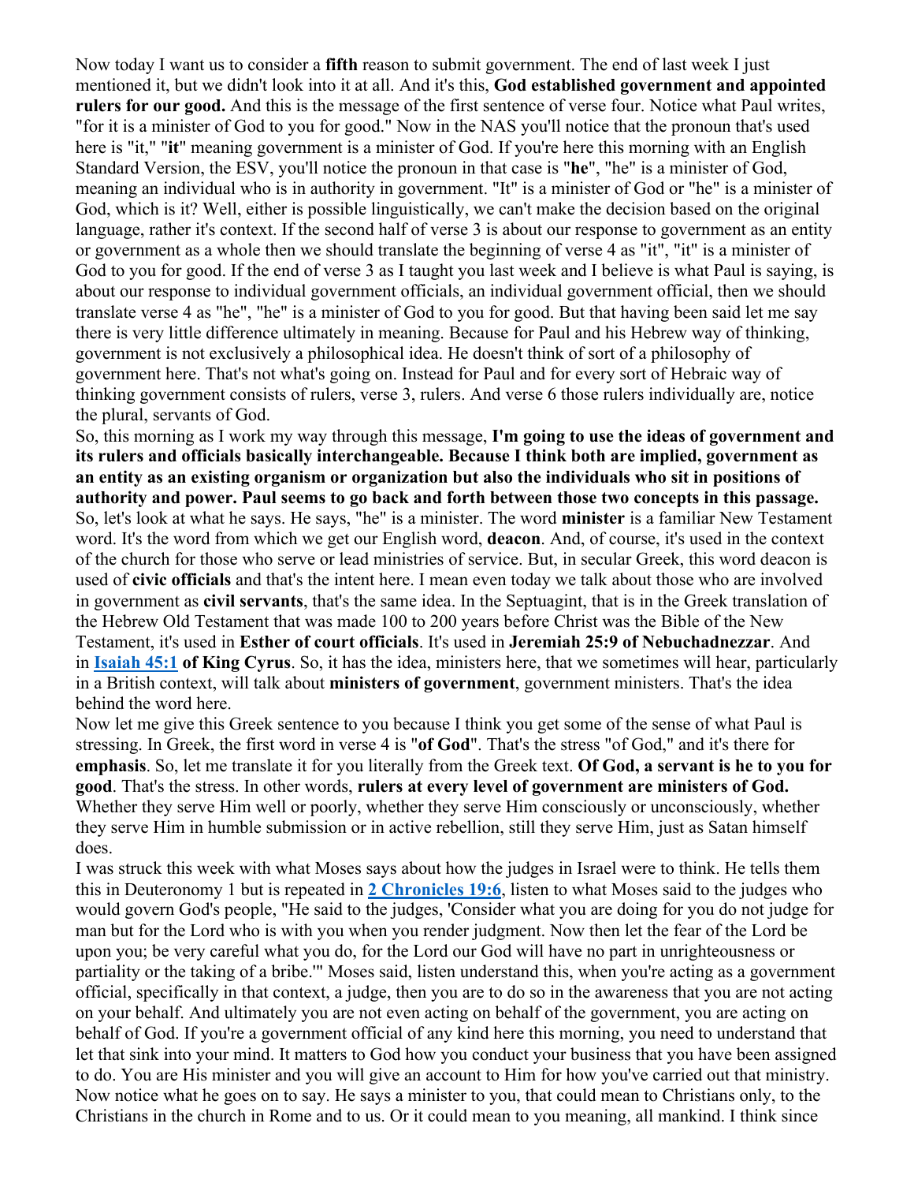Now today I want us to consider a **fifth** reason to submit government. The end of last week I just mentioned it, but we didn't look into it at all. And it's this, **God established government and appointed rulers for our good.** And this is the message of the first sentence of verse four. Notice what Paul writes, "for it is a minister of God to you for good." Now in the NAS you'll notice that the pronoun that's used here is "it," "**it**" meaning government is a minister of God. If you're here this morning with an English Standard Version, the ESV, you'll notice the pronoun in that case is "**he**", "he" is a minister of God, meaning an individual who is in authority in government. "It" is a minister of God or "he" is a minister of God, which is it? Well, either is possible linguistically, we can't make the decision based on the original language, rather it's context. If the second half of verse 3 is about our response to government as an entity or government as a whole then we should translate the beginning of verse 4 as "it", "it" is a minister of God to you for good. If the end of verse 3 as I taught you last week and I believe is what Paul is saying, is about our response to individual government officials, an individual government official, then we should translate verse 4 as "he", "he" is a minister of God to you for good. But that having been said let me say there is very little difference ultimately in meaning. Because for Paul and his Hebrew way of thinking, government is not exclusively a philosophical idea. He doesn't think of sort of a philosophy of government here. That's not what's going on. Instead for Paul and for every sort of Hebraic way of thinking government consists of rulers, verse 3, rulers. And verse 6 those rulers individually are, notice the plural, servants of God.

So, this morning as I work my way through this message, **I'm going to use the ideas of government and its rulers and officials basically interchangeable. Because I think both are implied, government as an entity as an existing organism or organization but also the individuals who sit in positions of authority and power. Paul seems to go back and forth between those two concepts in this passage.** So, let's look at what he says. He says, "he" is a minister. The word **minister** is a familiar New Testament word. It's the word from which we get our English word, **deacon**. And, of course, it's used in the context of the church for those who serve or lead ministries of service. But, in secular Greek, this word deacon is used of **civic officials** and that's the intent here. I mean even today we talk about those who are involved in government as **civil servants**, that's the same idea. In the Septuagint, that is in the Greek translation of the Hebrew Old Testament that was made 100 to 200 years before Christ was the Bible of the New Testament, it's used in **Esther of court officials**. It's used in **Jeremiah 25:9 of Nebuchadnezzar**. And in **Isaiah 45:1 of King Cyrus**. So, it has the idea, ministers here, that we sometimes will hear, particularly in a British context, will talk about **ministers of government**, government ministers. That's the idea behind the word here.

Now let me give this Greek sentence to you because I think you get some of the sense of what Paul is stressing. In Greek, the first word in verse 4 is "**of God**". That's the stress "of God," and it's there for **emphasis**. So, let me translate it for you literally from the Greek text. **Of God, a servant is he to you for good**. That's the stress. In other words, **rulers at every level of government are ministers of God.** Whether they serve Him well or poorly, whether they serve Him consciously or unconsciously, whether they serve Him in humble submission or in active rebellion, still they serve Him, just as Satan himself does.

I was struck this week with what Moses says about how the judges in Israel were to think. He tells them this in Deuteronomy 1 but is repeated in **2 Chronicles 19:6**, listen to what Moses said to the judges who would govern God's people, "He said to the judges, 'Consider what you are doing for you do not judge for man but for the Lord who is with you when you render judgment. Now then let the fear of the Lord be upon you; be very careful what you do, for the Lord our God will have no part in unrighteousness or partiality or the taking of a bribe.'" Moses said, listen understand this, when you're acting as a government official, specifically in that context, a judge, then you are to do so in the awareness that you are not acting on your behalf. And ultimately you are not even acting on behalf of the government, you are acting on behalf of God. If you're a government official of any kind here this morning, you need to understand that let that sink into your mind. It matters to God how you conduct your business that you have been assigned to do. You are His minister and you will give an account to Him for how you've carried out that ministry.

Now notice what he goes on to say. He says a minister to you, that could mean to Christians only, to the Christians in the church in Rome and to us. Or it could mean to you meaning, all mankind. I think since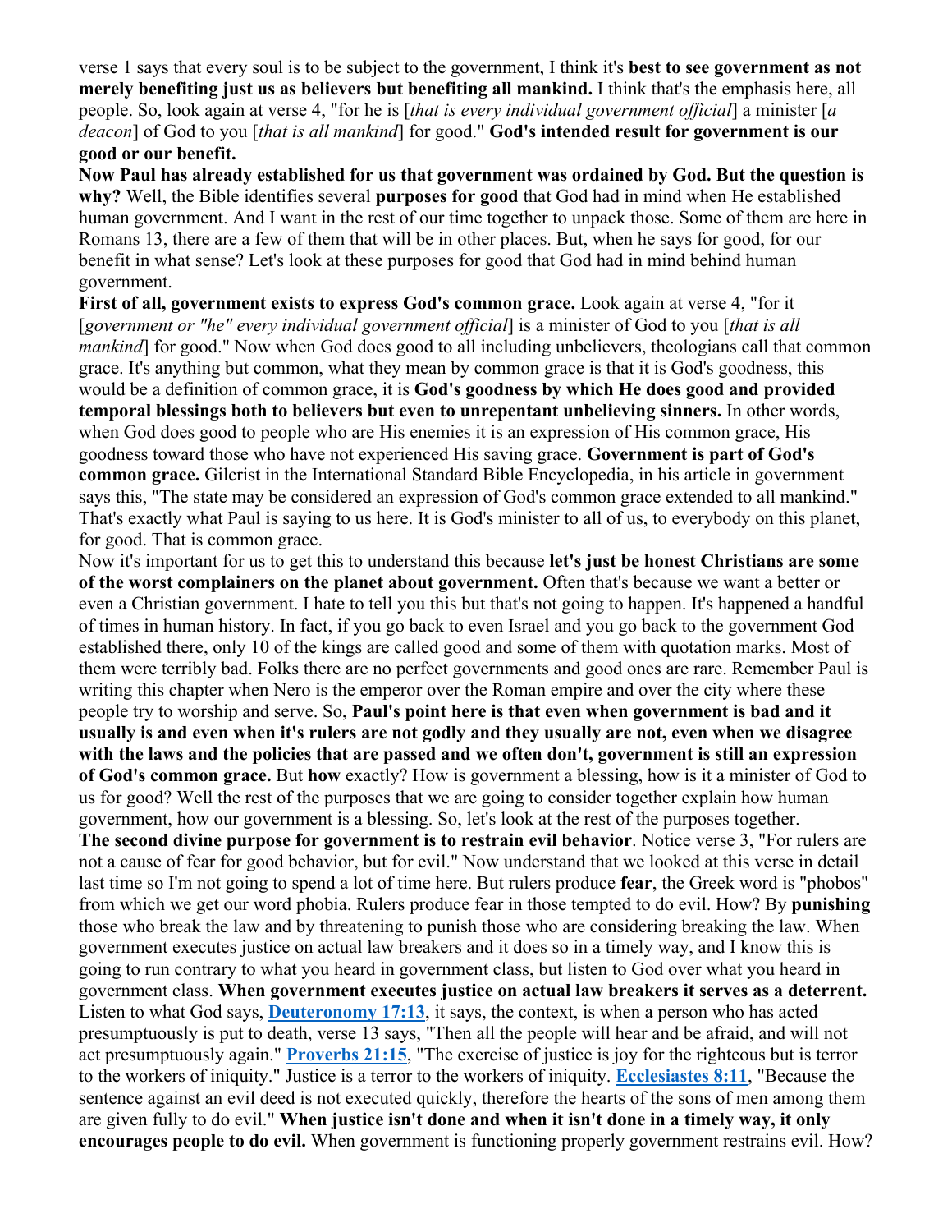verse 1 says that every soul is to be subject to the government, I think it's **best to see government as not merely benefiting just us as believers but benefiting all mankind.** I think that's the emphasis here, all people. So, look again at verse 4, "for he is [*that is every individual government official*] a minister [*a deacon*] of God to you [*that is all mankind*] for good." **God's intended result for government is our good or our benefit.**

**Now Paul has already established for us that government was ordained by God. But the question is why?** Well, the Bible identifies several **purposes for good** that God had in mind when He established human government. And I want in the rest of our time together to unpack those. Some of them are here in Romans 13, there are a few of them that will be in other places. But, when he says for good, for our benefit in what sense? Let's look at these purposes for good that God had in mind behind human government.

**First of all, government exists to express God's common grace.** Look again at verse 4, "for it [*government or "he" every individual government official*] is a minister of God to you [*that is all mankind*] for good." Now when God does good to all including unbelievers, theologians call that common grace. It's anything but common, what they mean by common grace is that it is God's goodness, this would be a definition of common grace, it is **God's goodness by which He does good and provided temporal blessings both to believers but even to unrepentant unbelieving sinners.** In other words, when God does good to people who are His enemies it is an expression of His common grace, His goodness toward those who have not experienced His saving grace. **Government is part of God's common grace.** Gilcrist in the International Standard Bible Encyclopedia, in his article in government says this, "The state may be considered an expression of God's common grace extended to all mankind." That's exactly what Paul is saying to us here. It is God's minister to all of us, to everybody on this planet, for good. That is common grace.

Now it's important for us to get this to understand this because **let's just be honest Christians are some of the worst complainers on the planet about government.** Often that's because we want a better or even a Christian government. I hate to tell you this but that's not going to happen. It's happened a handful of times in human history. In fact, if you go back to even Israel and you go back to the government God established there, only 10 of the kings are called good and some of them with quotation marks. Most of them were terribly bad. Folks there are no perfect governments and good ones are rare. Remember Paul is writing this chapter when Nero is the emperor over the Roman empire and over the city where these people try to worship and serve. So, **Paul's point here is that even when government is bad and it usually is and even when it's rulers are not godly and they usually are not, even when we disagree with the laws and the policies that are passed and we often don't, government is still an expression of God's common grace.** But **how** exactly? How is government a blessing, how is it a minister of God to us for good? Well the rest of the purposes that we are going to consider together explain how human government, how our government is a blessing. So, let's look at the rest of the purposes together.

**The second divine purpose for government is to restrain evil behavior**. Notice verse 3, "For rulers are not a cause of fear for good behavior, but for evil." Now understand that we looked at this verse in detail last time so I'm not going to spend a lot of time here. But rulers produce **fear**, the Greek word is "phobos" from which we get our word phobia. Rulers produce fear in those tempted to do evil. How? By **punishing** those who break the law and by threatening to punish those who are considering breaking the law. When government executes justice on actual law breakers and it does so in a timely way, and I know this is going to run contrary to what you heard in government class, but listen to God over what you heard in government class. **When government executes justice on actual law breakers it serves as a deterrent.** Listen to what God says, **Deuteronomy 17:13**, it says, the context, is when a person who has acted presumptuously is put to death, verse 13 says, "Then all the people will hear and be afraid, and will not act presumptuously again." **Proverbs 21:15**, "The exercise of justice is joy for the righteous but is terror to the workers of iniquity." Justice is a terror to the workers of iniquity. **Ecclesiastes 8:11**, "Because the sentence against an evil deed is not executed quickly, therefore the hearts of the sons of men among them are given fully to do evil." **When justice isn't done and when it isn't done in a timely way, it only encourages people to do evil.** When government is functioning properly government restrains evil. How?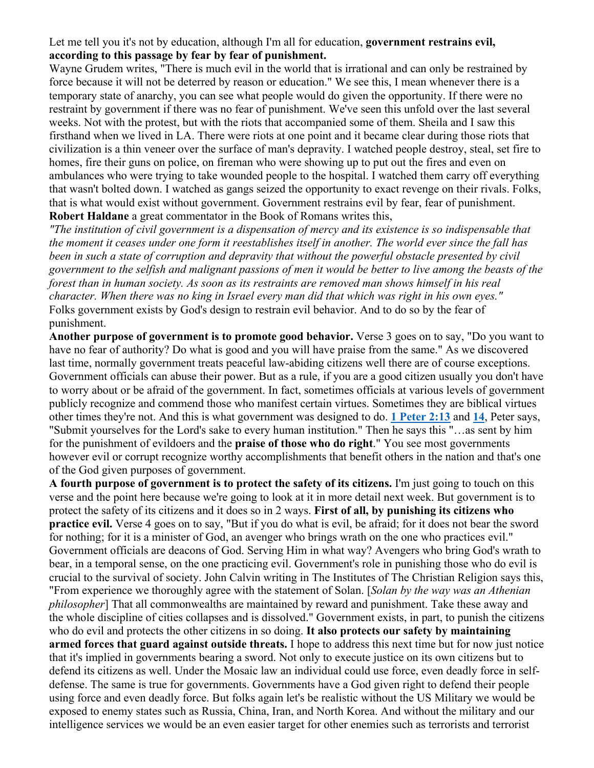Let me tell you it's not by education, although I'm all for education, **government restrains evil, according to this passage by fear by fear of punishment.**

Wayne Grudem writes, "There is much evil in the world that is irrational and can only be restrained by force because it will not be deterred by reason or education." We see this, I mean whenever there is a temporary state of anarchy, you can see what people would do given the opportunity. If there were no restraint by government if there was no fear of punishment. We've seen this unfold over the last several weeks. Not with the protest, but with the riots that accompanied some of them. Sheila and I saw this firsthand when we lived in LA. There were riots at one point and it became clear during those riots that civilization is a thin veneer over the surface of man's depravity. I watched people destroy, steal, set fire to homes, fire their guns on police, on fireman who were showing up to put out the fires and even on ambulances who were trying to take wounded people to the hospital. I watched them carry off everything that wasn't bolted down. I watched as gangs seized the opportunity to exact revenge on their rivals. Folks, that is what would exist without government. Government restrains evil by fear, fear of punishment.

**Robert Haldane** a great commentator in the Book of Romans writes this,

*"The institution of civil government is a dispensation of mercy and its existence is so indispensable that the moment it ceases under one form it reestablishes itself in another. The world ever since the fall has been in such a state of corruption and depravity that without the powerful obstacle presented by civil government to the selfish and malignant passions of men it would be better to live among the beasts of the forest than in human society. As soon as its restraints are removed man shows himself in his real character. When there was no king in Israel every man did that which was right in his own eyes."*

Folks government exists by God's design to restrain evil behavior. And to do so by the fear of punishment.

**Another purpose of government is to promote good behavior.** Verse 3 goes on to say, "Do you want to have no fear of authority? Do what is good and you will have praise from the same." As we discovered last time, normally government treats peaceful law-abiding citizens well there are of course exceptions. Government officials can abuse their power. But as a rule, if you are a good citizen usually you don't have to worry about or be afraid of the government. In fact, sometimes officials at various levels of government publicly recognize and commend those who manifest certain virtues. Sometimes they are biblical virtues other times they're not. And this is what government was designed to do. **1 Peter 2:13** and **14**, Peter says, "Submit yourselves for the Lord's sake to every human institution." Then he says this "…as sent by him for the punishment of evildoers and the **praise of those who do right**." You see most governments however evil or corrupt recognize worthy accomplishments that benefit others in the nation and that's one of the God given purposes of government.

**A fourth purpose of government is to protect the safety of its citizens.** I'm just going to touch on this verse and the point here because we're going to look at it in more detail next week. But government is to protect the safety of its citizens and it does so in 2 ways. **First of all, by punishing its citizens who practice evil.** Verse 4 goes on to say, "But if you do what is evil, be afraid; for it does not bear the sword for nothing; for it is a minister of God, an avenger who brings wrath on the one who practices evil." Government officials are deacons of God. Serving Him in what way? Avengers who bring God's wrath to bear, in a temporal sense, on the one practicing evil. Government's role in punishing those who do evil is crucial to the survival of society. John Calvin writing in The Institutes of The Christian Religion says this, "From experience we thoroughly agree with the statement of Solan. [*Solan by the way was an Athenian philosopher*] That all commonwealths are maintained by reward and punishment. Take these away and the whole discipline of cities collapses and is dissolved." Government exists, in part, to punish the citizens who do evil and protects the other citizens in so doing. **It also protects our safety by maintaining armed forces that guard against outside threats.** I hope to address this next time but for now just notice that it's implied in governments bearing a sword. Not only to execute justice on its own citizens but to defend its citizens as well. Under the Mosaic law an individual could use force, even deadly force in self-defense. The same is true for governments. Governments have a God given right to defend their people using force and even deadly force. But folks again let's be realistic without the US Military we would be exposed to enemy states such as Russia, China, Iran, and North Korea. And without the military and our intelligence services we would be an even easier target for other enemies such as terrorists and terrorist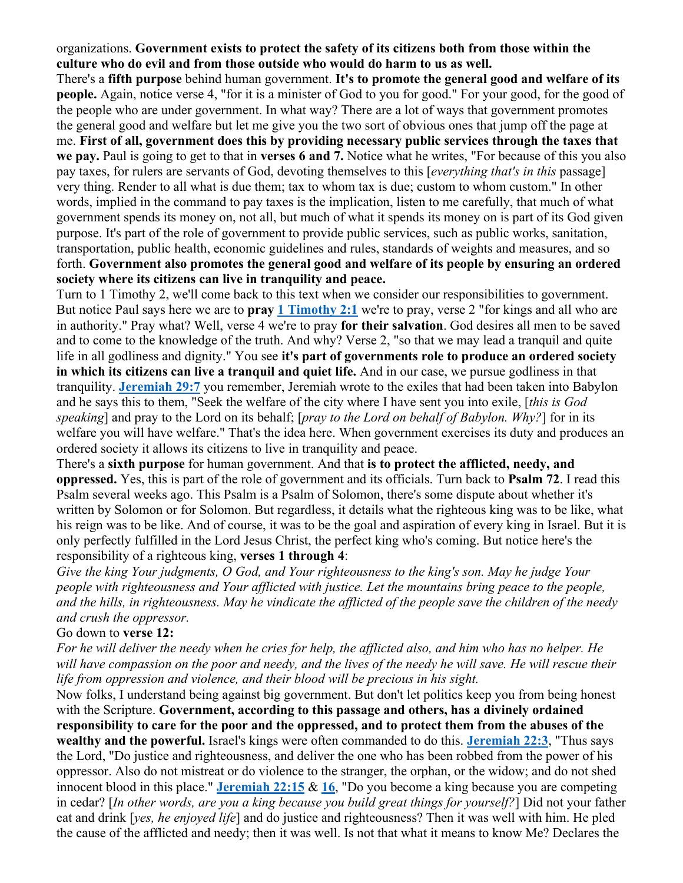organizations. **Government exists to protect the safety of its citizens both from those within the culture who do evil and from those outside who would do harm to us as well.**

There's a **fifth purpose** behind human government. **It's to promote the general good and welfare of its people.** Again, notice verse 4, "for it is a minister of God to you for good." For your good, for the good of the people who are under government. In what way? There are a lot of ways that government promotes the general good and welfare but let me give you the two sort of obvious ones that jump off the page at me. **First of all, government does this by providing necessary public services through the taxes that we pay.** Paul is going to get to that in **verses 6 and 7.** Notice what he writes, "For because of this you also pay taxes, for rulers are servants of God, devoting themselves to this [*everything that's in this* passage] very thing. Render to all what is due them; tax to whom tax is due; custom to whom custom." In other words, implied in the command to pay taxes is the implication, listen to me carefully, that much of what government spends its money on, not all, but much of what it spends its money on is part of its God given purpose. It's part of the role of government to provide public services, such as public works, sanitation, transportation, public health, economic guidelines and rules, standards of weights and measures, and so forth. **Government also promotes the general good and welfare of its people by ensuring an ordered society where its citizens can live in tranquility and peace.**

Turn to 1 Timothy 2, we'll come back to this text when we consider our responsibilities to government. But notice Paul says here we are to **pray** **1 Timothy 2:1** we're to pray, verse 2 "for kings and all who are in authority." Pray what? Well, verse 4 we're to pray **for their salvation**. God desires all men to be saved and to come to the knowledge of the truth. And why? Verse 2, "so that we may lead a tranquil and quite life in all godliness and dignity." You see **it's part of governments role to produce an ordered society in which its citizens can live a tranquil and quiet life.** And in our case, we pursue godliness in that tranquility. **Jeremiah 29:7** you remember, Jeremiah wrote to the exiles that had been taken into Babylon and he says this to them, "Seek the welfare of the city where I have sent you into exile, [*this is God speaking*] and pray to the Lord on its behalf; [*pray to the Lord on behalf of Babylon. Why?*] for in its welfare you will have welfare." That's the idea here. When government exercises its duty and produces an ordered society it allows its citizens to live in tranquility and peace.

There's a **sixth purpose** for human government. And that **is to protect the afflicted, needy, and oppressed.** Yes, this is part of the role of government and its officials. Turn back to **Psalm 72**. I read this Psalm several weeks ago. This Psalm is a Psalm of Solomon, there's some dispute about whether it's written by Solomon or for Solomon. But regardless, it details what the righteous king was to be like, what his reign was to be like. And of course, it was to be the goal and aspiration of every king in Israel. But it is only perfectly fulfilled in the Lord Jesus Christ, the perfect king who's coming. But notice here's the responsibility of a righteous king, **verses 1 through 4**:

*Give the king Your judgments, O God, and Your righteousness to the king's son. May he judge Your people with righteousness and Your afflicted with justice. Let the mountains bring peace to the people, and the hills, in righteousness. May he vindicate the afflicted of the people save the children of the needy and crush the oppressor.*

Go down to **verse 12:**

*For he will deliver the needy when he cries for help, the afflicted also, and him who has no helper. He will have compassion on the poor and needy, and the lives of the needy he will save. He will rescue their life from oppression and violence, and their blood will be precious in his sight.*

Now folks, I understand being against big government. But don't let politics keep you from being honest with the Scripture. **Government, according to this passage and others, has a divinely ordained responsibility to care for the poor and the oppressed, and to protect them from the abuses of the wealthy and the powerful.** Israel's kings were often commanded to do this. **Jeremiah 22:3**, "Thus says the Lord, "Do justice and righteousness, and deliver the one who has been robbed from the power of his oppressor. Also do not mistreat or do violence to the stranger, the orphan, or the widow; and do not shed innocent blood in this place." **Jeremiah 22:15** & **16**, "Do you become a king because you are competing in cedar? [*In other words, are you a king because you build great things for yourself?*] Did not your father eat and drink [*yes, he enjoyed life*] and do justice and righteousness? Then it was well with him. He pled the cause of the afflicted and needy; then it was well. Is not that what it means to know Me? Declares the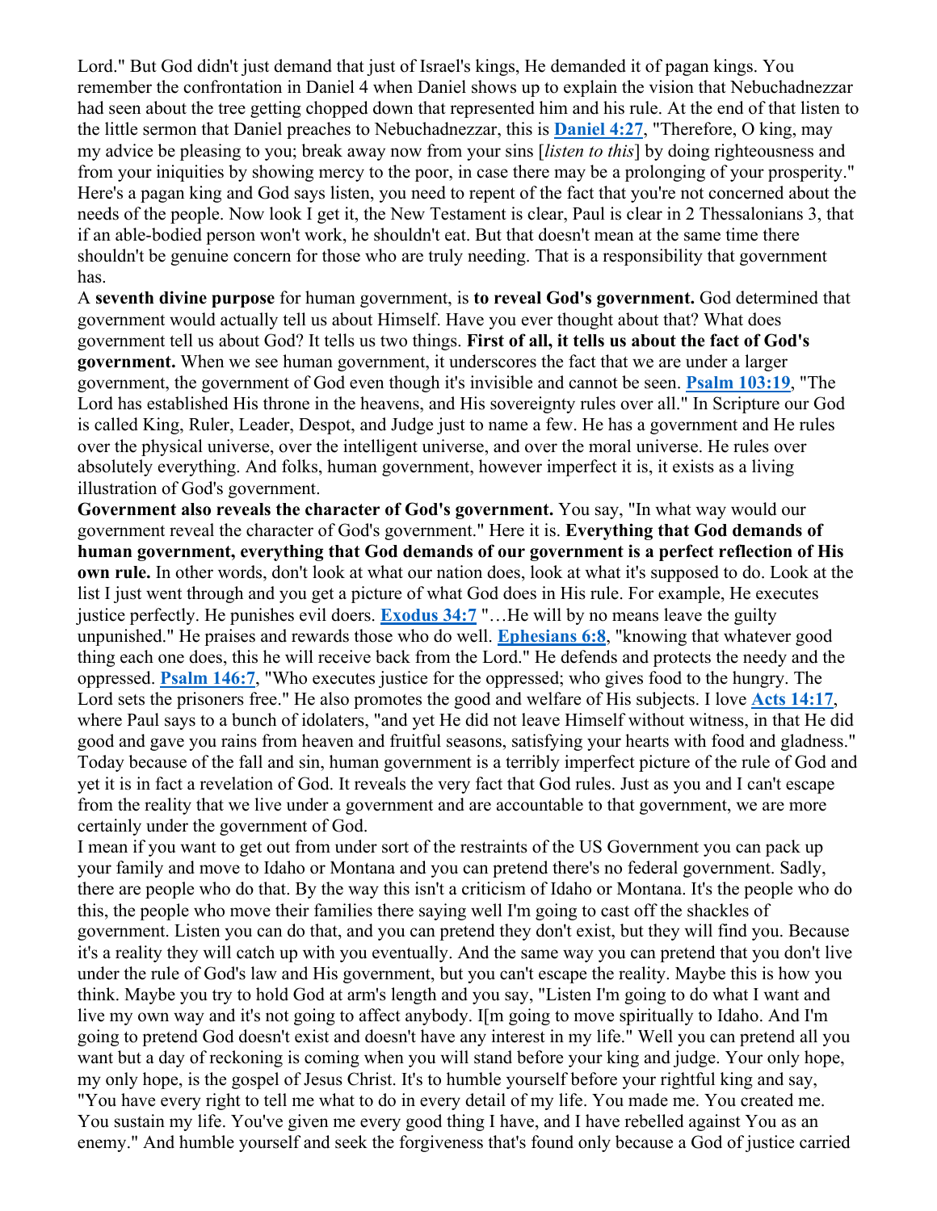Lord." But God didn't just demand that just of Israel's kings, He demanded it of pagan kings. You remember the confrontation in Daniel 4 when Daniel shows up to explain the vision that Nebuchadnezzar had seen about the tree getting chopped down that represented him and his rule. At the end of that listen to the little sermon that Daniel preaches to Nebuchadnezzar, this is **Daniel 4:27**, "Therefore, O king, may my advice be pleasing to you; break away now from your sins [*listen to this*] by doing righteousness and from your iniquities by showing mercy to the poor, in case there may be a prolonging of your prosperity." Here's a pagan king and God says listen, you need to repent of the fact that you're not concerned about the needs of the people. Now look I get it, the New Testament is clear, Paul is clear in 2 Thessalonians 3, that if an able-bodied person won't work, he shouldn't eat. But that doesn't mean at the same time there shouldn't be genuine concern for those who are truly needing. That is a responsibility that government has.

A **seventh divine purpose** for human government, is **to reveal God's government.** God determined that government would actually tell us about Himself. Have you ever thought about that? What does government tell us about God? It tells us two things. **First of all, it tells us about the fact of God's government.** When we see human government, it underscores the fact that we are under a larger government, the government of God even though it's invisible and cannot be seen. **Psalm 103:19**, "The Lord has established His throne in the heavens, and His sovereignty rules over all." In Scripture our God is called King, Ruler, Leader, Despot, and Judge just to name a few. He has a government and He rules over the physical universe, over the intelligent universe, and over the moral universe. He rules over absolutely everything. And folks, human government, however imperfect it is, it exists as a living illustration of God's government.

**Government also reveals the character of God's government.** You say, "In what way would our government reveal the character of God's government." Here it is. **Everything that God demands of human government, everything that God demands of our government is a perfect reflection of His own rule.** In other words, don't look at what our nation does, look at what it's supposed to do. Look at the list I just went through and you get a picture of what God does in His rule. For example, He executes justice perfectly. He punishes evil doers. **Exodus 34:7** "…He will by no means leave the guilty unpunished." He praises and rewards those who do well. **Ephesians 6:8**, "knowing that whatever good thing each one does, this he will receive back from the Lord." He defends and protects the needy and the oppressed. **Psalm 146:7**, "Who executes justice for the oppressed; who gives food to the hungry. The Lord sets the prisoners free." He also promotes the good and welfare of His subjects. I love **Acts 14:17**, where Paul says to a bunch of idolaters, "and yet He did not leave Himself without witness, in that He did good and gave you rains from heaven and fruitful seasons, satisfying your hearts with food and gladness." Today because of the fall and sin, human government is a terribly imperfect picture of the rule of God and yet it is in fact a revelation of God. It reveals the very fact that God rules. Just as you and I can't escape from the reality that we live under a government and are accountable to that government, we are more certainly under the government of God.

I mean if you want to get out from under sort of the restraints of the US Government you can pack up your family and move to Idaho or Montana and you can pretend there's no federal government. Sadly, there are people who do that. By the way this isn't a criticism of Idaho or Montana. It's the people who do this, the people who move their families there saying well I'm going to cast off the shackles of government. Listen you can do that, and you can pretend they don't exist, but they will find you. Because it's a reality they will catch up with you eventually. And the same way you can pretend that you don't live under the rule of God's law and His government, but you can't escape the reality. Maybe this is how you think. Maybe you try to hold God at arm's length and you say, "Listen I'm going to do what I want and live my own way and it's not going to affect anybody. I[m going to move spiritually to Idaho. And I'm going to pretend God doesn't exist and doesn't have any interest in my life." Well you can pretend all you want but a day of reckoning is coming when you will stand before your king and judge. Your only hope, my only hope, is the gospel of Jesus Christ. It's to humble yourself before your rightful king and say, "You have every right to tell me what to do in every detail of my life. You made me. You created me. You sustain my life. You've given me every good thing I have, and I have rebelled against You as an enemy." And humble yourself and seek the forgiveness that's found only because a God of justice carried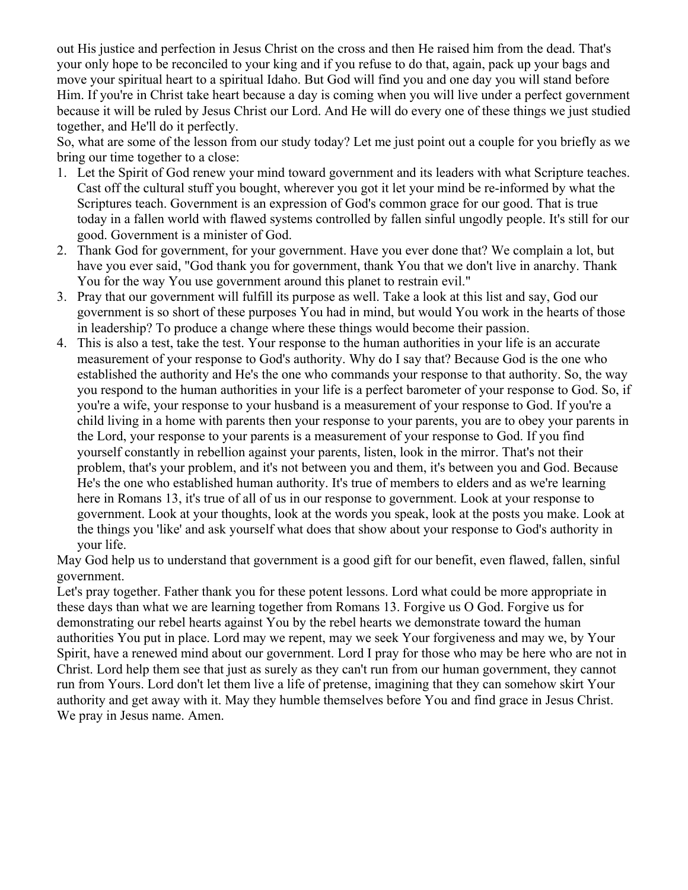out His justice and perfection in Jesus Christ on the cross and then He raised him from the dead. That's your only hope to be reconciled to your king and if you refuse to do that, again, pack up your bags and move your spiritual heart to a spiritual Idaho. But God will find you and one day you will stand before Him. If you're in Christ take heart because a day is coming when you will live under a perfect government because it will be ruled by Jesus Christ our Lord. And He will do every one of these things we just studied together, and He'll do it perfectly.

So, what are some of the lesson from our study today? Let me just point out a couple for you briefly as we bring our time together to a close:

1. Let the Spirit of God renew your mind toward government and its leaders with what Scripture teaches. Cast off the cultural stuff you bought, wherever you got it let your mind be re-informed by what the Scriptures teach. Government is an expression of God's common grace for our good. That is true today in a fallen world with flawed systems controlled by fallen sinful ungodly people. It's still for our good. Government is a minister of God.
2. Thank God for government, for your government. Have you ever done that? We complain a lot, but have you ever said, "God thank you for government, thank You that we don't live in anarchy. Thank You for the way You use government around this planet to restrain evil."
3. Pray that our government will fulfill its purpose as well. Take a look at this list and say, God our government is so short of these purposes You had in mind, but would You work in the hearts of those in leadership? To produce a change where these things would become their passion.
4. This is also a test, take the test. Your response to the human authorities in your life is an accurate measurement of your response to God's authority. Why do I say that? Because God is the one who established the authority and He's the one who commands your response to that authority. So, the way you respond to the human authorities in your life is a perfect barometer of your response to God. So, if you're a wife, your response to your husband is a measurement of your response to God. If you're a child living in a home with parents then your response to your parents, you are to obey your parents in the Lord, your response to your parents is a measurement of your response to God. If you find yourself constantly in rebellion against your parents, listen, look in the mirror. That's not their problem, that's your problem, and it's not between you and them, it's between you and God. Because He's the one who established human authority. It's true of members to elders and as we're learning here in Romans 13, it's true of all of us in our response to government. Look at your response to government. Look at your thoughts, look at the words you speak, look at the posts you make. Look at the things you 'like' and ask yourself what does that show about your response to God's authority in your life.

May God help us to understand that government is a good gift for our benefit, even flawed, fallen, sinful government.

Let's pray together. Father thank you for these potent lessons. Lord what could be more appropriate in these days than what we are learning together from Romans 13. Forgive us O God. Forgive us for demonstrating our rebel hearts against You by the rebel hearts we demonstrate toward the human authorities You put in place. Lord may we repent, may we seek Your forgiveness and may we, by Your Spirit, have a renewed mind about our government. Lord I pray for those who may be here who are not in Christ. Lord help them see that just as surely as they can't run from our human government, they cannot run from Yours. Lord don't let them live a life of pretense, imagining that they can somehow skirt Your authority and get away with it. May they humble themselves before You and find grace in Jesus Christ. We pray in Jesus name. Amen.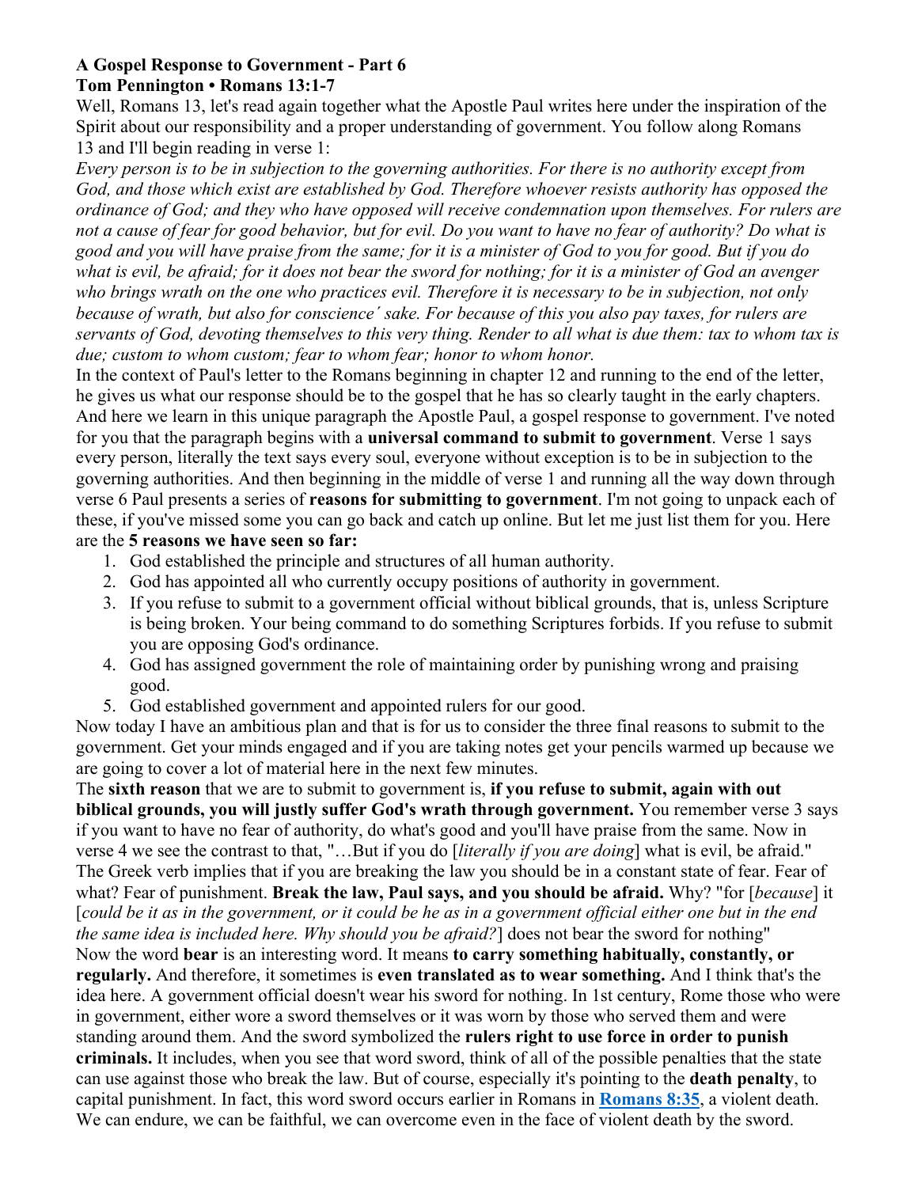**A Gospel Response to Government - Part 6**
**Tom Pennington • Romans 13:1-7**

Well, Romans 13, let's read again together what the Apostle Paul writes here under the inspiration of the Spirit about our responsibility and a proper understanding of government. You follow along Romans 13 and I'll begin reading in verse 1:

*Every person is to be in subjection to the governing authorities. For there is no authority except from God, and those which exist are established by God. Therefore whoever resists authority has opposed the ordinance of God; and they who have opposed will receive condemnation upon themselves. For rulers are not a cause of fear for good behavior, but for evil. Do you want to have no fear of authority? Do what is good and you will have praise from the same; for it is a minister of God to you for good. But if you do what is evil, be afraid; for it does not bear the sword for nothing; for it is a minister of God an avenger who brings wrath on the one who practices evil. Therefore it is necessary to be in subjection, not only because of wrath, but also for conscience´ sake. For because of this you also pay taxes, for rulers are servants of God, devoting themselves to this very thing. Render to all what is due them: tax to whom tax is due; custom to whom custom; fear to whom fear; honor to whom honor.*

In the context of Paul's letter to the Romans beginning in chapter 12 and running to the end of the letter, he gives us what our response should be to the gospel that he has so clearly taught in the early chapters. And here we learn in this unique paragraph the Apostle Paul, a gospel response to government. I've noted for you that the paragraph begins with a **universal command to submit to government**. Verse 1 says every person, literally the text says every soul, everyone without exception is to be in subjection to the governing authorities. And then beginning in the middle of verse 1 and running all the way down through verse 6 Paul presents a series of **reasons for submitting to government**. I'm not going to unpack each of these, if you've missed some you can go back and catch up online. But let me just list them for you. Here are the **5 reasons we have seen so far:**

1. God established the principle and structures of all human authority.
2. God has appointed all who currently occupy positions of authority in government.
3. If you refuse to submit to a government official without biblical grounds, that is, unless Scripture is being broken. Your being command to do something Scriptures forbids. If you refuse to submit you are opposing God's ordinance.
4. God has assigned government the role of maintaining order by punishing wrong and praising good.
5. God established government and appointed rulers for our good.

Now today I have an ambitious plan and that is for us to consider the three final reasons to submit to the government. Get your minds engaged and if you are taking notes get your pencils warmed up because we are going to cover a lot of material here in the next few minutes.

The **sixth reason** that we are to submit to government is, **if you refuse to submit, again with out biblical grounds, you will justly suffer God's wrath through government.** You remember verse 3 says if you want to have no fear of authority, do what's good and you'll have praise from the same. Now in verse 4 we see the contrast to that, "…But if you do [*literally if you are doing*] what is evil, be afraid." The Greek verb implies that if you are breaking the law you should be in a constant state of fear. Fear of what? Fear of punishment. **Break the law, Paul says, and you should be afraid.** Why? "for [*because*] it [*could be it as in the government, or it could be he as in a government official either one but in the end the same idea is included here. Why should you be afraid?*] does not bear the sword for nothing"

Now the word **bear** is an interesting word. It means **to carry something habitually, constantly, or regularly.** And therefore, it sometimes is **even translated as to wear something.** And I think that's the idea here. A government official doesn't wear his sword for nothing. In 1st century, Rome those who were in government, either wore a sword themselves or it was worn by those who served them and were standing around them. And the sword symbolized the **rulers right to use force in order to punish criminals.** It includes, when you see that word sword, think of all of the possible penalties that the state can use against those who break the law. But of course, especially it's pointing to the **death penalty**, to capital punishment. In fact, this word sword occurs earlier in Romans in **Romans 8:35**, a violent death. We can endure, we can be faithful, we can overcome even in the face of violent death by the sword.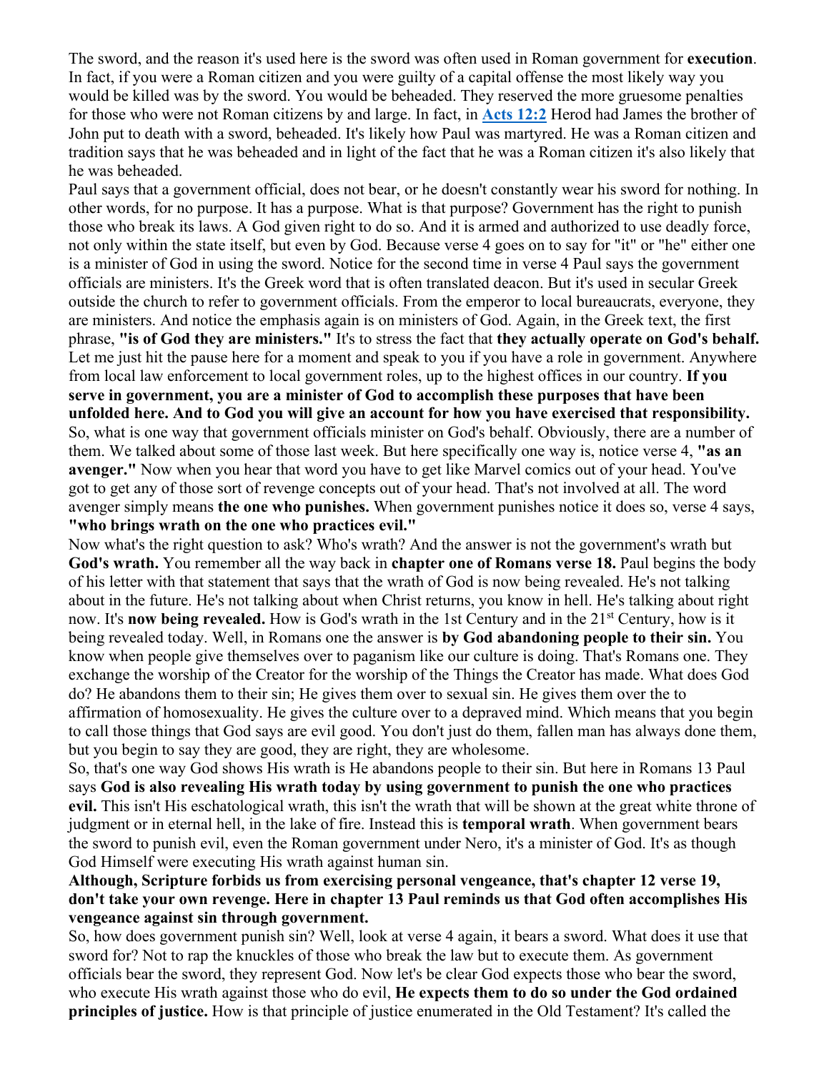The sword, and the reason it's used here is the sword was often used in Roman government for **execution**. In fact, if you were a Roman citizen and you were guilty of a capital offense the most likely way you would be killed was by the sword. You would be beheaded. They reserved the more gruesome penalties for those who were not Roman citizens by and large. In fact, in **Acts 12:2** Herod had James the brother of John put to death with a sword, beheaded. It's likely how Paul was martyred. He was a Roman citizen and tradition says that he was beheaded and in light of the fact that he was a Roman citizen it's also likely that he was beheaded.

Paul says that a government official, does not bear, or he doesn't constantly wear his sword for nothing. In other words, for no purpose. It has a purpose. What is that purpose? Government has the right to punish those who break its laws. A God given right to do so. And it is armed and authorized to use deadly force, not only within the state itself, but even by God. Because verse 4 goes on to say for "it" or "he" either one is a minister of God in using the sword. Notice for the second time in verse 4 Paul says the government officials are ministers. It's the Greek word that is often translated deacon. But it's used in secular Greek outside the church to refer to government officials. From the emperor to local bureaucrats, everyone, they are ministers. And notice the emphasis again is on ministers of God. Again, in the Greek text, the first phrase, **"is of God they are ministers."** It's to stress the fact that **they actually operate on God's behalf.** Let me just hit the pause here for a moment and speak to you if you have a role in government. Anywhere from local law enforcement to local government roles, up to the highest offices in our country. **If you serve in government, you are a minister of God to accomplish these purposes that have been unfolded here. And to God you will give an account for how you have exercised that responsibility.** So, what is one way that government officials minister on God's behalf. Obviously, there are a number of them. We talked about some of those last week. But here specifically one way is, notice verse 4, **"as an avenger."** Now when you hear that word you have to get like Marvel comics out of your head. You've got to get any of those sort of revenge concepts out of your head. That's not involved at all. The word avenger simply means **the one who punishes.** When government punishes notice it does so, verse 4 says, **"who brings wrath on the one who practices evil."**

Now what's the right question to ask? Who's wrath? And the answer is not the government's wrath but **God's wrath.** You remember all the way back in **chapter one of Romans verse 18.** Paul begins the body of his letter with that statement that says that the wrath of God is now being revealed. He's not talking about in the future. He's not talking about when Christ returns, you know in hell. He's talking about right now. It's **now being revealed.** How is God's wrath in the 1st Century and in the 21st Century, how is it being revealed today. Well, in Romans one the answer is **by God abandoning people to their sin.** You know when people give themselves over to paganism like our culture is doing. That's Romans one. They exchange the worship of the Creator for the worship of the Things the Creator has made. What does God do? He abandons them to their sin; He gives them over to sexual sin. He gives them over the to affirmation of homosexuality. He gives the culture over to a depraved mind. Which means that you begin to call those things that God says are evil good. You don't just do them, fallen man has always done them, but you begin to say they are good, they are right, they are wholesome.

So, that's one way God shows His wrath is He abandons people to their sin. But here in Romans 13 Paul says **God is also revealing His wrath today by using government to punish the one who practices evil.** This isn't His eschatological wrath, this isn't the wrath that will be shown at the great white throne of judgment or in eternal hell, in the lake of fire. Instead this is **temporal wrath**. When government bears the sword to punish evil, even the Roman government under Nero, it's a minister of God. It's as though God Himself were executing His wrath against human sin.

**Although, Scripture forbids us from exercising personal vengeance, that's chapter 12 verse 19, don't take your own revenge. Here in chapter 13 Paul reminds us that God often accomplishes His vengeance against sin through government.**

So, how does government punish sin? Well, look at verse 4 again, it bears a sword. What does it use that sword for? Not to rap the knuckles of those who break the law but to execute them. As government officials bear the sword, they represent God. Now let's be clear God expects those who bear the sword, who execute His wrath against those who do evil, **He expects them to do so under the God ordained principles of justice.** How is that principle of justice enumerated in the Old Testament? It's called the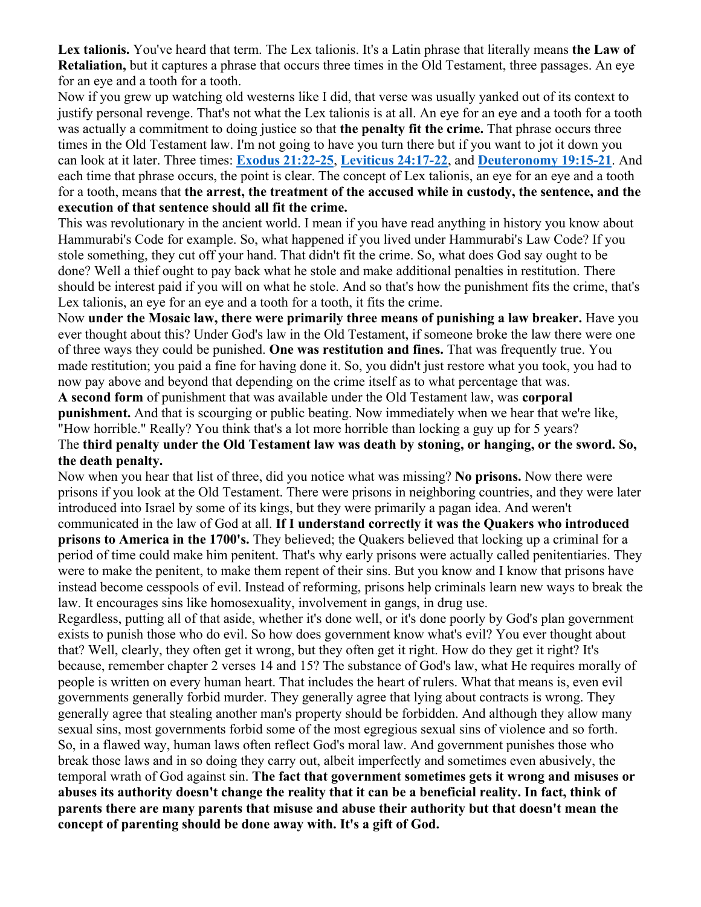**Lex talionis.** You've heard that term. The Lex talionis. It's a Latin phrase that literally means **the Law of Retaliation,** but it captures a phrase that occurs three times in the Old Testament, three passages. An eye for an eye and a tooth for a tooth.

Now if you grew up watching old westerns like I did, that verse was usually yanked out of its context to justify personal revenge. That's not what the Lex talionis is at all. An eye for an eye and a tooth for a tooth was actually a commitment to doing justice so that **the penalty fit the crime.** That phrase occurs three times in the Old Testament law. I'm not going to have you turn there but if you want to jot it down you can look at it later. Three times: **Exodus 21:22-25**, **Leviticus 24:17-22**, and **Deuteronomy 19:15-21**. And each time that phrase occurs, the point is clear. The concept of Lex talionis, an eye for an eye and a tooth for a tooth, means that **the arrest, the treatment of the accused while in custody, the sentence, and the execution of that sentence should all fit the crime.**

This was revolutionary in the ancient world. I mean if you have read anything in history you know about Hammurabi's Code for example. So, what happened if you lived under Hammurabi's Law Code? If you stole something, they cut off your hand. That didn't fit the crime. So, what does God say ought to be done? Well a thief ought to pay back what he stole and make additional penalties in restitution. There should be interest paid if you will on what he stole. And so that's how the punishment fits the crime, that's Lex talionis, an eye for an eye and a tooth for a tooth, it fits the crime.

Now **under the Mosaic law, there were primarily three means of punishing a law breaker.** Have you ever thought about this? Under God's law in the Old Testament, if someone broke the law there were one of three ways they could be punished. **One was restitution and fines.** That was frequently true. You made restitution; you paid a fine for having done it. So, you didn't just restore what you took, you had to now pay above and beyond that depending on the crime itself as to what percentage that was.

**A second form** of punishment that was available under the Old Testament law, was **corporal punishment.** And that is scourging or public beating. Now immediately when we hear that we're like, "How horrible." Really? You think that's a lot more horrible than locking a guy up for 5 years?

The **third penalty under the Old Testament law was death by stoning, or hanging, or the sword. So, the death penalty.**

Now when you hear that list of three, did you notice what was missing? **No prisons.** Now there were prisons if you look at the Old Testament. There were prisons in neighboring countries, and they were later introduced into Israel by some of its kings, but they were primarily a pagan idea. And weren't communicated in the law of God at all. **If I understand correctly it was the Quakers who introduced prisons to America in the 1700's.** They believed; the Quakers believed that locking up a criminal for a period of time could make him penitent. That's why early prisons were actually called penitentiaries. They were to make the penitent, to make them repent of their sins. But you know and I know that prisons have instead become cesspools of evil. Instead of reforming, prisons help criminals learn new ways to break the law. It encourages sins like homosexuality, involvement in gangs, in drug use.

Regardless, putting all of that aside, whether it's done well, or it's done poorly by God's plan government exists to punish those who do evil. So how does government know what's evil? You ever thought about that? Well, clearly, they often get it wrong, but they often get it right. How do they get it right? It's because, remember chapter 2 verses 14 and 15? The substance of God's law, what He requires morally of people is written on every human heart. That includes the heart of rulers. What that means is, even evil governments generally forbid murder. They generally agree that lying about contracts is wrong. They generally agree that stealing another man's property should be forbidden. And although they allow many sexual sins, most governments forbid some of the most egregious sexual sins of violence and so forth. So, in a flawed way, human laws often reflect God's moral law. And government punishes those who break those laws and in so doing they carry out, albeit imperfectly and sometimes even abusively, the temporal wrath of God against sin. **The fact that government sometimes gets it wrong and misuses or abuses its authority doesn't change the reality that it can be a beneficial reality. In fact, think of parents there are many parents that misuse and abuse their authority but that doesn't mean the concept of parenting should be done away with. It's a gift of God.**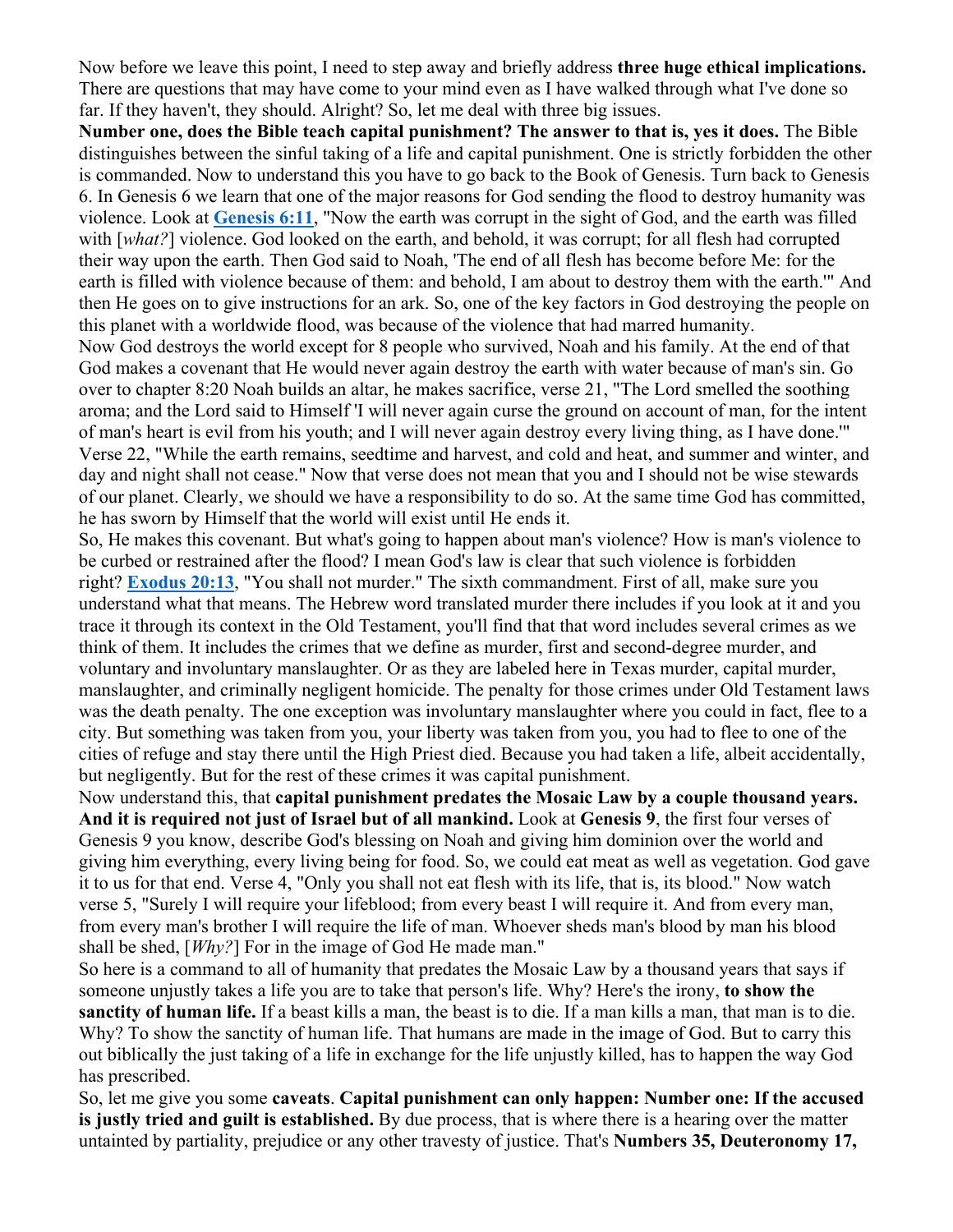Now before we leave this point, I need to step away and briefly address **three huge ethical implications.** There are questions that may have come to your mind even as I have walked through what I've done so far. If they haven't, they should. Alright? So, let me deal with three big issues.

**Number one, does the Bible teach capital punishment? The answer to that is, yes it does.** The Bible distinguishes between the sinful taking of a life and capital punishment. One is strictly forbidden the other is commanded. Now to understand this you have to go back to the Book of Genesis. Turn back to Genesis 6. In Genesis 6 we learn that one of the major reasons for God sending the flood to destroy humanity was violence. Look at **Genesis 6:11**, "Now the earth was corrupt in the sight of God, and the earth was filled with [*what?*] violence. God looked on the earth, and behold, it was corrupt; for all flesh had corrupted their way upon the earth. Then God said to Noah, 'The end of all flesh has become before Me: for the earth is filled with violence because of them: and behold, I am about to destroy them with the earth.'" And then He goes on to give instructions for an ark. So, one of the key factors in God destroying the people on this planet with a worldwide flood, was because of the violence that had marred humanity.

Now God destroys the world except for 8 people who survived, Noah and his family. At the end of that God makes a covenant that He would never again destroy the earth with water because of man's sin. Go over to chapter 8:20 Noah builds an altar, he makes sacrifice, verse 21, "The Lord smelled the soothing aroma; and the Lord said to Himself 'I will never again curse the ground on account of man, for the intent of man's heart is evil from his youth; and I will never again destroy every living thing, as I have done.'" Verse 22, "While the earth remains, seedtime and harvest, and cold and heat, and summer and winter, and day and night shall not cease." Now that verse does not mean that you and I should not be wise stewards of our planet. Clearly, we should we have a responsibility to do so. At the same time God has committed, he has sworn by Himself that the world will exist until He ends it.

So, He makes this covenant. But what's going to happen about man's violence? How is man's violence to be curbed or restrained after the flood? I mean God's law is clear that such violence is forbidden right? **Exodus 20:13**, "You shall not murder." The sixth commandment. First of all, make sure you understand what that means. The Hebrew word translated murder there includes if you look at it and you trace it through its context in the Old Testament, you'll find that that word includes several crimes as we think of them. It includes the crimes that we define as murder, first and second-degree murder, and voluntary and involuntary manslaughter. Or as they are labeled here in Texas murder, capital murder, manslaughter, and criminally negligent homicide. The penalty for those crimes under Old Testament laws was the death penalty. The one exception was involuntary manslaughter where you could in fact, flee to a city. But something was taken from you, your liberty was taken from you, you had to flee to one of the cities of refuge and stay there until the High Priest died. Because you had taken a life, albeit accidentally, but negligently. But for the rest of these crimes it was capital punishment.

Now understand this, that **capital punishment predates the Mosaic Law by a couple thousand years. And it is required not just of Israel but of all mankind.** Look at **Genesis 9**, the first four verses of Genesis 9 you know, describe God's blessing on Noah and giving him dominion over the world and giving him everything, every living being for food. So, we could eat meat as well as vegetation. God gave it to us for that end. Verse 4, "Only you shall not eat flesh with its life, that is, its blood." Now watch verse 5, "Surely I will require your lifeblood; from every beast I will require it. And from every man, from every man's brother I will require the life of man. Whoever sheds man's blood by man his blood shall be shed, [*Why?*] For in the image of God He made man."

So here is a command to all of humanity that predates the Mosaic Law by a thousand years that says if someone unjustly takes a life you are to take that person's life. Why? Here's the irony, **to show the sanctity of human life.** If a beast kills a man, the beast is to die. If a man kills a man, that man is to die. Why? To show the sanctity of human life. That humans are made in the image of God. But to carry this out biblically the just taking of a life in exchange for the life unjustly killed, has to happen the way God has prescribed.

So, let me give you some **caveats**. **Capital punishment can only happen: Number one: If the accused is justly tried and guilt is established.** By due process, that is where there is a hearing over the matter untainted by partiality, prejudice or any other travesty of justice. That's **Numbers 35, Deuteronomy 17,**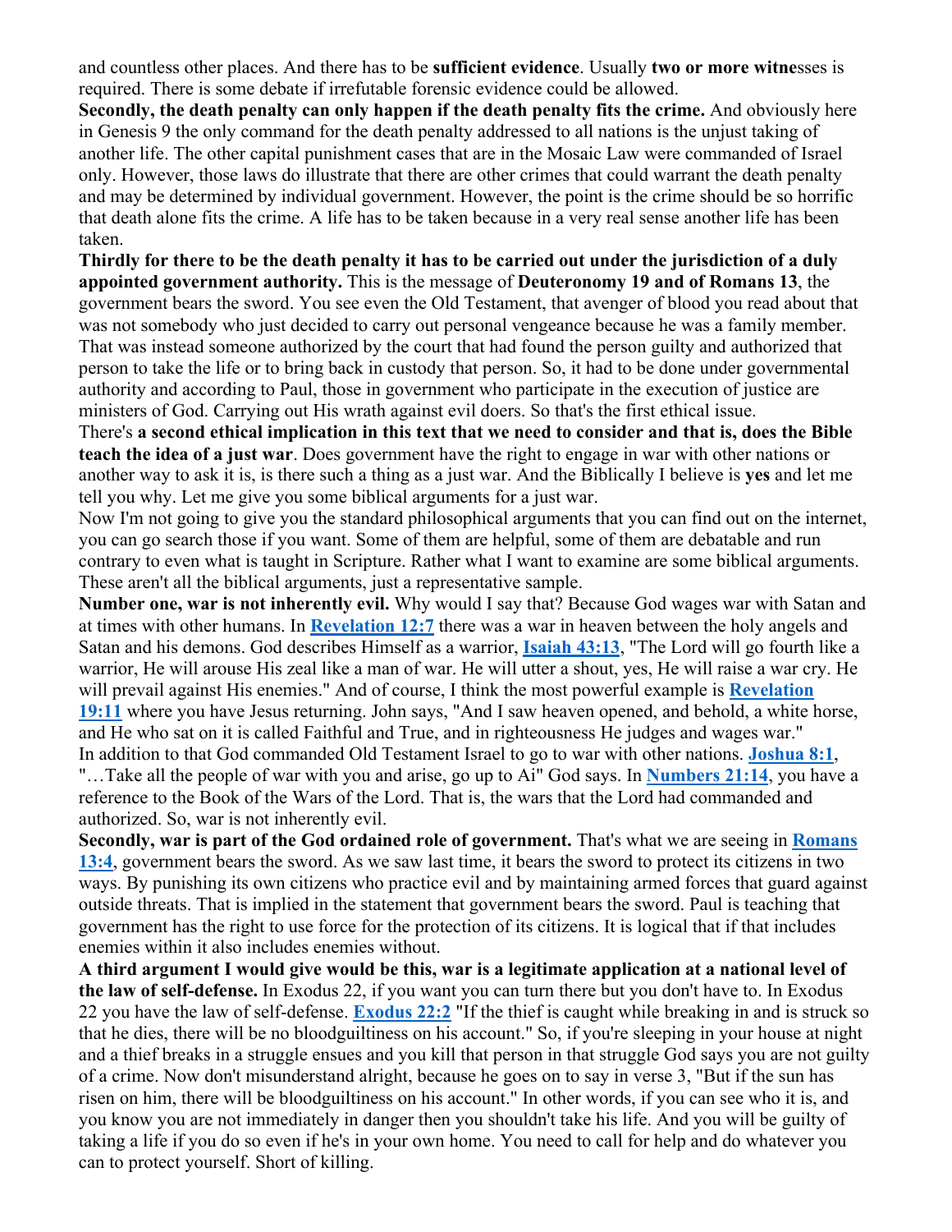and countless other places. And there has to be **sufficient evidence**. Usually **two or more witne**sses is required. There is some debate if irrefutable forensic evidence could be allowed.

**Secondly, the death penalty can only happen if the death penalty fits the crime.** And obviously here in Genesis 9 the only command for the death penalty addressed to all nations is the unjust taking of another life. The other capital punishment cases that are in the Mosaic Law were commanded of Israel only. However, those laws do illustrate that there are other crimes that could warrant the death penalty and may be determined by individual government. However, the point is the crime should be so horrific that death alone fits the crime. A life has to be taken because in a very real sense another life has been taken.

**Thirdly for there to be the death penalty it has to be carried out under the jurisdiction of a duly appointed government authority.** This is the message of **Deuteronomy 19 and of Romans 13**, the government bears the sword. You see even the Old Testament, that avenger of blood you read about that was not somebody who just decided to carry out personal vengeance because he was a family member. That was instead someone authorized by the court that had found the person guilty and authorized that person to take the life or to bring back in custody that person. So, it had to be done under governmental authority and according to Paul, those in government who participate in the execution of justice are ministers of God. Carrying out His wrath against evil doers. So that's the first ethical issue.

There's **a second ethical implication in this text that we need to consider and that is, does the Bible teach the idea of a just war**. Does government have the right to engage in war with other nations or another way to ask it is, is there such a thing as a just war. And the Biblically I believe is **yes** and let me tell you why. Let me give you some biblical arguments for a just war.

Now I'm not going to give you the standard philosophical arguments that you can find out on the internet, you can go search those if you want. Some of them are helpful, some of them are debatable and run contrary to even what is taught in Scripture. Rather what I want to examine are some biblical arguments. These aren't all the biblical arguments, just a representative sample.

**Number one, war is not inherently evil.** Why would I say that? Because God wages war with Satan and at times with other humans. In **Revelation 12:7** there was a war in heaven between the holy angels and Satan and his demons. God describes Himself as a warrior, **Isaiah 43:13**, "The Lord will go fourth like a warrior, He will arouse His zeal like a man of war. He will utter a shout, yes, He will raise a war cry. He will prevail against His enemies." And of course, I think the most powerful example is **Revelation 19:11** where you have Jesus returning. John says, "And I saw heaven opened, and behold, a white horse, and He who sat on it is called Faithful and True, and in righteousness He judges and wages war."

In addition to that God commanded Old Testament Israel to go to war with other nations. **Joshua 8:1**, "…Take all the people of war with you and arise, go up to Ai" God says. In **Numbers 21:14**, you have a reference to the Book of the Wars of the Lord. That is, the wars that the Lord had commanded and authorized. So, war is not inherently evil.

**Secondly, war is part of the God ordained role of government.** That's what we are seeing in **Romans 13:4**, government bears the sword. As we saw last time, it bears the sword to protect its citizens in two ways. By punishing its own citizens who practice evil and by maintaining armed forces that guard against outside threats. That is implied in the statement that government bears the sword. Paul is teaching that government has the right to use force for the protection of its citizens. It is logical that if that includes enemies within it also includes enemies without.

**A third argument I would give would be this, war is a legitimate application at a national level of the law of self-defense.** In Exodus 22, if you want you can turn there but you don't have to. In Exodus 22 you have the law of self-defense. **Exodus 22:2** "If the thief is caught while breaking in and is struck so that he dies, there will be no bloodguiltiness on his account." So, if you're sleeping in your house at night and a thief breaks in a struggle ensues and you kill that person in that struggle God says you are not guilty of a crime. Now don't misunderstand alright, because he goes on to say in verse 3, "But if the sun has risen on him, there will be bloodguiltiness on his account." In other words, if you can see who it is, and you know you are not immediately in danger then you shouldn't take his life. And you will be guilty of taking a life if you do so even if he's in your own home. You need to call for help and do whatever you can to protect yourself. Short of killing.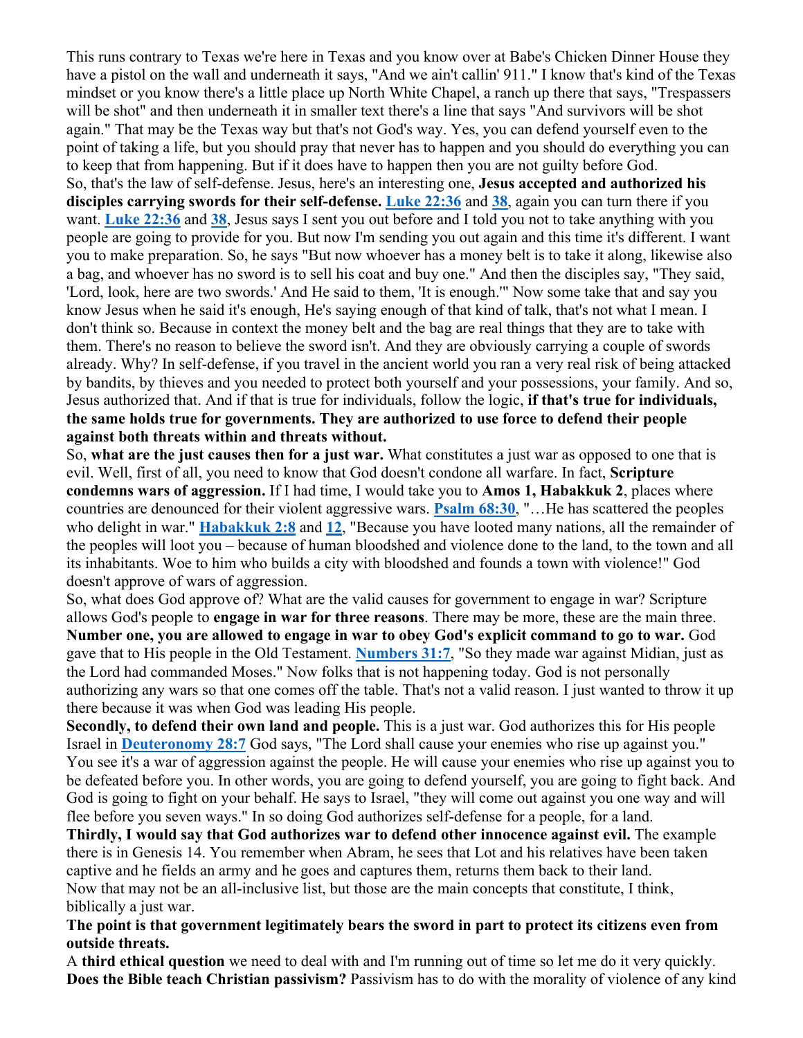This runs contrary to Texas we're here in Texas and you know over at Babe's Chicken Dinner House they have a pistol on the wall and underneath it says, "And we ain't callin' 911." I know that's kind of the Texas mindset or you know there's a little place up North White Chapel, a ranch up there that says, "Trespassers will be shot" and then underneath it in smaller text there's a line that says "And survivors will be shot again." That may be the Texas way but that's not God's way. Yes, you can defend yourself even to the point of taking a life, but you should pray that never has to happen and you should do everything you can to keep that from happening. But if it does have to happen then you are not guilty before God.

So, that's the law of self-defense. Jesus, here's an interesting one, **Jesus accepted and authorized his disciples carrying swords for their self-defense.** **Luke 22:36** and **38**, again you can turn there if you want. **Luke 22:36** and **38**, Jesus says I sent you out before and I told you not to take anything with you people are going to provide for you. But now I'm sending you out again and this time it's different. I want you to make preparation. So, he says "But now whoever has a money belt is to take it along, likewise also a bag, and whoever has no sword is to sell his coat and buy one." And then the disciples say, "They said, 'Lord, look, here are two swords.' And He said to them, 'It is enough.'" Now some take that and say you know Jesus when he said it's enough, He's saying enough of that kind of talk, that's not what I mean. I don't think so. Because in context the money belt and the bag are real things that they are to take with them. There's no reason to believe the sword isn't. And they are obviously carrying a couple of swords already. Why? In self-defense, if you travel in the ancient world you ran a very real risk of being attacked by bandits, by thieves and you needed to protect both yourself and your possessions, your family. And so, Jesus authorized that. And if that is true for individuals, follow the logic, **if that's true for individuals, the same holds true for governments. They are authorized to use force to defend their people against both threats within and threats without.**

So, **what are the just causes then for a just war.** What constitutes a just war as opposed to one that is evil. Well, first of all, you need to know that God doesn't condone all warfare. In fact, **Scripture condemns wars of aggression.** If I had time, I would take you to **Amos 1, Habakkuk 2**, places where countries are denounced for their violent aggressive wars. **Psalm 68:30**, "…He has scattered the peoples who delight in war." **Habakkuk 2:8** and **12**, "Because you have looted many nations, all the remainder of the peoples will loot you – because of human bloodshed and violence done to the land, to the town and all its inhabitants. Woe to him who builds a city with bloodshed and founds a town with violence!" God doesn't approve of wars of aggression.

So, what does God approve of? What are the valid causes for government to engage in war? Scripture allows God's people to **engage in war for three reasons**. There may be more, these are the main three. **Number one, you are allowed to engage in war to obey God's explicit command to go to war.** God gave that to His people in the Old Testament. **Numbers 31:7**, "So they made war against Midian, just as the Lord had commanded Moses." Now folks that is not happening today. God is not personally authorizing any wars so that one comes off the table. That's not a valid reason. I just wanted to throw it up there because it was when God was leading His people.

**Secondly, to defend their own land and people.** This is a just war. God authorizes this for His people Israel in **Deuteronomy 28:7** God says, "The Lord shall cause your enemies who rise up against you." You see it's a war of aggression against the people. He will cause your enemies who rise up against you to be defeated before you. In other words, you are going to defend yourself, you are going to fight back. And God is going to fight on your behalf. He says to Israel, "they will come out against you one way and will flee before you seven ways." In so doing God authorizes self-defense for a people, for a land.

**Thirdly, I would say that God authorizes war to defend other innocence against evil.** The example there is in Genesis 14. You remember when Abram, he sees that Lot and his relatives have been taken captive and he fields an army and he goes and captures them, returns them back to their land.

Now that may not be an all-inclusive list, but those are the main concepts that constitute, I think, biblically a just war.

**The point is that government legitimately bears the sword in part to protect its citizens even from outside threats.**

A **third ethical question** we need to deal with and I'm running out of time so let me do it very quickly. **Does the Bible teach Christian passivism?** Passivism has to do with the morality of violence of any kind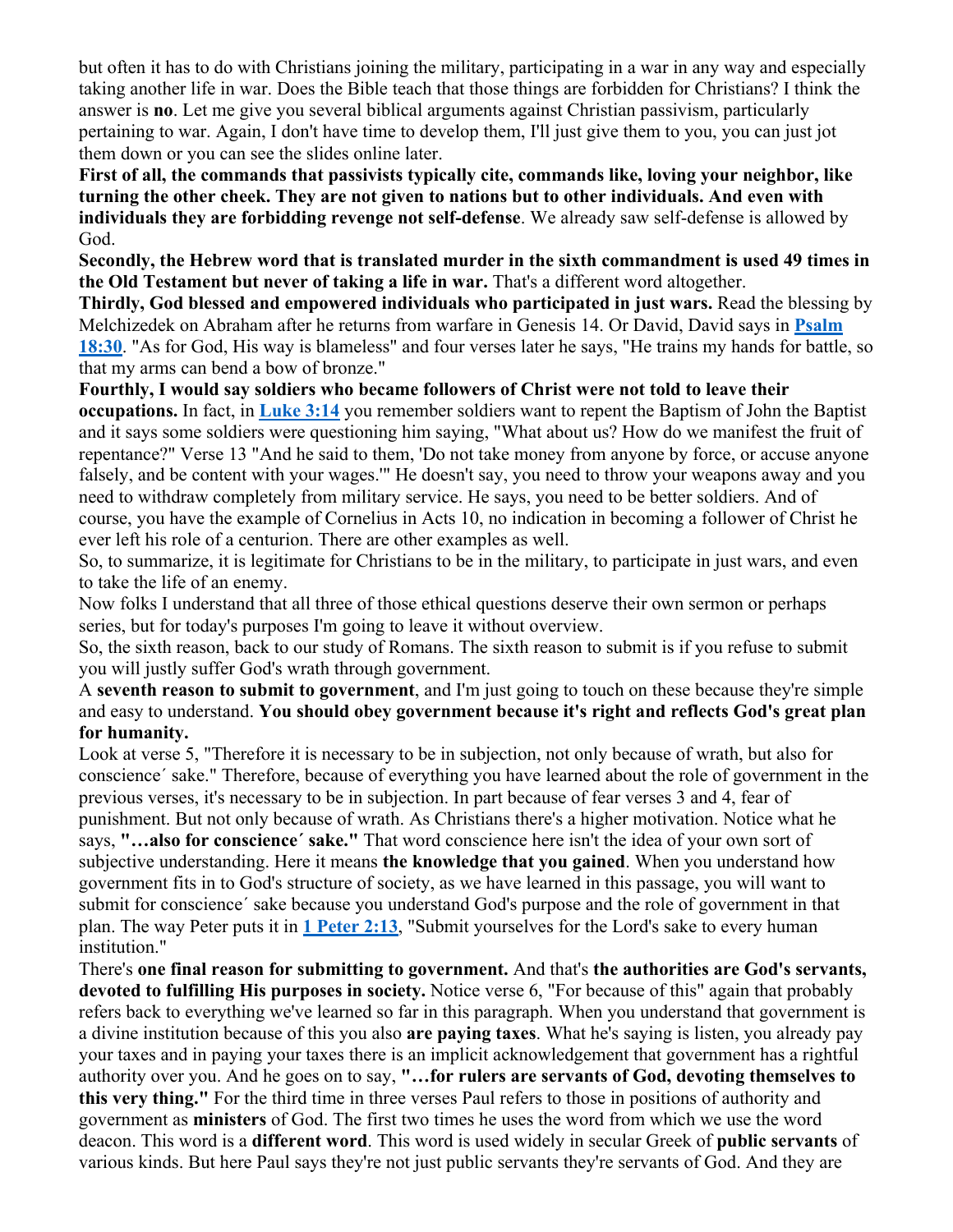but often it has to do with Christians joining the military, participating in a war in any way and especially taking another life in war. Does the Bible teach that those things are forbidden for Christians? I think the answer is **no**. Let me give you several biblical arguments against Christian passivism, particularly pertaining to war. Again, I don't have time to develop them, I'll just give them to you, you can just jot them down or you can see the slides online later.

**First of all, the commands that passivists typically cite, commands like, loving your neighbor, like turning the other cheek. They are not given to nations but to other individuals. And even with individuals they are forbidding revenge not self-defense**. We already saw self-defense is allowed by God.

**Secondly, the Hebrew word that is translated murder in the sixth commandment is used 49 times in the Old Testament but never of taking a life in war.** That's a different word altogether.

**Thirdly, God blessed and empowered individuals who participated in just wars.** Read the blessing by Melchizedek on Abraham after he returns from warfare in Genesis 14. Or David, David says in **Psalm 18:30**. "As for God, His way is blameless" and four verses later he says, "He trains my hands for battle, so that my arms can bend a bow of bronze."

**Fourthly, I would say soldiers who became followers of Christ were not told to leave their occupations.** In fact, in **Luke 3:14** you remember soldiers want to repent the Baptism of John the Baptist and it says some soldiers were questioning him saying, "What about us? How do we manifest the fruit of repentance?" Verse 13 "And he said to them, 'Do not take money from anyone by force, or accuse anyone falsely, and be content with your wages.'" He doesn't say, you need to throw your weapons away and you need to withdraw completely from military service. He says, you need to be better soldiers. And of course, you have the example of Cornelius in Acts 10, no indication in becoming a follower of Christ he ever left his role of a centurion. There are other examples as well.

So, to summarize, it is legitimate for Christians to be in the military, to participate in just wars, and even to take the life of an enemy.

Now folks I understand that all three of those ethical questions deserve their own sermon or perhaps series, but for today's purposes I'm going to leave it without overview.

So, the sixth reason, back to our study of Romans. The sixth reason to submit is if you refuse to submit you will justly suffer God's wrath through government.

A **seventh reason to submit to government**, and I'm just going to touch on these because they're simple and easy to understand. **You should obey government because it's right and reflects God's great plan for humanity.**

Look at verse 5, "Therefore it is necessary to be in subjection, not only because of wrath, but also for conscience´ sake." Therefore, because of everything you have learned about the role of government in the previous verses, it's necessary to be in subjection. In part because of fear verses 3 and 4, fear of punishment. But not only because of wrath. As Christians there's a higher motivation. Notice what he says, **"…also for conscience´ sake."** That word conscience here isn't the idea of your own sort of subjective understanding. Here it means **the knowledge that you gained**. When you understand how government fits in to God's structure of society, as we have learned in this passage, you will want to submit for conscience´ sake because you understand God's purpose and the role of government in that plan. The way Peter puts it in **1 Peter 2:13**, "Submit yourselves for the Lord's sake to every human institution."

There's **one final reason for submitting to government.** And that's **the authorities are God's servants, devoted to fulfilling His purposes in society.** Notice verse 6, "For because of this" again that probably refers back to everything we've learned so far in this paragraph. When you understand that government is a divine institution because of this you also **are paying taxes**. What he's saying is listen, you already pay your taxes and in paying your taxes there is an implicit acknowledgement that government has a rightful authority over you. And he goes on to say, **"…for rulers are servants of God, devoting themselves to this very thing."** For the third time in three verses Paul refers to those in positions of authority and government as **ministers** of God. The first two times he uses the word from which we use the word deacon. This word is a **different word**. This word is used widely in secular Greek of **public servants** of various kinds. But here Paul says they're not just public servants they're servants of God. And they are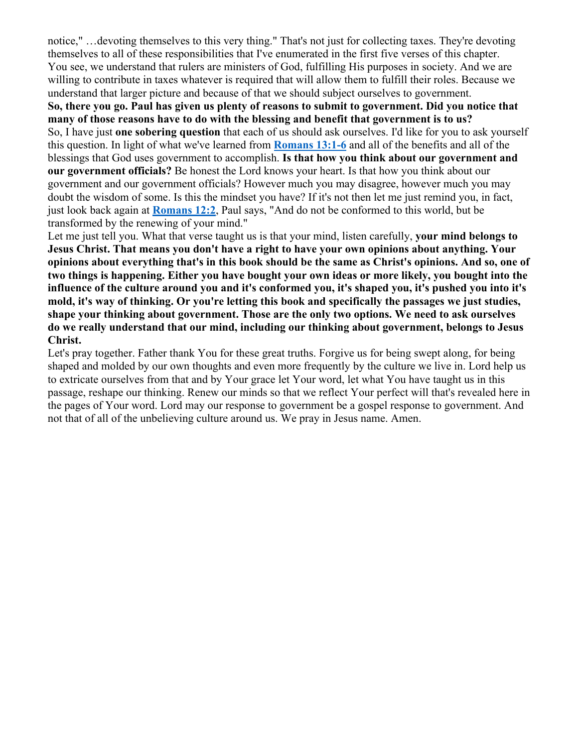notice," …devoting themselves to this very thing." That's not just for collecting taxes. They're devoting themselves to all of these responsibilities that I've enumerated in the first five verses of this chapter. You see, we understand that rulers are ministers of God, fulfilling His purposes in society. And we are willing to contribute in taxes whatever is required that will allow them to fulfill their roles. Because we understand that larger picture and because of that we should subject ourselves to government.

**So, there you go. Paul has given us plenty of reasons to submit to government. Did you notice that many of those reasons have to do with the blessing and benefit that government is to us?**

So, I have just **one sobering question** that each of us should ask ourselves. I'd like for you to ask yourself this question. In light of what we've learned from **Romans 13:1-6** and all of the benefits and all of the blessings that God uses government to accomplish. **Is that how you think about our government and our government officials?** Be honest the Lord knows your heart. Is that how you think about our government and our government officials? However much you may disagree, however much you may doubt the wisdom of some. Is this the mindset you have? If it's not then let me just remind you, in fact, just look back again at **Romans 12:2**, Paul says, "And do not be conformed to this world, but be transformed by the renewing of your mind."

Let me just tell you. What that verse taught us is that your mind, listen carefully, **your mind belongs to Jesus Christ. That means you don't have a right to have your own opinions about anything. Your opinions about everything that's in this book should be the same as Christ's opinions. And so, one of two things is happening. Either you have bought your own ideas or more likely, you bought into the influence of the culture around you and it's conformed you, it's shaped you, it's pushed you into it's mold, it's way of thinking. Or you're letting this book and specifically the passages we just studies, shape your thinking about government. Those are the only two options. We need to ask ourselves do we really understand that our mind, including our thinking about government, belongs to Jesus Christ.**

Let's pray together. Father thank You for these great truths. Forgive us for being swept along, for being shaped and molded by our own thoughts and even more frequently by the culture we live in. Lord help us to extricate ourselves from that and by Your grace let Your word, let what You have taught us in this passage, reshape our thinking. Renew our minds so that we reflect Your perfect will that's revealed here in the pages of Your word. Lord may our response to government be a gospel response to government. And not that of all of the unbelieving culture around us. We pray in Jesus name. Amen.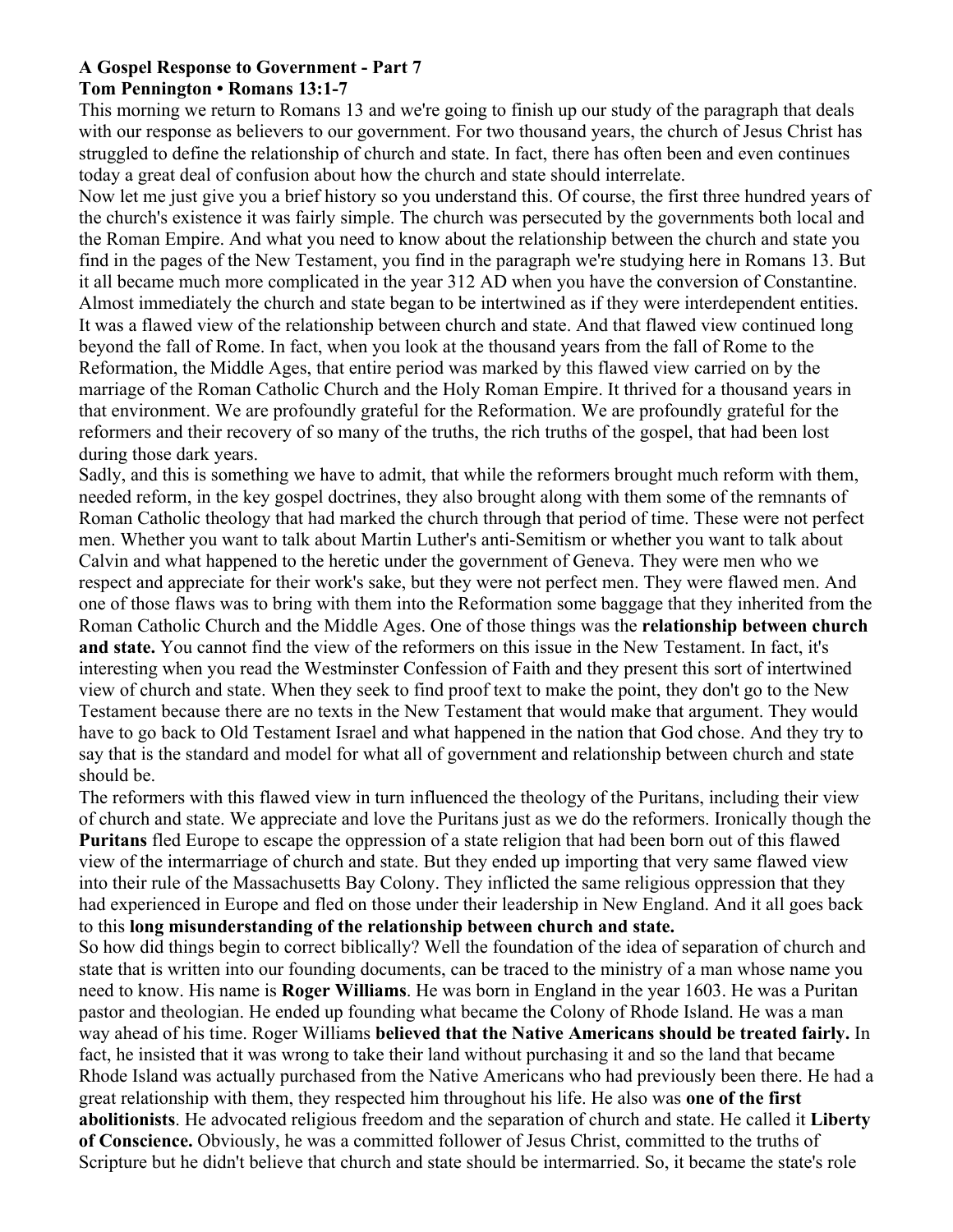**A Gospel Response to Government - Part 7**
**Tom Pennington • Romans 13:1-7**

This morning we return to Romans 13 and we're going to finish up our study of the paragraph that deals with our response as believers to our government. For two thousand years, the church of Jesus Christ has struggled to define the relationship of church and state. In fact, there has often been and even continues today a great deal of confusion about how the church and state should interrelate.

Now let me just give you a brief history so you understand this. Of course, the first three hundred years of the church's existence it was fairly simple. The church was persecuted by the governments both local and the Roman Empire. And what you need to know about the relationship between the church and state you find in the pages of the New Testament, you find in the paragraph we're studying here in Romans 13. But it all became much more complicated in the year 312 AD when you have the conversion of Constantine. Almost immediately the church and state began to be intertwined as if they were interdependent entities. It was a flawed view of the relationship between church and state. And that flawed view continued long beyond the fall of Rome. In fact, when you look at the thousand years from the fall of Rome to the Reformation, the Middle Ages, that entire period was marked by this flawed view carried on by the marriage of the Roman Catholic Church and the Holy Roman Empire. It thrived for a thousand years in that environment. We are profoundly grateful for the Reformation. We are profoundly grateful for the reformers and their recovery of so many of the truths, the rich truths of the gospel, that had been lost during those dark years.

Sadly, and this is something we have to admit, that while the reformers brought much reform with them, needed reform, in the key gospel doctrines, they also brought along with them some of the remnants of Roman Catholic theology that had marked the church through that period of time. These were not perfect men. Whether you want to talk about Martin Luther's anti-Semitism or whether you want to talk about Calvin and what happened to the heretic under the government of Geneva. They were men who we respect and appreciate for their work's sake, but they were not perfect men. They were flawed men. And one of those flaws was to bring with them into the Reformation some baggage that they inherited from the Roman Catholic Church and the Middle Ages. One of those things was the **relationship between church and state.** You cannot find the view of the reformers on this issue in the New Testament. In fact, it's interesting when you read the Westminster Confession of Faith and they present this sort of intertwined view of church and state. When they seek to find proof text to make the point, they don't go to the New Testament because there are no texts in the New Testament that would make that argument. They would have to go back to Old Testament Israel and what happened in the nation that God chose. And they try to say that is the standard and model for what all of government and relationship between church and state should be.

The reformers with this flawed view in turn influenced the theology of the Puritans, including their view of church and state. We appreciate and love the Puritans just as we do the reformers. Ironically though the **Puritans** fled Europe to escape the oppression of a state religion that had been born out of this flawed view of the intermarriage of church and state. But they ended up importing that very same flawed view into their rule of the Massachusetts Bay Colony. They inflicted the same religious oppression that they had experienced in Europe and fled on those under their leadership in New England. And it all goes back to this **long misunderstanding of the relationship between church and state.**

So how did things begin to correct biblically? Well the foundation of the idea of separation of church and state that is written into our founding documents, can be traced to the ministry of a man whose name you need to know. His name is **Roger Williams**. He was born in England in the year 1603. He was a Puritan pastor and theologian. He ended up founding what became the Colony of Rhode Island. He was a man way ahead of his time. Roger Williams **believed that the Native Americans should be treated fairly.** In fact, he insisted that it was wrong to take their land without purchasing it and so the land that became Rhode Island was actually purchased from the Native Americans who had previously been there. He had a great relationship with them, they respected him throughout his life. He also was **one of the first abolitionists**. He advocated religious freedom and the separation of church and state. He called it **Liberty of Conscience.** Obviously, he was a committed follower of Jesus Christ, committed to the truths of Scripture but he didn't believe that church and state should be intermarried. So, it became the state's role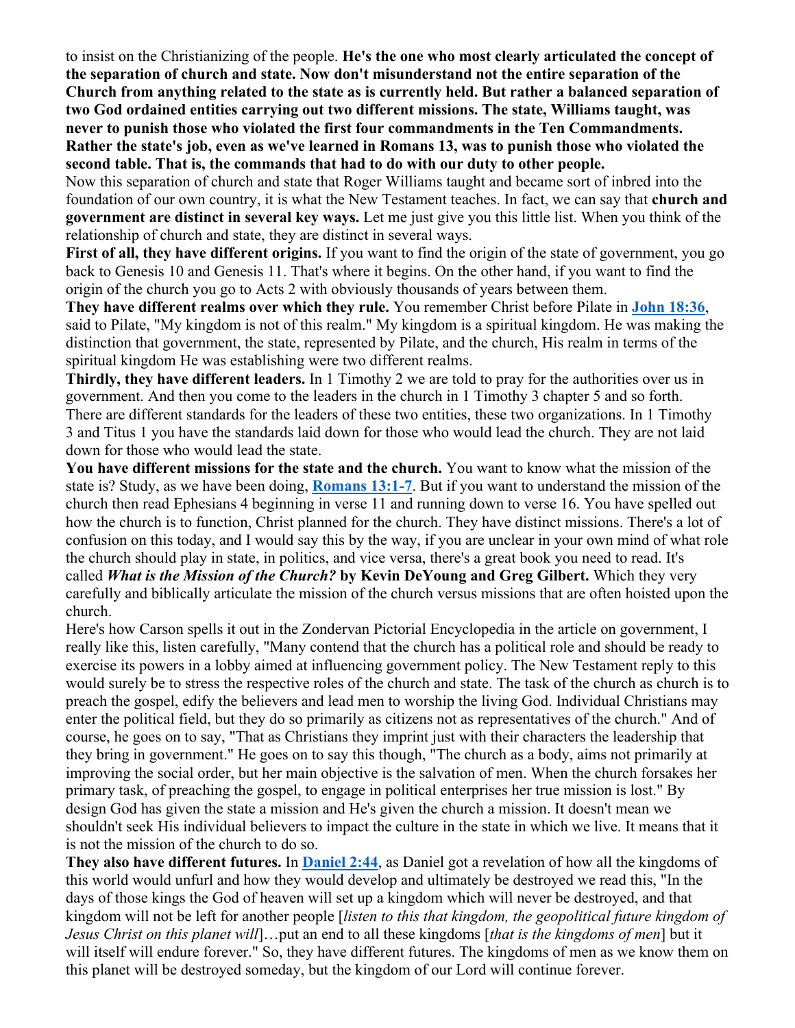to insist on the Christianizing of the people. **He's the one who most clearly articulated the concept of the separation of church and state. Now don't misunderstand not the entire separation of the Church from anything related to the state as is currently held. But rather a balanced separation of two God ordained entities carrying out two different missions. The state, Williams taught, was never to punish those who violated the first four commandments in the Ten Commandments. Rather the state's job, even as we've learned in Romans 13, was to punish those who violated the second table. That is, the commands that had to do with our duty to other people.**

Now this separation of church and state that Roger Williams taught and became sort of inbred into the foundation of our own country, it is what the New Testament teaches. In fact, we can say that **church and government are distinct in several key ways.** Let me just give you this little list. When you think of the relationship of church and state, they are distinct in several ways.

**First of all, they have different origins.** If you want to find the origin of the state of government, you go back to Genesis 10 and Genesis 11. That's where it begins. On the other hand, if you want to find the origin of the church you go to Acts 2 with obviously thousands of years between them.

**They have different realms over which they rule.** You remember Christ before Pilate in **John 18:36**, said to Pilate, "My kingdom is not of this realm." My kingdom is a spiritual kingdom. He was making the distinction that government, the state, represented by Pilate, and the church, His realm in terms of the spiritual kingdom He was establishing were two different realms.

**Thirdly, they have different leaders.** In 1 Timothy 2 we are told to pray for the authorities over us in government. And then you come to the leaders in the church in 1 Timothy 3 chapter 5 and so forth. There are different standards for the leaders of these two entities, these two organizations. In 1 Timothy 3 and Titus 1 you have the standards laid down for those who would lead the church. They are not laid down for those who would lead the state.

**You have different missions for the state and the church.** You want to know what the mission of the state is? Study, as we have been doing, **Romans 13:1-7**. But if you want to understand the mission of the church then read Ephesians 4 beginning in verse 11 and running down to verse 16. You have spelled out how the church is to function, Christ planned for the church. They have distinct missions. There's a lot of confusion on this today, and I would say this by the way, if you are unclear in your own mind of what role the church should play in state, in politics, and vice versa, there's a great book you need to read. It's called ***What is the Mission of the Church?*** **by Kevin DeYoung and Greg Gilbert.** Which they very carefully and biblically articulate the mission of the church versus missions that are often hoisted upon the church.

Here's how Carson spells it out in the Zondervan Pictorial Encyclopedia in the article on government, I really like this, listen carefully, "Many contend that the church has a political role and should be ready to exercise its powers in a lobby aimed at influencing government policy. The New Testament reply to this would surely be to stress the respective roles of the church and state. The task of the church as church is to preach the gospel, edify the believers and lead men to worship the living God. Individual Christians may enter the political field, but they do so primarily as citizens not as representatives of the church." And of course, he goes on to say, "That as Christians they imprint just with their characters the leadership that they bring in government." He goes on to say this though, "The church as a body, aims not primarily at improving the social order, but her main objective is the salvation of men. When the church forsakes her primary task, of preaching the gospel, to engage in political enterprises her true mission is lost." By design God has given the state a mission and He's given the church a mission. It doesn't mean we shouldn't seek His individual believers to impact the culture in the state in which we live. It means that it is not the mission of the church to do so.

**They also have different futures.** In **Daniel 2:44**, as Daniel got a revelation of how all the kingdoms of this world would unfurl and how they would develop and ultimately be destroyed we read this, "In the days of those kings the God of heaven will set up a kingdom which will never be destroyed, and that kingdom will not be left for another people [*listen to this that kingdom, the geopolitical future kingdom of Jesus Christ on this planet will*]…put an end to all these kingdoms [*that is the kingdoms of men*] but it will itself will endure forever." So, they have different futures. The kingdoms of men as we know them on this planet will be destroyed someday, but the kingdom of our Lord will continue forever.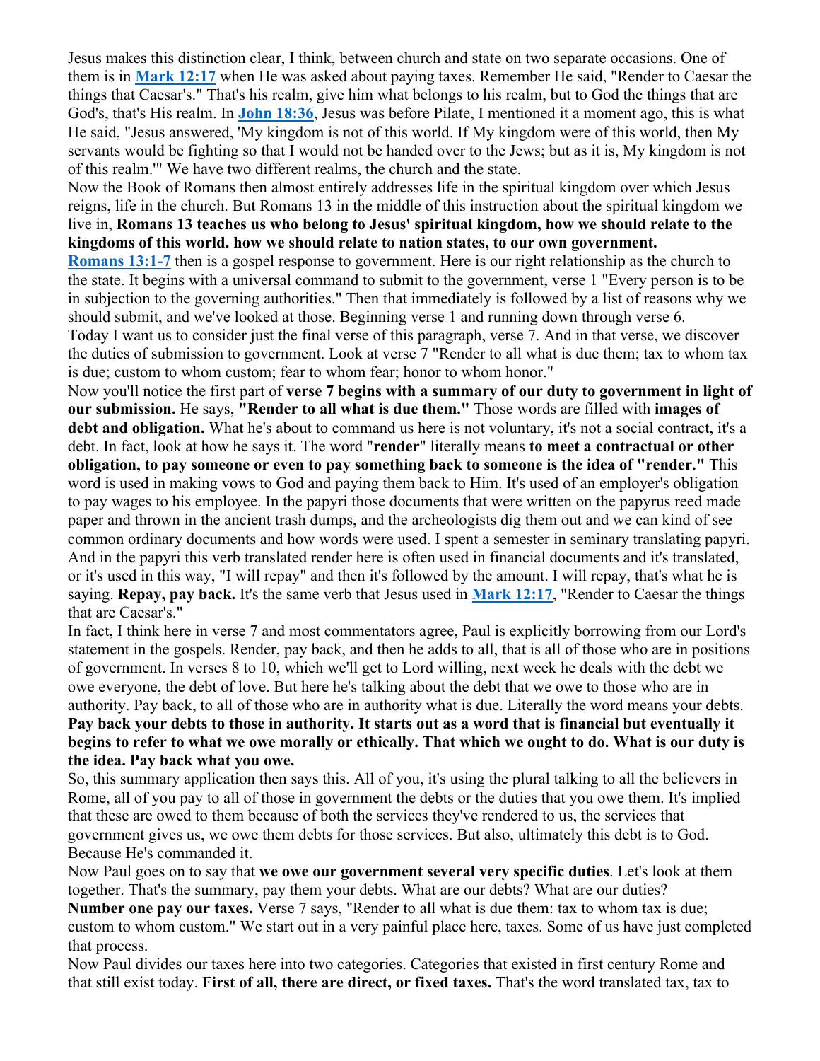Jesus makes this distinction clear, I think, between church and state on two separate occasions. One of them is in **Mark 12:17** when He was asked about paying taxes. Remember He said, "Render to Caesar the things that Caesar's." That's his realm, give him what belongs to his realm, but to God the things that are God's, that's His realm. In **John 18:36**, Jesus was before Pilate, I mentioned it a moment ago, this is what He said, "Jesus answered, 'My kingdom is not of this world. If My kingdom were of this world, then My servants would be fighting so that I would not be handed over to the Jews; but as it is, My kingdom is not of this realm.'" We have two different realms, the church and the state.

Now the Book of Romans then almost entirely addresses life in the spiritual kingdom over which Jesus reigns, life in the church. But Romans 13 in the middle of this instruction about the spiritual kingdom we live in, **Romans 13 teaches us who belong to Jesus' spiritual kingdom, how we should relate to the kingdoms of this world. how we should relate to nation states, to our own government.**

**Romans 13:1-7** then is a gospel response to government. Here is our right relationship as the church to the state. It begins with a universal command to submit to the government, verse 1 "Every person is to be in subjection to the governing authorities." Then that immediately is followed by a list of reasons why we should submit, and we've looked at those. Beginning verse 1 and running down through verse 6.

Today I want us to consider just the final verse of this paragraph, verse 7. And in that verse, we discover the duties of submission to government. Look at verse 7 "Render to all what is due them; tax to whom tax is due; custom to whom custom; fear to whom fear; honor to whom honor."

Now you'll notice the first part of **verse 7 begins with a summary of our duty to government in light of our submission.** He says, **"Render to all what is due them."** Those words are filled with **images of debt and obligation.** What he's about to command us here is not voluntary, it's not a social contract, it's a debt. In fact, look at how he says it. The word "**render**" literally means **to meet a contractual or other obligation, to pay someone or even to pay something back to someone is the idea of "render."** This word is used in making vows to God and paying them back to Him. It's used of an employer's obligation to pay wages to his employee. In the papyri those documents that were written on the papyrus reed made paper and thrown in the ancient trash dumps, and the archeologists dig them out and we can kind of see common ordinary documents and how words were used. I spent a semester in seminary translating papyri. And in the papyri this verb translated render here is often used in financial documents and it's translated, or it's used in this way, "I will repay" and then it's followed by the amount. I will repay, that's what he is saying. **Repay, pay back.** It's the same verb that Jesus used in **Mark 12:17**, "Render to Caesar the things that are Caesar's."

In fact, I think here in verse 7 and most commentators agree, Paul is explicitly borrowing from our Lord's statement in the gospels. Render, pay back, and then he adds to all, that is all of those who are in positions of government. In verses 8 to 10, which we'll get to Lord willing, next week he deals with the debt we owe everyone, the debt of love. But here he's talking about the debt that we owe to those who are in authority. Pay back, to all of those who are in authority what is due. Literally the word means your debts. **Pay back your debts to those in authority. It starts out as a word that is financial but eventually it begins to refer to what we owe morally or ethically. That which we ought to do. What is our duty is the idea. Pay back what you owe.**

So, this summary application then says this. All of you, it's using the plural talking to all the believers in Rome, all of you pay to all of those in government the debts or the duties that you owe them. It's implied that these are owed to them because of both the services they've rendered to us, the services that government gives us, we owe them debts for those services. But also, ultimately this debt is to God. Because He's commanded it.

Now Paul goes on to say that **we owe our government several very specific duties**. Let's look at them together. That's the summary, pay them your debts. What are our debts? What are our duties?

**Number one pay our taxes.** Verse 7 says, "Render to all what is due them: tax to whom tax is due; custom to whom custom." We start out in a very painful place here, taxes. Some of us have just completed that process.

Now Paul divides our taxes here into two categories. Categories that existed in first century Rome and that still exist today. **First of all, there are direct, or fixed taxes.** That's the word translated tax, tax to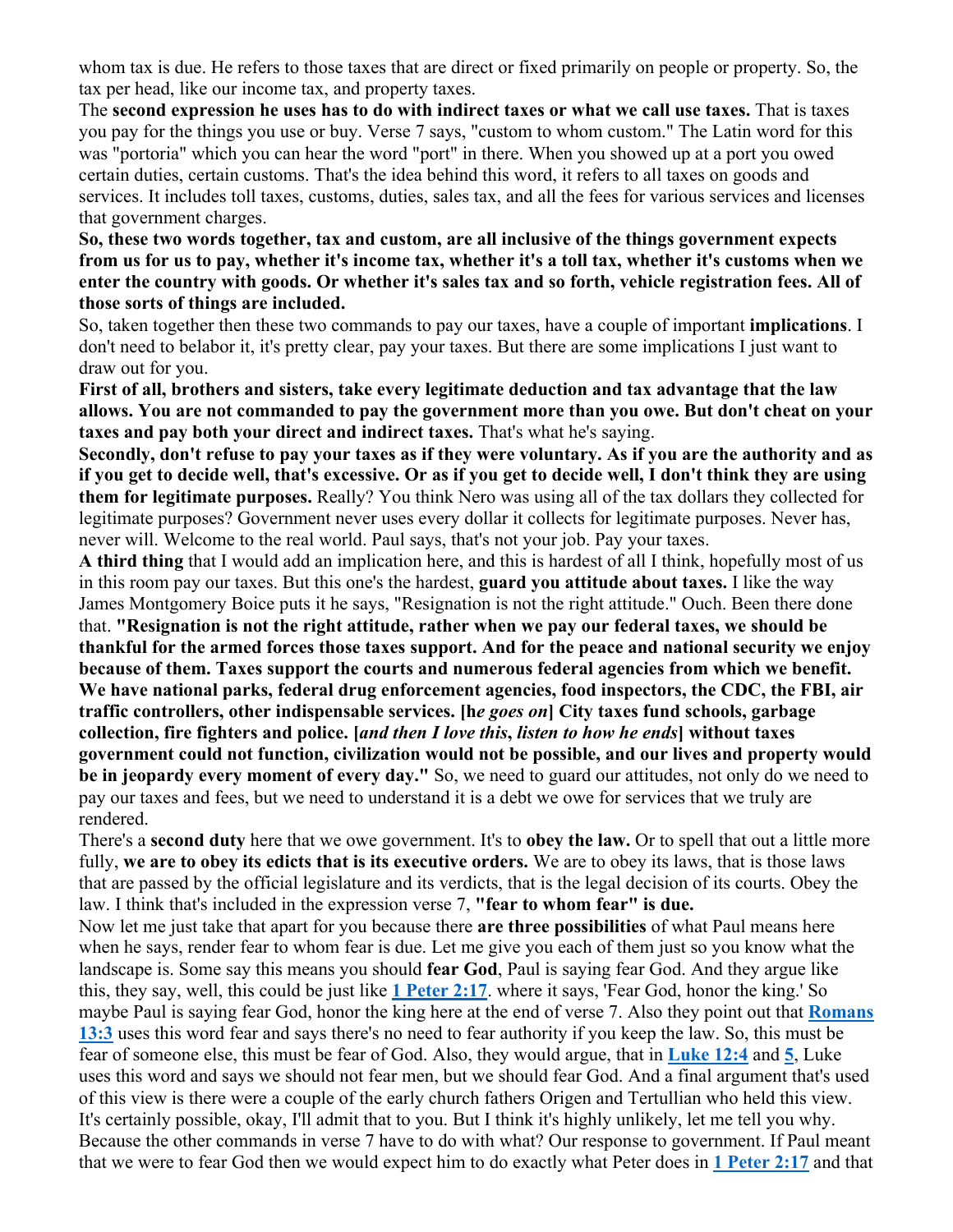whom tax is due. He refers to those taxes that are direct or fixed primarily on people or property. So, the tax per head, like our income tax, and property taxes.

The **second expression he uses has to do with indirect taxes or what we call use taxes.** That is taxes you pay for the things you use or buy. Verse 7 says, "custom to whom custom." The Latin word for this was "portoria" which you can hear the word "port" in there. When you showed up at a port you owed certain duties, certain customs. That's the idea behind this word, it refers to all taxes on goods and services. It includes toll taxes, customs, duties, sales tax, and all the fees for various services and licenses that government charges.

**So, these two words together, tax and custom, are all inclusive of the things government expects from us for us to pay, whether it's income tax, whether it's a toll tax, whether it's customs when we enter the country with goods. Or whether it's sales tax and so forth, vehicle registration fees. All of those sorts of things are included.**

So, taken together then these two commands to pay our taxes, have a couple of important **implications**. I don't need to belabor it, it's pretty clear, pay your taxes. But there are some implications I just want to draw out for you.

**First of all, brothers and sisters, take every legitimate deduction and tax advantage that the law allows. You are not commanded to pay the government more than you owe. But don't cheat on your taxes and pay both your direct and indirect taxes.** That's what he's saying.

**Secondly, don't refuse to pay your taxes as if they were voluntary. As if you are the authority and as if you get to decide well, that's excessive. Or as if you get to decide well, I don't think they are using them for legitimate purposes.** Really? You think Nero was using all of the tax dollars they collected for legitimate purposes? Government never uses every dollar it collects for legitimate purposes. Never has, never will. Welcome to the real world. Paul says, that's not your job. Pay your taxes.

**A third thing** that I would add an implication here, and this is hardest of all I think, hopefully most of us in this room pay our taxes. But this one's the hardest, **guard you attitude about taxes.** I like the way James Montgomery Boice puts it he says, "Resignation is not the right attitude." Ouch. Been there done that. **"Resignation is not the right attitude, rather when we pay our federal taxes, we should be thankful for the armed forces those taxes support. And for the peace and national security we enjoy because of them. Taxes support the courts and numerous federal agencies from which we benefit. We have national parks, federal drug enforcement agencies, food inspectors, the CDC, the FBI, air traffic controllers, other indispensable services. [h*e goes on*] City taxes fund schools, garbage collection, fire fighters and police. [*and then I love this*, *listen to how he ends*] without taxes government could not function, civilization would not be possible, and our lives and property would be in jeopardy every moment of every day."** So, we need to guard our attitudes, not only do we need to pay our taxes and fees, but we need to understand it is a debt we owe for services that we truly are rendered.

There's a **second duty** here that we owe government. It's to **obey the law.** Or to spell that out a little more fully, **we are to obey its edicts that is its executive orders.** We are to obey its laws, that is those laws that are passed by the official legislature and its verdicts, that is the legal decision of its courts. Obey the law. I think that's included in the expression verse 7, **"fear to whom fear" is due.**

Now let me just take that apart for you because there **are three possibilities** of what Paul means here when he says, render fear to whom fear is due. Let me give you each of them just so you know what the landscape is. Some say this means you should **fear God**, Paul is saying fear God. And they argue like this, they say, well, this could be just like **1 Peter 2:17**. where it says, 'Fear God, honor the king.' So maybe Paul is saying fear God, honor the king here at the end of verse 7. Also they point out that **Romans 13:3** uses this word fear and says there's no need to fear authority if you keep the law. So, this must be fear of someone else, this must be fear of God. Also, they would argue, that in **Luke 12:4** and **5**, Luke uses this word and says we should not fear men, but we should fear God. And a final argument that's used of this view is there were a couple of the early church fathers Origen and Tertullian who held this view. It's certainly possible, okay, I'll admit that to you. But I think it's highly unlikely, let me tell you why. Because the other commands in verse 7 have to do with what? Our response to government. If Paul meant that we were to fear God then we would expect him to do exactly what Peter does in **1 Peter 2:17** and that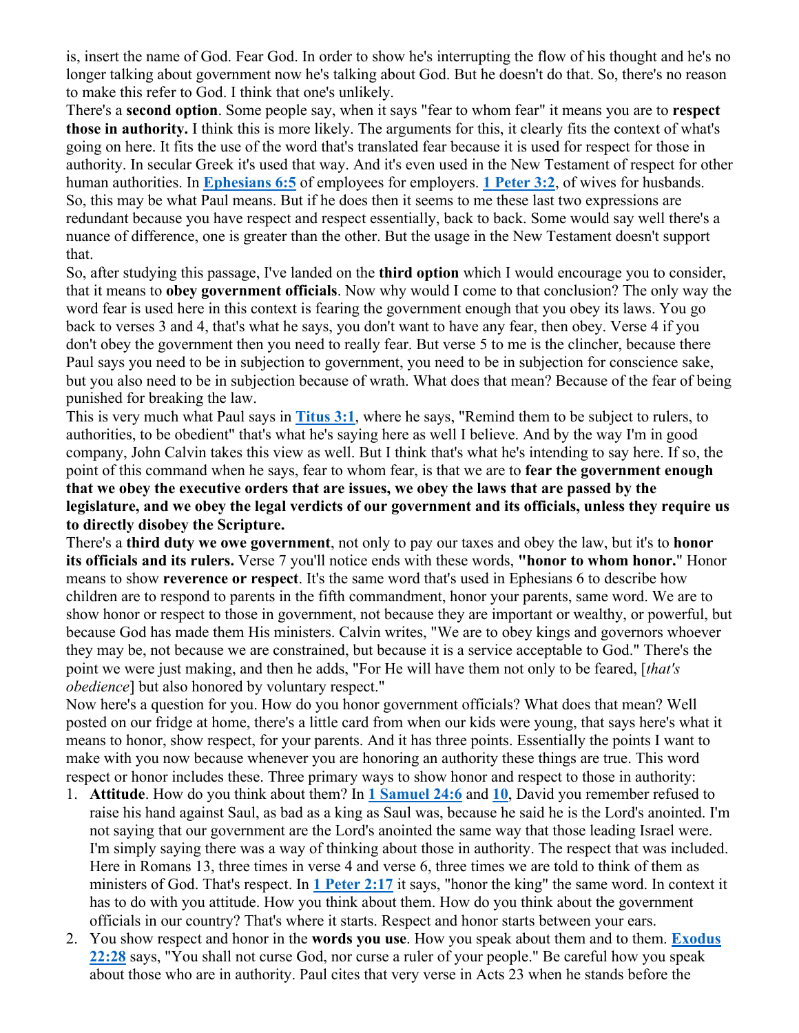is, insert the name of God. Fear God. In order to show he's interrupting the flow of his thought and he's no longer talking about government now he's talking about God. But he doesn't do that. So, there's no reason to make this refer to God. I think that one's unlikely.

There's a **second option**. Some people say, when it says "fear to whom fear" it means you are to **respect those in authority.** I think this is more likely. The arguments for this, it clearly fits the context of what's going on here. It fits the use of the word that's translated fear because it is used for respect for those in authority. In secular Greek it's used that way. And it's even used in the New Testament of respect for other human authorities. In **Ephesians 6:5** of employees for employers. **1 Peter 3:2**, of wives for husbands. So, this may be what Paul means. But if he does then it seems to me these last two expressions are redundant because you have respect and respect essentially, back to back. Some would say well there's a nuance of difference, one is greater than the other. But the usage in the New Testament doesn't support that.

So, after studying this passage, I've landed on the **third option** which I would encourage you to consider, that it means to **obey government officials**. Now why would I come to that conclusion? The only way the word fear is used here in this context is fearing the government enough that you obey its laws. You go back to verses 3 and 4, that's what he says, you don't want to have any fear, then obey. Verse 4 if you don't obey the government then you need to really fear. But verse 5 to me is the clincher, because there Paul says you need to be in subjection to government, you need to be in subjection for conscience sake, but you also need to be in subjection because of wrath. What does that mean? Because of the fear of being punished for breaking the law.

This is very much what Paul says in **Titus 3:1**, where he says, "Remind them to be subject to rulers, to authorities, to be obedient" that's what he's saying here as well I believe. And by the way I'm in good company, John Calvin takes this view as well. But I think that's what he's intending to say here. If so, the point of this command when he says, fear to whom fear, is that we are to **fear the government enough that we obey the executive orders that are issues, we obey the laws that are passed by the legislature, and we obey the legal verdicts of our government and its officials, unless they require us to directly disobey the Scripture.**

There's a **third duty we owe government**, not only to pay our taxes and obey the law, but it's to **honor its officials and its rulers.** Verse 7 you'll notice ends with these words, **"honor to whom honor.**" Honor means to show **reverence or respect**. It's the same word that's used in Ephesians 6 to describe how children are to respond to parents in the fifth commandment, honor your parents, same word. We are to show honor or respect to those in government, not because they are important or wealthy, or powerful, but because God has made them His ministers. Calvin writes, "We are to obey kings and governors whoever they may be, not because we are constrained, but because it is a service acceptable to God." There's the point we were just making, and then he adds, "For He will have them not only to be feared, [*that's obedience*] but also honored by voluntary respect."

Now here's a question for you. How do you honor government officials? What does that mean? Well posted on our fridge at home, there's a little card from when our kids were young, that says here's what it means to honor, show respect, for your parents. And it has three points. Essentially the points I want to make with you now because whenever you are honoring an authority these things are true. This word respect or honor includes these. Three primary ways to show honor and respect to those in authority:

1. **Attitude**. How do you think about them? In **1 Samuel 24:6** and **10**, David you remember refused to raise his hand against Saul, as bad as a king as Saul was, because he said he is the Lord's anointed. I'm not saying that our government are the Lord's anointed the same way that those leading Israel were. I'm simply saying there was a way of thinking about those in authority. The respect that was included. Here in Romans 13, three times in verse 4 and verse 6, three times we are told to think of them as ministers of God. That's respect. In **1 Peter 2:17** it says, "honor the king" the same word. In context it has to do with you attitude. How you think about them. How do you think about the government officials in our country? That's where it starts. Respect and honor starts between your ears.
2. You show respect and honor in the **words you use**. How you speak about them and to them. **Exodus 22:28** says, "You shall not curse God, nor curse a ruler of your people." Be careful how you speak about those who are in authority. Paul cites that very verse in Acts 23 when he stands before the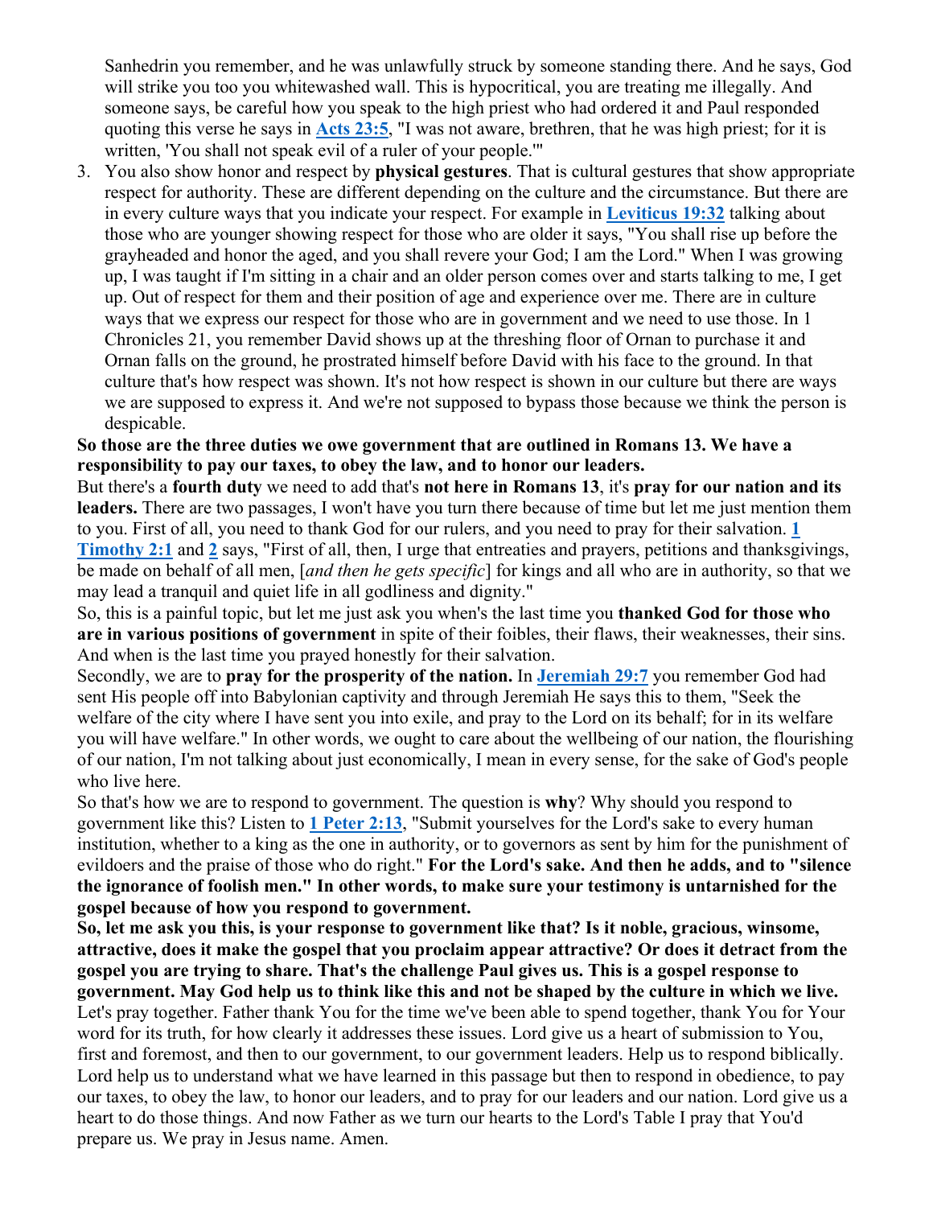Sanhedrin you remember, and he was unlawfully struck by someone standing there. And he says, God will strike you too you whitewashed wall. This is hypocritical, you are treating me illegally. And someone says, be careful how you speak to the high priest who had ordered it and Paul responded quoting this verse he says in **Acts 23:5**, "I was not aware, brethren, that he was high priest; for it is written, 'You shall not speak evil of a ruler of your people.'"

3. You also show honor and respect by **physical gestures**. That is cultural gestures that show appropriate respect for authority. These are different depending on the culture and the circumstance. But there are in every culture ways that you indicate your respect. For example in **Leviticus 19:32** talking about those who are younger showing respect for those who are older it says, "You shall rise up before the grayheaded and honor the aged, and you shall revere your God; I am the Lord." When I was growing up, I was taught if I'm sitting in a chair and an older person comes over and starts talking to me, I get up. Out of respect for them and their position of age and experience over me. There are in culture ways that we express our respect for those who are in government and we need to use those. In 1 Chronicles 21, you remember David shows up at the threshing floor of Ornan to purchase it and Ornan falls on the ground, he prostrated himself before David with his face to the ground. In that culture that's how respect was shown. It's not how respect is shown in our culture but there are ways we are supposed to express it. And we're not supposed to bypass those because we think the person is despicable.

**So those are the three duties we owe government that are outlined in Romans 13. We have a responsibility to pay our taxes, to obey the law, and to honor our leaders.**

But there's a **fourth duty** we need to add that's **not here in Romans 13**, it's **pray for our nation and its leaders.** There are two passages, I won't have you turn there because of time but let me just mention them to you. First of all, you need to thank God for our rulers, and you need to pray for their salvation. **1 Timothy 2:1** and **2** says, "First of all, then, I urge that entreaties and prayers, petitions and thanksgivings, be made on behalf of all men, [*and then he gets specific*] for kings and all who are in authority, so that we may lead a tranquil and quiet life in all godliness and dignity."

So, this is a painful topic, but let me just ask you when's the last time you **thanked God for those who are in various positions of government** in spite of their foibles, their flaws, their weaknesses, their sins. And when is the last time you prayed honestly for their salvation.

Secondly, we are to **pray for the prosperity of the nation.** In **Jeremiah 29:7** you remember God had sent His people off into Babylonian captivity and through Jeremiah He says this to them, "Seek the welfare of the city where I have sent you into exile, and pray to the Lord on its behalf; for in its welfare you will have welfare." In other words, we ought to care about the wellbeing of our nation, the flourishing of our nation, I'm not talking about just economically, I mean in every sense, for the sake of God's people who live here.

So that's how we are to respond to government. The question is **why**? Why should you respond to government like this? Listen to **1 Peter 2:13**, "Submit yourselves for the Lord's sake to every human institution, whether to a king as the one in authority, or to governors as sent by him for the punishment of evildoers and the praise of those who do right." **For the Lord's sake. And then he adds, and to "silence the ignorance of foolish men." In other words, to make sure your testimony is untarnished for the gospel because of how you respond to government.**

**So, let me ask you this, is your response to government like that? Is it noble, gracious, winsome, attractive, does it make the gospel that you proclaim appear attractive? Or does it detract from the gospel you are trying to share. That's the challenge Paul gives us. This is a gospel response to government. May God help us to think like this and not be shaped by the culture in which we live.**

Let's pray together. Father thank You for the time we've been able to spend together, thank You for Your word for its truth, for how clearly it addresses these issues. Lord give us a heart of submission to You, first and foremost, and then to our government, to our government leaders. Help us to respond biblically. Lord help us to understand what we have learned in this passage but then to respond in obedience, to pay our taxes, to obey the law, to honor our leaders, and to pray for our leaders and our nation. Lord give us a heart to do those things. And now Father as we turn our hearts to the Lord's Table I pray that You'd prepare us. We pray in Jesus name. Amen.